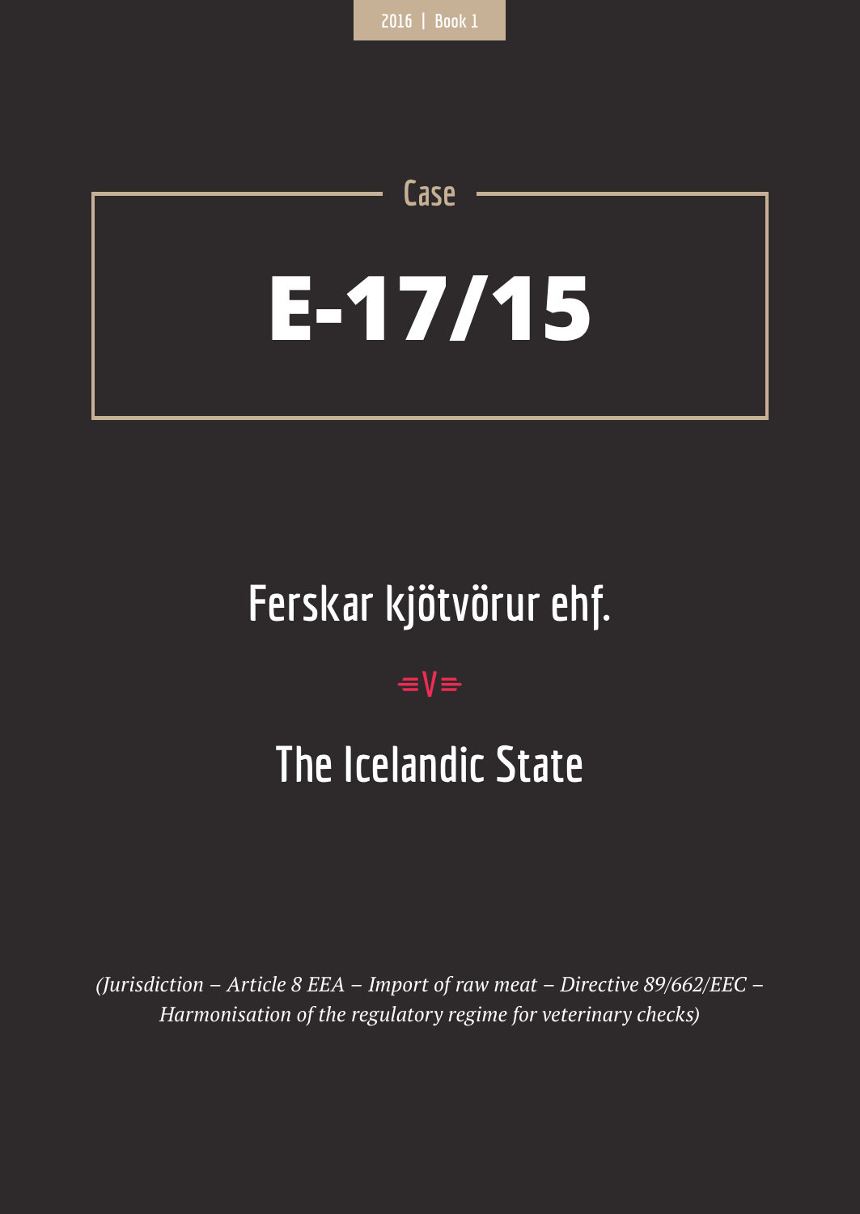2016 | Book 1

Case

# E-17/15

## Ferskar kjötvörur ehf.

v

## The Icelandic State

*(Jurisdiction – Article 8 EEA – Import of raw meat – Directive 89/662/EEC – Harmonisation of the regulatory regime for veterinary checks)*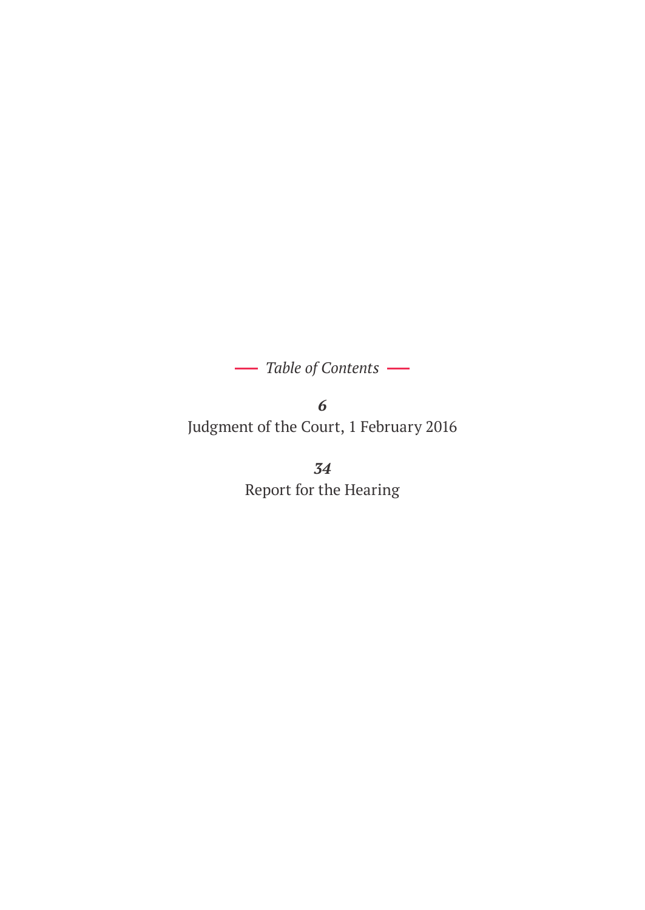*Table of Contents*

***6***
Judgment of the Court, 1 February 2016

***34***
Report for the Hearing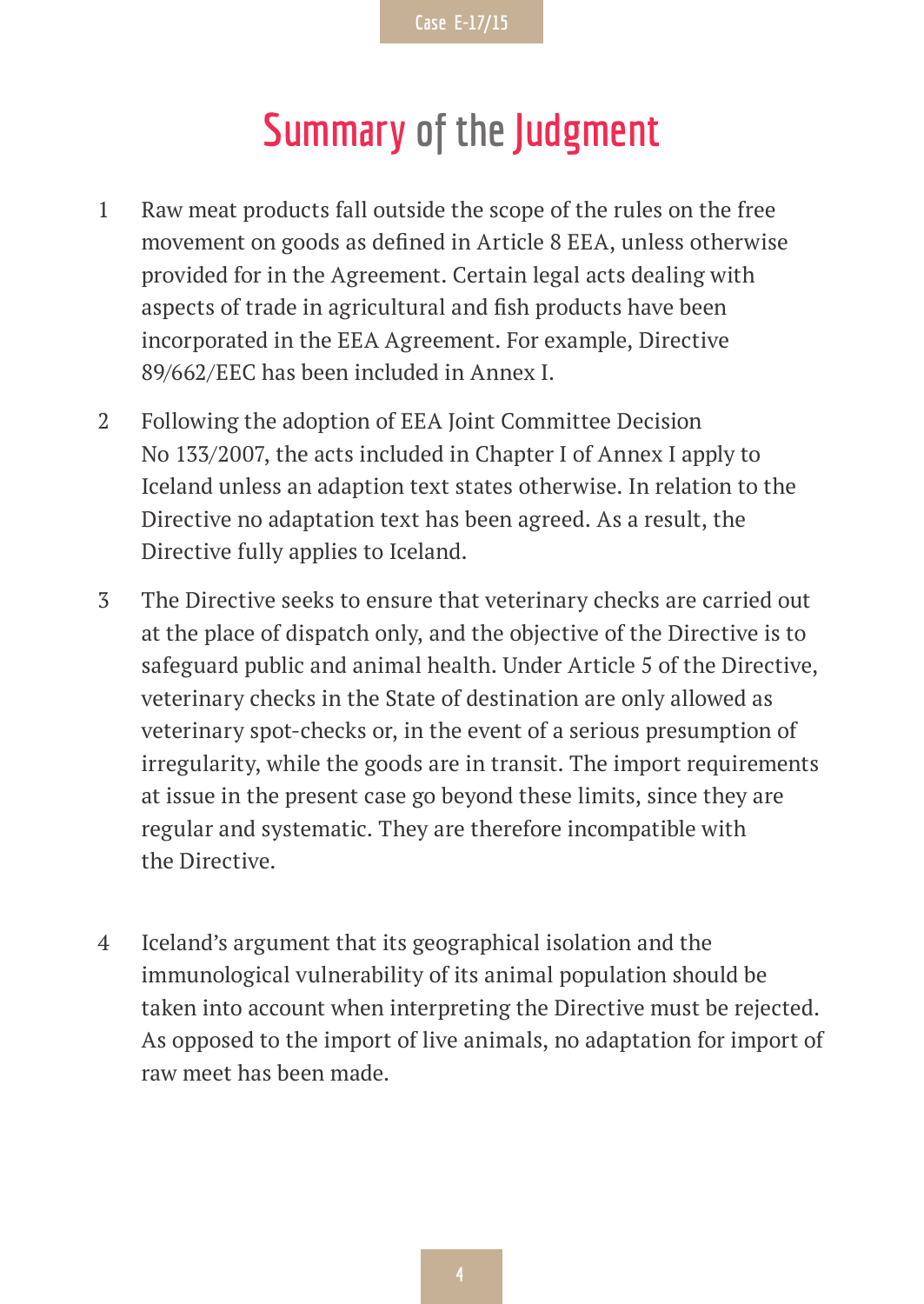# Summary of the Judgment

1. Raw meat products fall outside the scope of the rules on the free movement on goods as defined in Article 8 EEA, unless otherwise provided for in the Agreement. Certain legal acts dealing with aspects of trade in agricultural and fish products have been incorporated in the EEA Agreement. For example, Directive 89/662/EEC has been included in Annex I.

2. Following the adoption of EEA Joint Committee Decision No 133/2007, the acts included in Chapter I of Annex I apply to Iceland unless an adaption text states otherwise. In relation to the Directive no adaptation text has been agreed. As a result, the Directive fully applies to Iceland.

3. The Directive seeks to ensure that veterinary checks are carried out at the place of dispatch only, and the objective of the Directive is to safeguard public and animal health. Under Article 5 of the Directive, veterinary checks in the State of destination are only allowed as veterinary spot-checks or, in the event of a serious presumption of irregularity, while the goods are in transit. The import requirements at issue in the present case go beyond these limits, since they are regular and systematic. They are therefore incompatible with the Directive.

4. Iceland's argument that its geographical isolation and the immunological vulnerability of its animal population should be taken into account when interpreting the Directive must be rejected. As opposed to the import of live animals, no adaptation for import of raw meet has been made.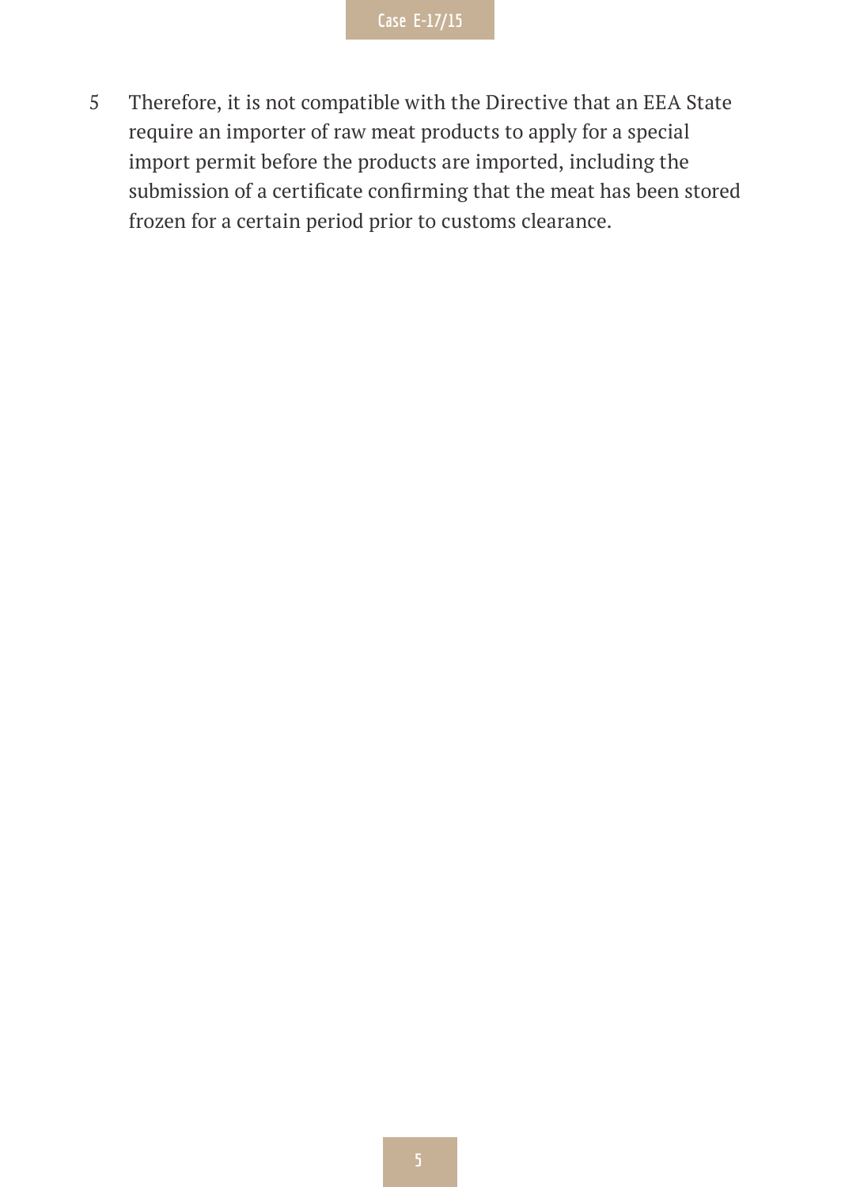5 Therefore, it is not compatible with the Directive that an EEA State require an importer of raw meat products to apply for a special import permit before the products are imported, including the submission of a certificate confirming that the meat has been stored frozen for a certain period prior to customs clearance.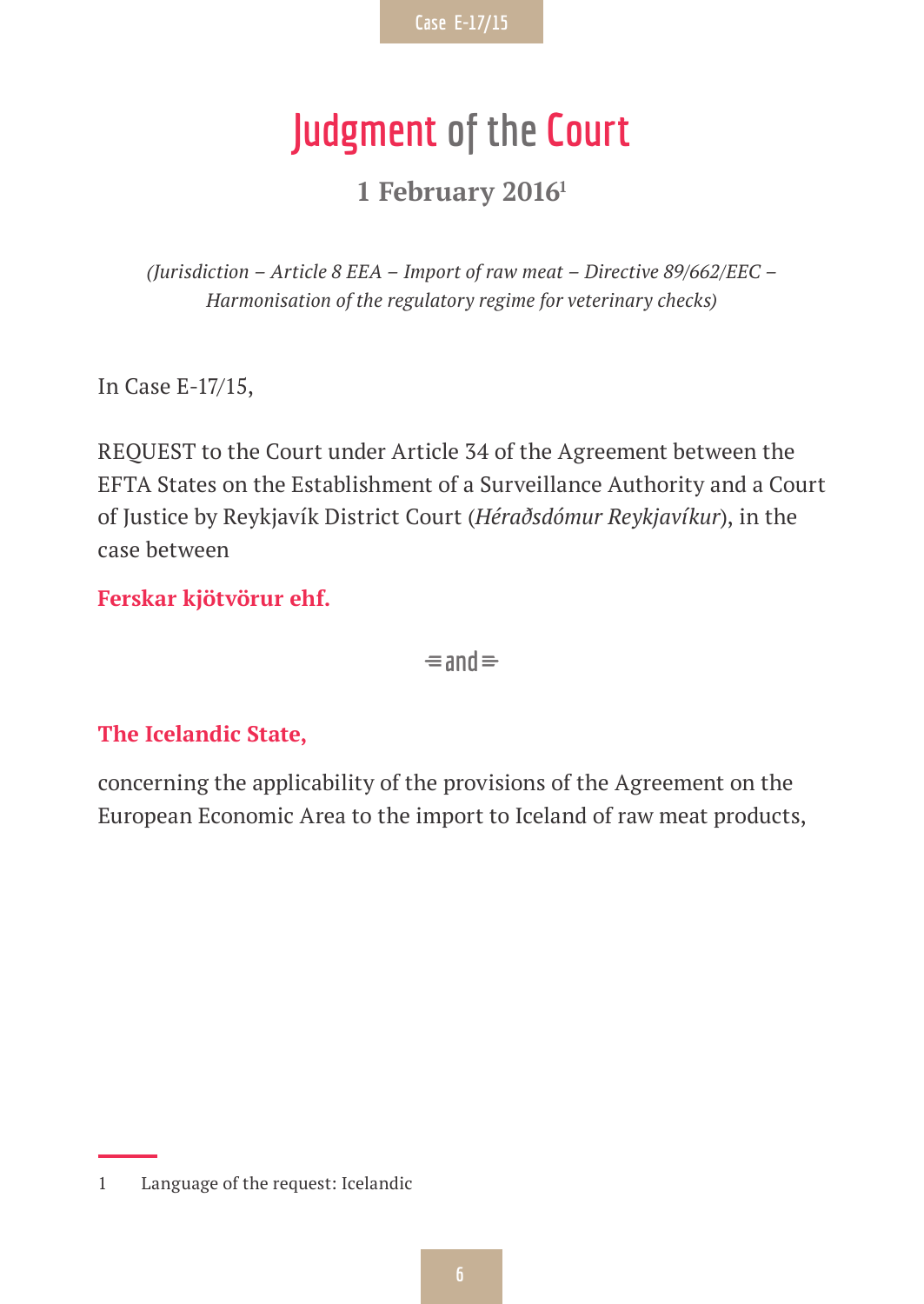# Judgment of the Court

## 1 February 2016[1]

*(Jurisdiction – Article 8 EEA – Import of raw meat – Directive 89/662/EEC – Harmonisation of the regulatory regime for veterinary checks)*

In Case E-17/15,

REQUEST to the Court under Article 34 of the Agreement between the EFTA States on the Establishment of a Surveillance Authority and a Court of Justice by Reykjavík District Court (*Héraðsdómur Reykjavíkur*), in the case between

**Ferskar kjötvörur ehf.**

and

**The Icelandic State,**

concerning the applicability of the provisions of the Agreement on the European Economic Area to the import to Iceland of raw meat products,

1 Language of the request: Icelandic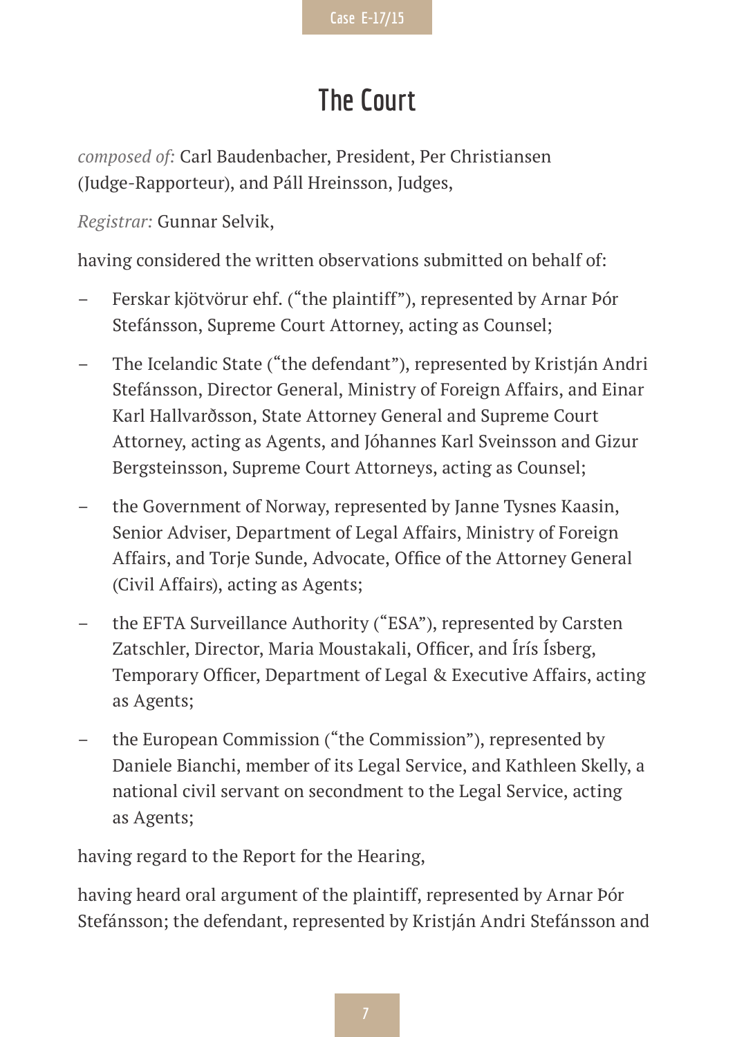# The Court

*composed of*: Carl Baudenbacher, President, Per Christiansen (Judge-Rapporteur), and Páll Hreinsson, Judges,

*Registrar:* Gunnar Selvik,

having considered the written observations submitted on behalf of:

- Ferskar kjötvörur ehf. ("the plaintiff"), represented by Arnar Þór Stefánsson, Supreme Court Attorney, acting as Counsel;
- The Icelandic State ("the defendant"), represented by Kristján Andri Stefánsson, Director General, Ministry of Foreign Affairs, and Einar Karl Hallvarðsson, State Attorney General and Supreme Court Attorney, acting as Agents, and Jóhannes Karl Sveinsson and Gizur Bergsteinsson, Supreme Court Attorneys, acting as Counsel;
- the Government of Norway, represented by Janne Tysnes Kaasin, Senior Adviser, Department of Legal Affairs, Ministry of Foreign Affairs, and Torje Sunde, Advocate, Office of the Attorney General (Civil Affairs), acting as Agents;
- the EFTA Surveillance Authority ("ESA"), represented by Carsten Zatschler, Director, Maria Moustakali, Officer, and Írís Ísberg, Temporary Officer, Department of Legal & Executive Affairs, acting as Agents;
- the European Commission ("the Commission"), represented by Daniele Bianchi, member of its Legal Service, and Kathleen Skelly, a national civil servant on secondment to the Legal Service, acting as Agents;

having regard to the Report for the Hearing,

having heard oral argument of the plaintiff, represented by Arnar Þór Stefánsson; the defendant, represented by Kristján Andri Stefánsson and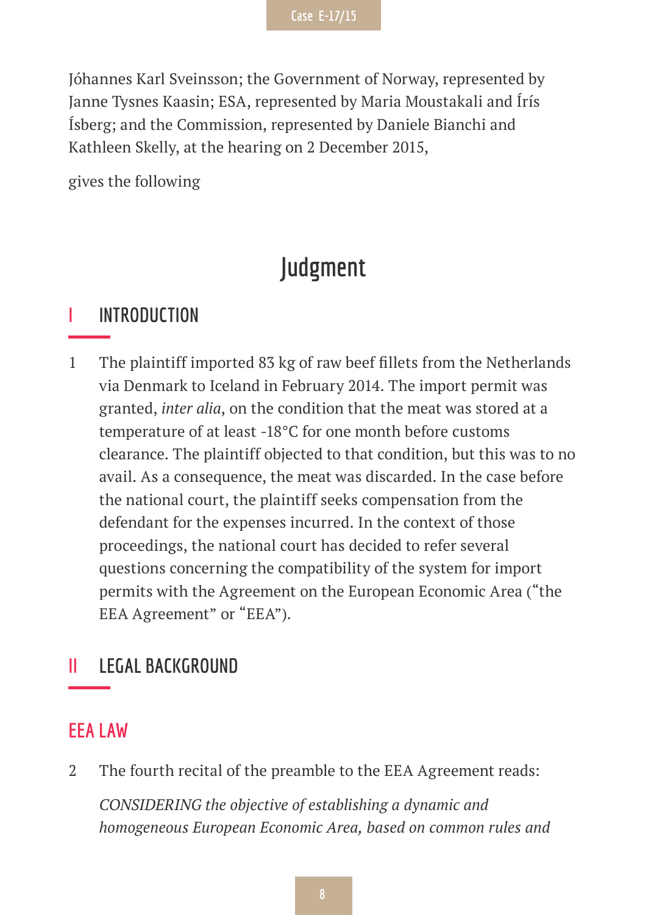Jóhannes Karl Sveinsson; the Government of Norway, represented by Janne Tysnes Kaasin; ESA, represented by Maria Moustakali and Írís Ísberg; and the Commission, represented by Daniele Bianchi and Kathleen Skelly, at the hearing on 2 December 2015,

gives the following

# Judgment

## I INTRODUCTION

1 The plaintiff imported 83 kg of raw beef fillets from the Netherlands via Denmark to Iceland in February 2014. The import permit was granted, *inter alia*, on the condition that the meat was stored at a temperature of at least -18°C for one month before customs clearance. The plaintiff objected to that condition, but this was to no avail. As a consequence, the meat was discarded. In the case before the national court, the plaintiff seeks compensation from the defendant for the expenses incurred. In the context of those proceedings, the national court has decided to refer several questions concerning the compatibility of the system for import permits with the Agreement on the European Economic Area ("the EEA Agreement" or "EEA").

## II LEGAL BACKGROUND

### EEA LAW

2 The fourth recital of the preamble to the EEA Agreement reads:

*CONSIDERING the objective of establishing a dynamic and homogeneous European Economic Area, based on common rules and*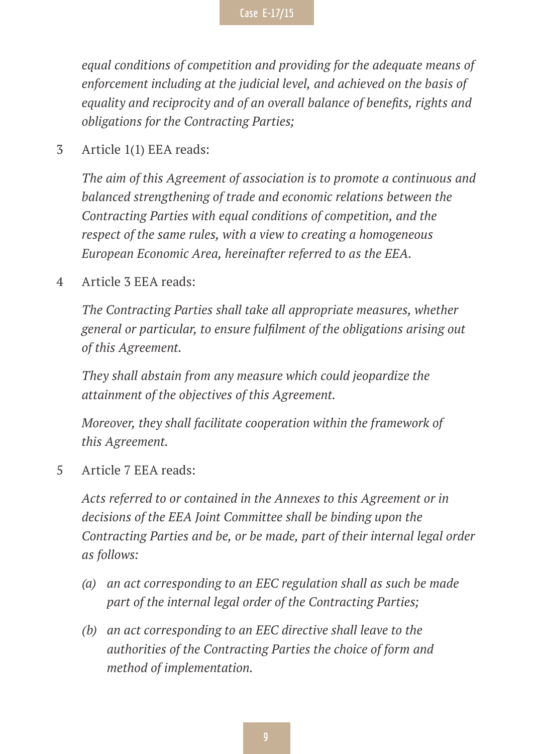*equal conditions of competition and providing for the adequate means of enforcement including at the judicial level, and achieved on the basis of equality and reciprocity and of an overall balance of benefits, rights and obligations for the Contracting Parties;*

3 Article 1(1) EEA reads:

*The aim of this Agreement of association is to promote a continuous and balanced strengthening of trade and economic relations between the Contracting Parties with equal conditions of competition, and the respect of the same rules, with a view to creating a homogeneous European Economic Area, hereinafter referred to as the EEA.*

4 Article 3 EEA reads:

*The Contracting Parties shall take all appropriate measures, whether general or particular, to ensure fulfilment of the obligations arising out of this Agreement.*

*They shall abstain from any measure which could jeopardize the attainment of the objectives of this Agreement.*

*Moreover, they shall facilitate cooperation within the framework of this Agreement.*

5 Article 7 EEA reads:

*Acts referred to or contained in the Annexes to this Agreement or in decisions of the EEA Joint Committee shall be binding upon the Contracting Parties and be, or be made, part of their internal legal order as follows:*

- *(a) an act corresponding to an EEC regulation shall as such be made part of the internal legal order of the Contracting Parties;*
- *(b) an act corresponding to an EEC directive shall leave to the authorities of the Contracting Parties the choice of form and method of implementation.*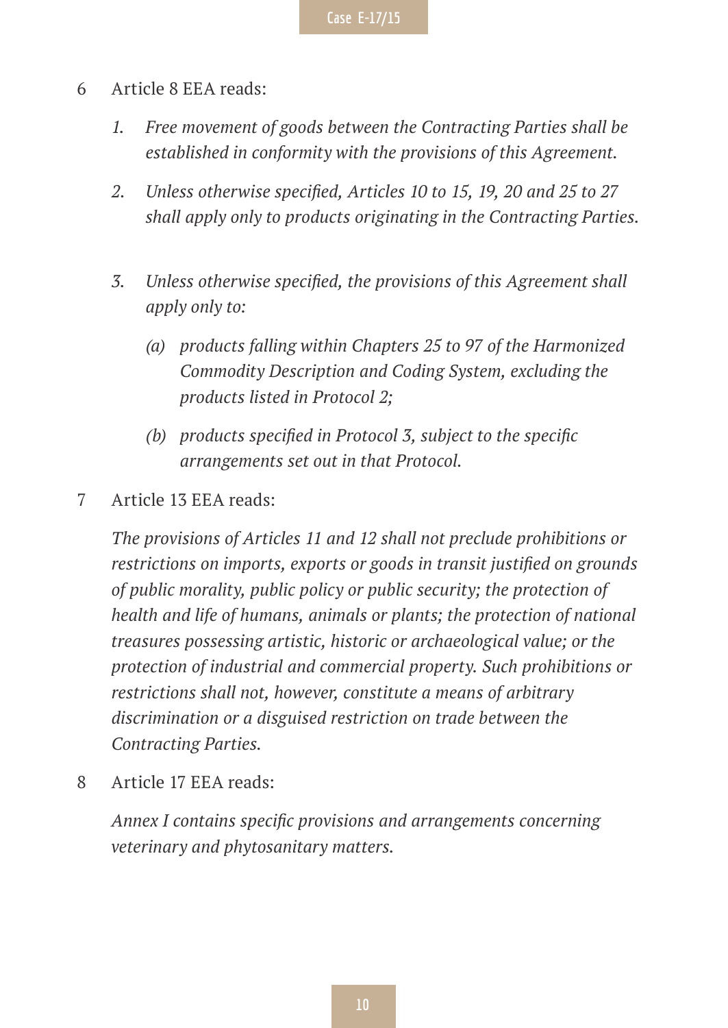6 Article 8 EEA reads:

> *1. Free movement of goods between the Contracting Parties shall be established in conformity with the provisions of this Agreement.*
>
> *2. Unless otherwise specified, Articles 10 to 15, 19, 20 and 25 to 27 shall apply only to products originating in the Contracting Parties.*
>
> *3. Unless otherwise specified, the provisions of this Agreement shall apply only to:*
>
> *(a) products falling within Chapters 25 to 97 of the Harmonized Commodity Description and Coding System, excluding the products listed in Protocol 2;*
>
> *(b) products specified in Protocol 3, subject to the specific arrangements set out in that Protocol.*

7 Article 13 EEA reads:

> *The provisions of Articles 11 and 12 shall not preclude prohibitions or restrictions on imports, exports or goods in transit justified on grounds of public morality, public policy or public security; the protection of health and life of humans, animals or plants; the protection of national treasures possessing artistic, historic or archaeological value; or the protection of industrial and commercial property. Such prohibitions or restrictions shall not, however, constitute a means of arbitrary discrimination or a disguised restriction on trade between the Contracting Parties.*

8 Article 17 EEA reads:

> *Annex I contains specific provisions and arrangements concerning veterinary and phytosanitary matters.*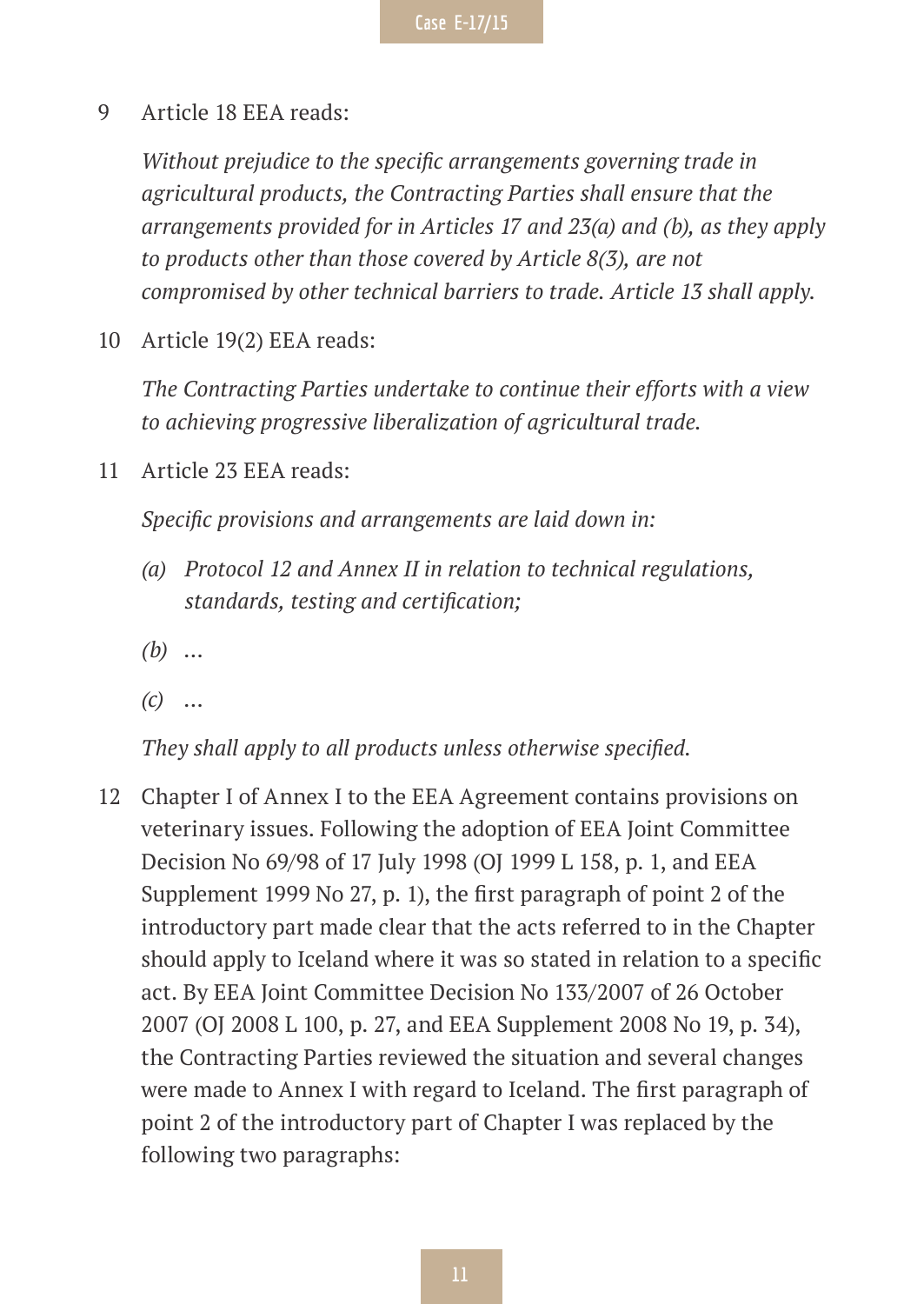9 Article 18 EEA reads:

*Without prejudice to the specific arrangements governing trade in agricultural products, the Contracting Parties shall ensure that the arrangements provided for in Articles 17 and 23(a) and (b), as they apply to products other than those covered by Article 8(3), are not compromised by other technical barriers to trade. Article 13 shall apply.*

10 Article 19(2) EEA reads:

*The Contracting Parties undertake to continue their efforts with a view to achieving progressive liberalization of agricultural trade.*

11 Article 23 EEA reads:

*Specific provisions and arrangements are laid down in:*

*(a) Protocol 12 and Annex II in relation to technical regulations, standards, testing and certification;*

*(b) …*

*(c) …*

*They shall apply to all products unless otherwise specified.*

12 Chapter I of Annex I to the EEA Agreement contains provisions on veterinary issues. Following the adoption of EEA Joint Committee Decision No 69/98 of 17 July 1998 (OJ 1999 L 158, p. 1, and EEA Supplement 1999 No 27, p. 1), the first paragraph of point 2 of the introductory part made clear that the acts referred to in the Chapter should apply to Iceland where it was so stated in relation to a specific act. By EEA Joint Committee Decision No 133/2007 of 26 October 2007 (OJ 2008 L 100, p. 27, and EEA Supplement 2008 No 19, p. 34), the Contracting Parties reviewed the situation and several changes were made to Annex I with regard to Iceland. The first paragraph of point 2 of the introductory part of Chapter I was replaced by the following two paragraphs: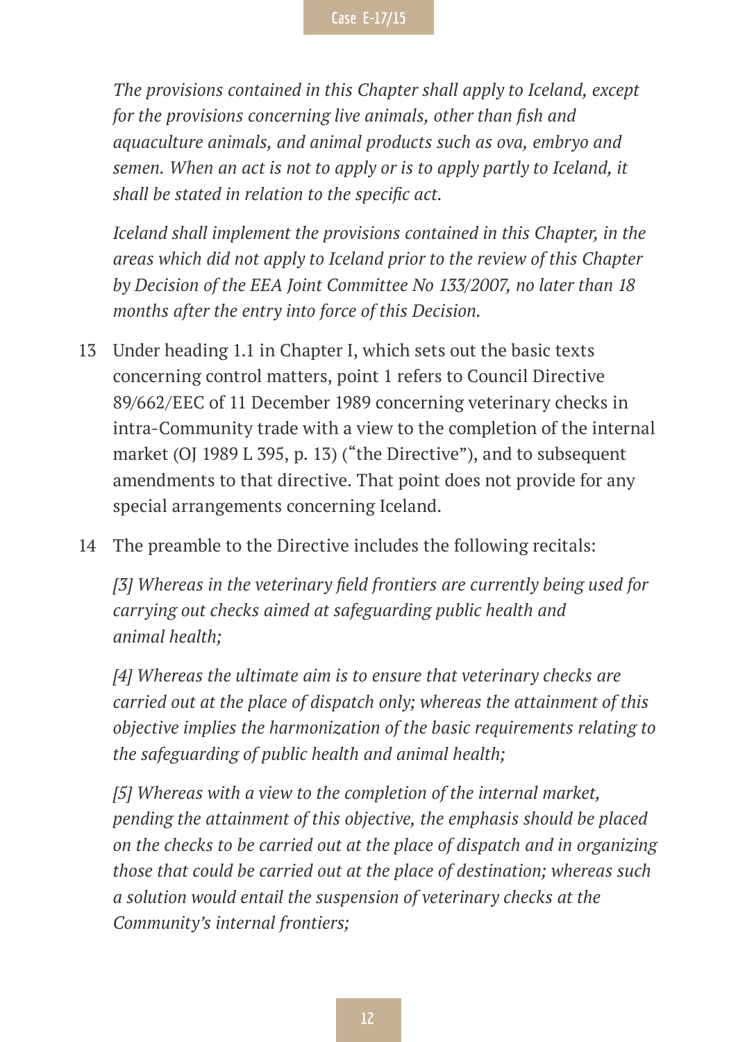*The provisions contained in this Chapter shall apply to Iceland, except for the provisions concerning live animals, other than fish and aquaculture animals, and animal products such as ova, embryo and semen. When an act is not to apply or is to apply partly to Iceland, it shall be stated in relation to the specific act.*

*Iceland shall implement the provisions contained in this Chapter, in the areas which did not apply to Iceland prior to the review of this Chapter by Decision of the EEA Joint Committee No 133/2007, no later than 18 months after the entry into force of this Decision.*

13 Under heading 1.1 in Chapter I, which sets out the basic texts concerning control matters, point 1 refers to Council Directive 89/662/EEC of 11 December 1989 concerning veterinary checks in intra-Community trade with a view to the completion of the internal market (OJ 1989 L 395, p. 13) ("the Directive"), and to subsequent amendments to that directive. That point does not provide for any special arrangements concerning Iceland.

14 The preamble to the Directive includes the following recitals:

*[3] Whereas in the veterinary field frontiers are currently being used for carrying out checks aimed at safeguarding public health and animal health;*

*[4] Whereas the ultimate aim is to ensure that veterinary checks are carried out at the place of dispatch only; whereas the attainment of this objective implies the harmonization of the basic requirements relating to the safeguarding of public health and animal health;*

*[5] Whereas with a view to the completion of the internal market, pending the attainment of this objective, the emphasis should be placed on the checks to be carried out at the place of dispatch and in organizing those that could be carried out at the place of destination; whereas such a solution would entail the suspension of veterinary checks at the Community's internal frontiers;*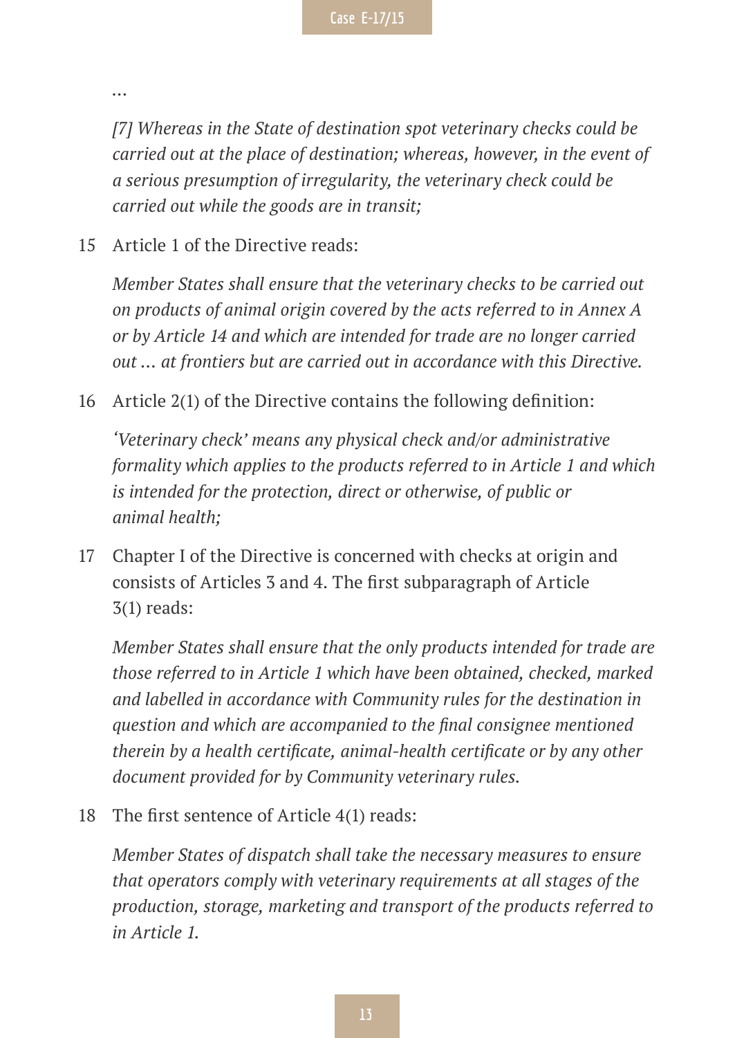…

*[7] Whereas in the State of destination spot veterinary checks could be carried out at the place of destination; whereas, however, in the event of a serious presumption of irregularity, the veterinary check could be carried out while the goods are in transit;*

15 Article 1 of the Directive reads:

*Member States shall ensure that the veterinary checks to be carried out on products of animal origin covered by the acts referred to in Annex A or by Article 14 and which are intended for trade are no longer carried out … at frontiers but are carried out in accordance with this Directive.*

16 Article 2(1) of the Directive contains the following definition:

*'Veterinary check' means any physical check and/or administrative formality which applies to the products referred to in Article 1 and which is intended for the protection, direct or otherwise, of public or animal health;*

17 Chapter I of the Directive is concerned with checks at origin and consists of Articles 3 and 4. The first subparagraph of Article 3(1) reads:

*Member States shall ensure that the only products intended for trade are those referred to in Article 1 which have been obtained, checked, marked and labelled in accordance with Community rules for the destination in question and which are accompanied to the final consignee mentioned therein by a health certificate, animal-health certificate or by any other document provided for by Community veterinary rules.*

18 The first sentence of Article 4(1) reads:

*Member States of dispatch shall take the necessary measures to ensure that operators comply with veterinary requirements at all stages of the production, storage, marketing and transport of the products referred to in Article 1.*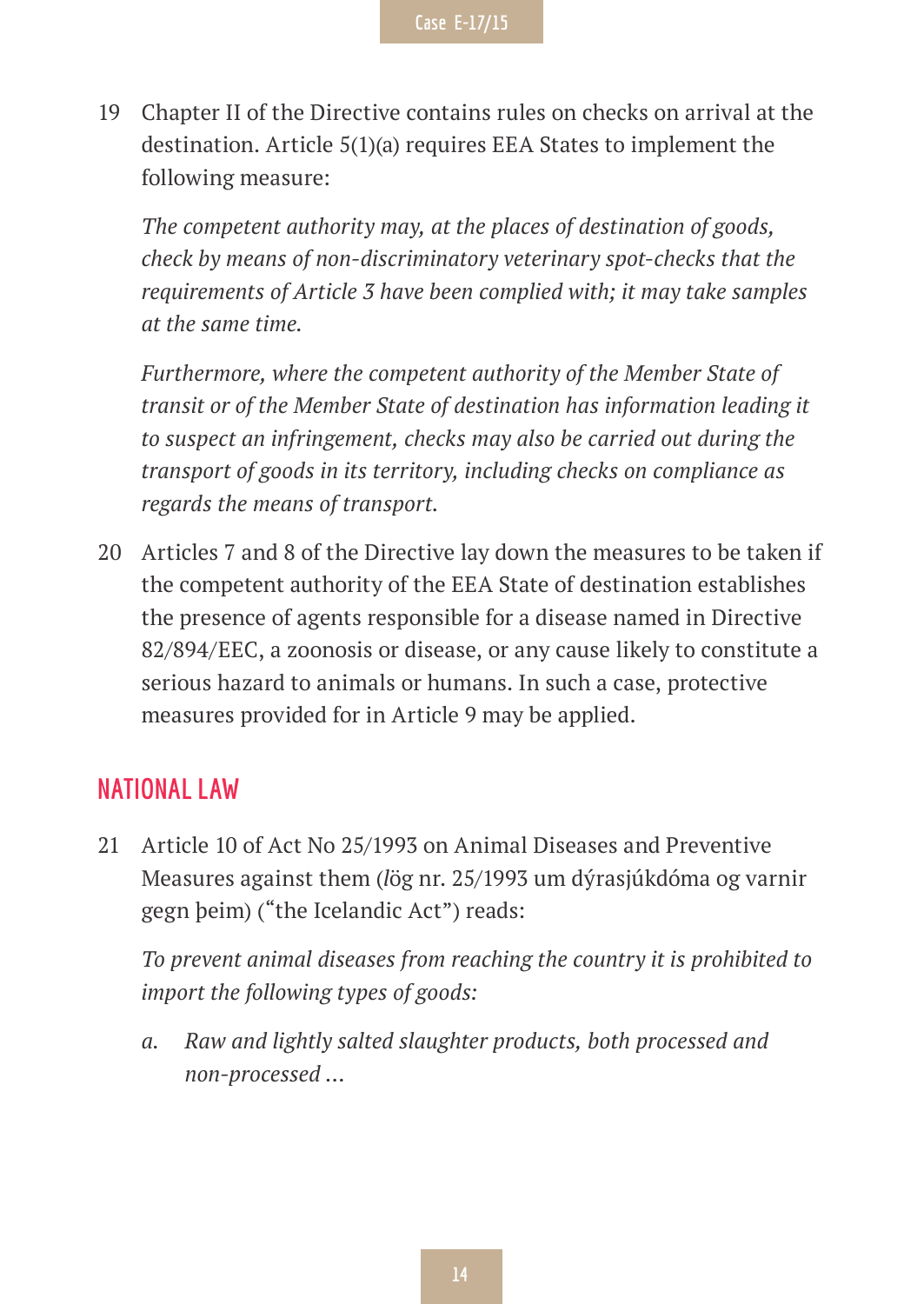19 Chapter II of the Directive contains rules on checks on arrival at the destination. Article 5(1)(a) requires EEA States to implement the following measure:

*The competent authority may, at the places of destination of goods, check by means of non-discriminatory veterinary spot-checks that the requirements of Article 3 have been complied with; it may take samples at the same time.*

*Furthermore, where the competent authority of the Member State of transit or of the Member State of destination has information leading it to suspect an infringement, checks may also be carried out during the transport of goods in its territory, including checks on compliance as regards the means of transport.*

20 Articles 7 and 8 of the Directive lay down the measures to be taken if the competent authority of the EEA State of destination establishes the presence of agents responsible for a disease named in Directive 82/894/EEC, a zoonosis or disease, or any cause likely to constitute a serious hazard to animals or humans. In such a case, protective measures provided for in Article 9 may be applied.

## NATIONAL LAW

21 Article 10 of Act No 25/1993 on Animal Diseases and Preventive Measures against them (*lög nr. 25/1993 um dýrasjúkdóma og varnir gegn þeim*) ("the Icelandic Act") reads:

*To prevent animal diseases from reaching the country it is prohibited to import the following types of goods:*

*a. Raw and lightly salted slaughter products, both processed and non-processed ...*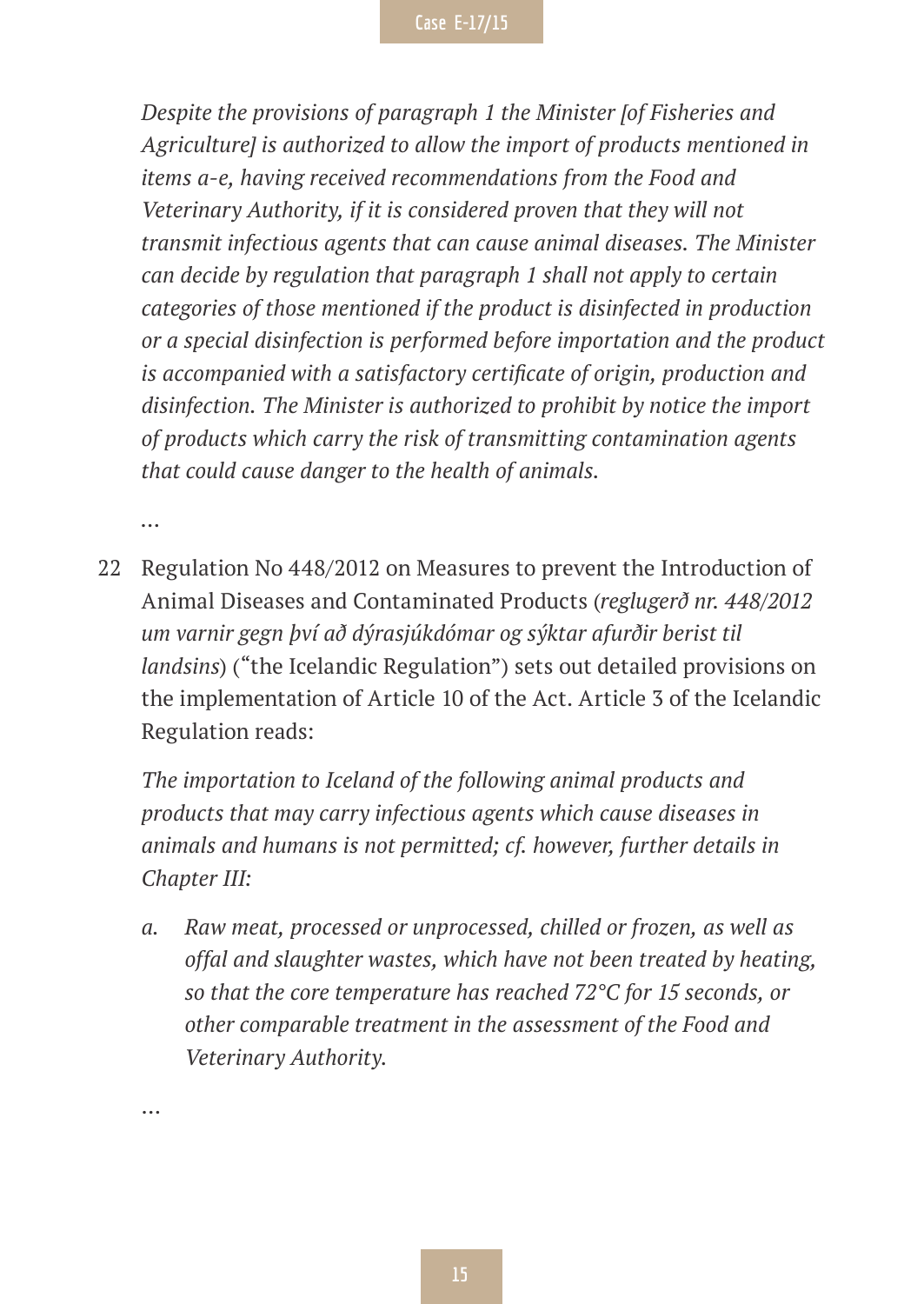*Despite the provisions of paragraph 1 the Minister [of Fisheries and Agriculture] is authorized to allow the import of products mentioned in items a-e, having received recommendations from the Food and Veterinary Authority, if it is considered proven that they will not transmit infectious agents that can cause animal diseases. The Minister can decide by regulation that paragraph 1 shall not apply to certain categories of those mentioned if the product is disinfected in production or a special disinfection is performed before importation and the product is accompanied with a satisfactory certificate of origin, production and disinfection. The Minister is authorized to prohibit by notice the import of products which carry the risk of transmitting contamination agents that could cause danger to the health of animals.*

…

22 Regulation No 448/2012 on Measures to prevent the Introduction of Animal Diseases and Contaminated Products (*reglugerð nr. 448/2012 um varnir gegn því að dýrasjúkdómar og sýktar afurðir berist til landsins*) ("the Icelandic Regulation") sets out detailed provisions on the implementation of Article 10 of the Act. Article 3 of the Icelandic Regulation reads:

*The importation to Iceland of the following animal products and products that may carry infectious agents which cause diseases in animals and humans is not permitted; cf. however, further details in Chapter III:*

*a. Raw meat, processed or unprocessed, chilled or frozen, as well as offal and slaughter wastes, which have not been treated by heating, so that the core temperature has reached 72°C for 15 seconds, or other comparable treatment in the assessment of the Food and Veterinary Authority.*

…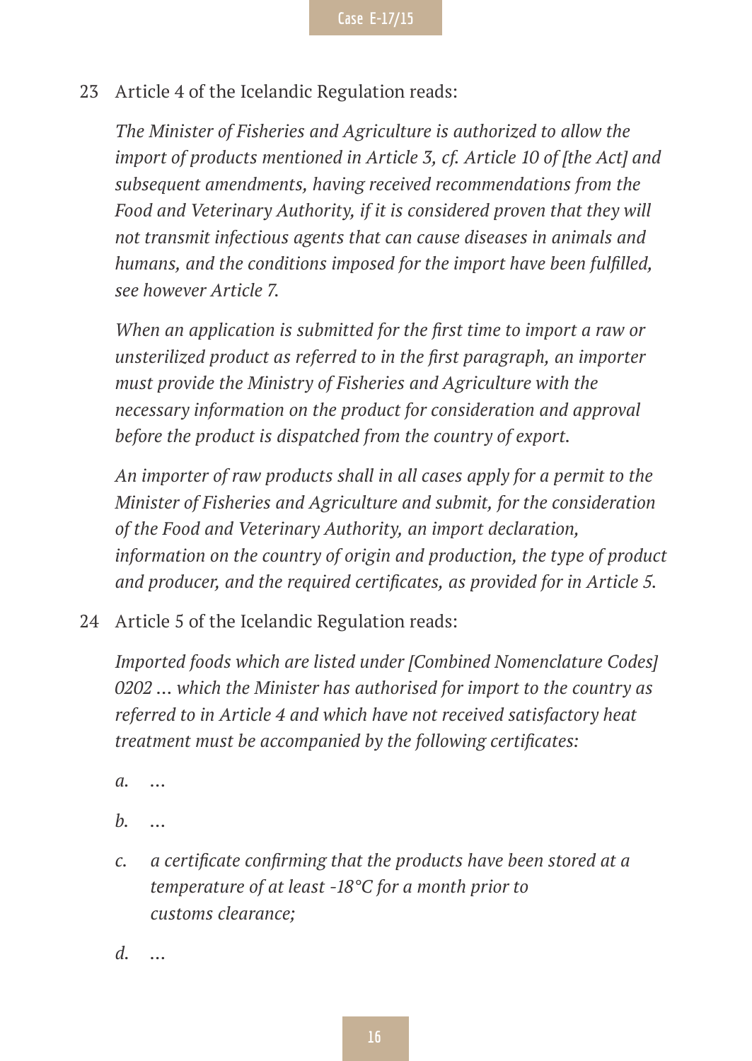23 Article 4 of the Icelandic Regulation reads:

*The Minister of Fisheries and Agriculture is authorized to allow the import of products mentioned in Article 3, cf. Article 10 of [the Act] and subsequent amendments, having received recommendations from the Food and Veterinary Authority, if it is considered proven that they will not transmit infectious agents that can cause diseases in animals and humans, and the conditions imposed for the import have been fulfilled, see however Article 7.*

*When an application is submitted for the first time to import a raw or unsterilized product as referred to in the first paragraph, an importer must provide the Ministry of Fisheries and Agriculture with the necessary information on the product for consideration and approval before the product is dispatched from the country of export.*

*An importer of raw products shall in all cases apply for a permit to the Minister of Fisheries and Agriculture and submit, for the consideration of the Food and Veterinary Authority, an import declaration, information on the country of origin and production, the type of product and producer, and the required certificates, as provided for in Article 5.*

24 Article 5 of the Icelandic Regulation reads:

*Imported foods which are listed under [Combined Nomenclature Codes] 0202 … which the Minister has authorised for import to the country as referred to in Article 4 and which have not received satisfactory heat treatment must be accompanied by the following certificates:*

*a.* …

*b.* …

*c.* *a certificate confirming that the products have been stored at a temperature of at least -18°C for a month prior to customs clearance;*

*d.* …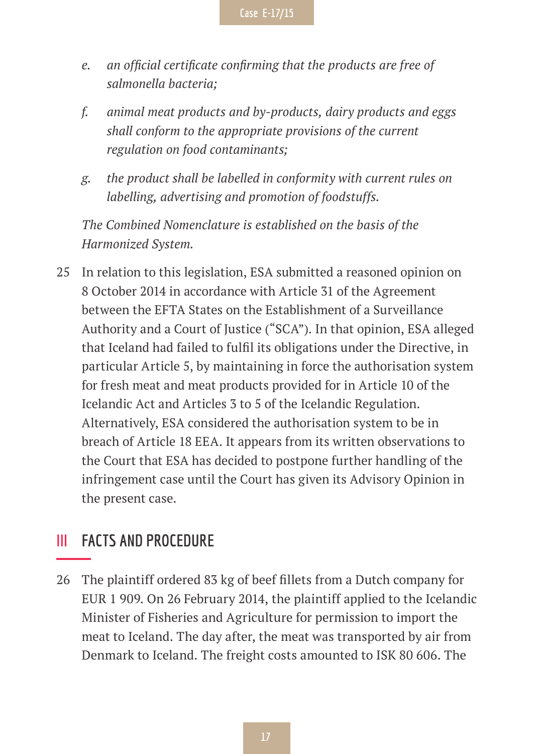*e. an official certificate confirming that the products are free of salmonella bacteria;*

*f. animal meat products and by-products, dairy products and eggs shall conform to the appropriate provisions of the current regulation on food contaminants;*

*g. the product shall be labelled in conformity with current rules on labelling, advertising and promotion of foodstuffs.*

*The Combined Nomenclature is established on the basis of the Harmonized System.*

25 In relation to this legislation, ESA submitted a reasoned opinion on 8 October 2014 in accordance with Article 31 of the Agreement between the EFTA States on the Establishment of a Surveillance Authority and a Court of Justice ("SCA"). In that opinion, ESA alleged that Iceland had failed to fulfil its obligations under the Directive, in particular Article 5, by maintaining in force the authorisation system for fresh meat and meat products provided for in Article 10 of the Icelandic Act and Articles 3 to 5 of the Icelandic Regulation. Alternatively, ESA considered the authorisation system to be in breach of Article 18 EEA. It appears from its written observations to the Court that ESA has decided to postpone further handling of the infringement case until the Court has given its Advisory Opinion in the present case.

## III FACTS AND PROCEDURE

26 The plaintiff ordered 83 kg of beef fillets from a Dutch company for EUR 1 909. On 26 February 2014, the plaintiff applied to the Icelandic Minister of Fisheries and Agriculture for permission to import the meat to Iceland. The day after, the meat was transported by air from Denmark to Iceland. The freight costs amounted to ISK 80 606. The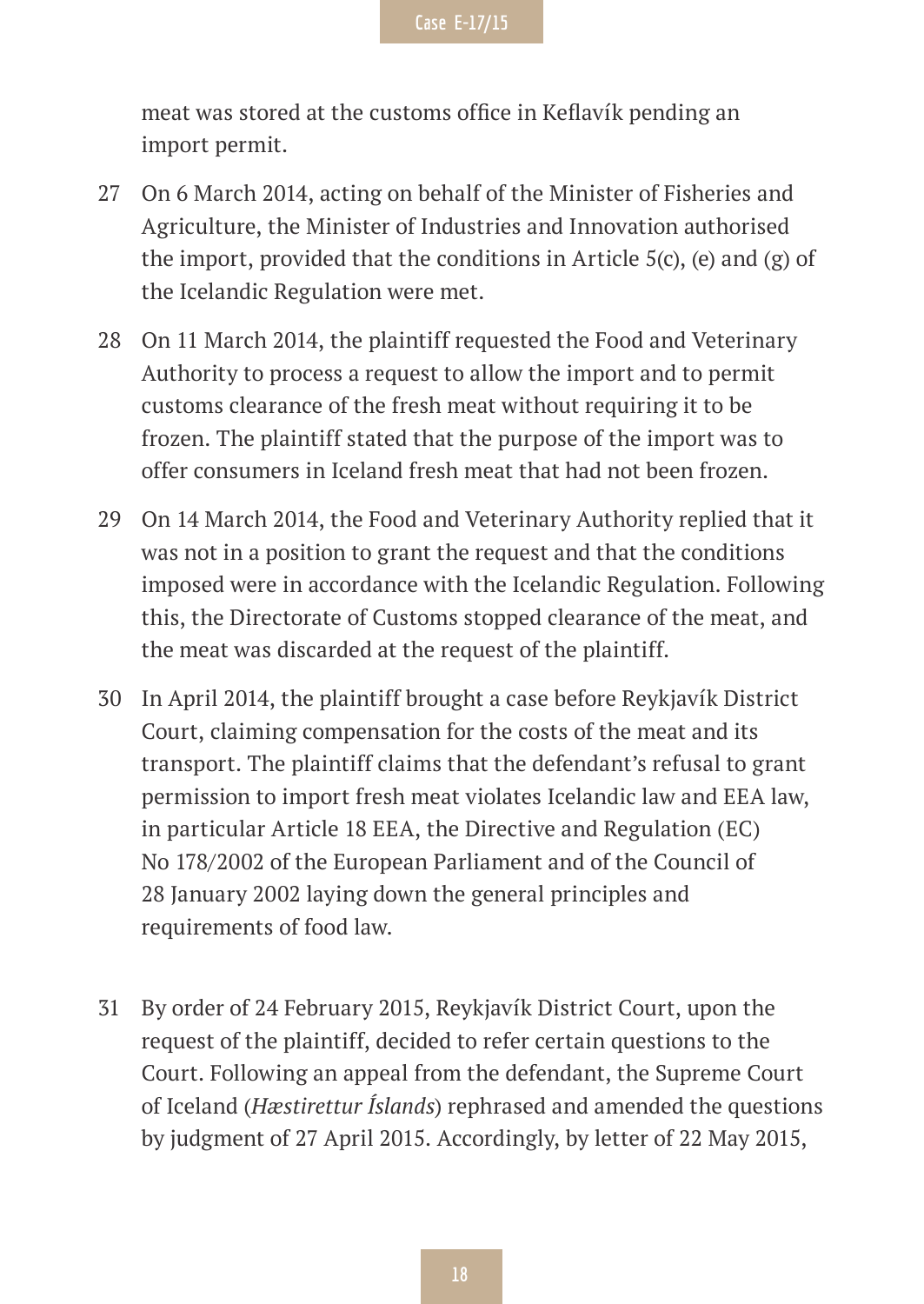meat was stored at the customs office in Keflavík pending an import permit.

27 On 6 March 2014, acting on behalf of the Minister of Fisheries and Agriculture, the Minister of Industries and Innovation authorised the import, provided that the conditions in Article 5(c), (e) and (g) of the Icelandic Regulation were met.

28 On 11 March 2014, the plaintiff requested the Food and Veterinary Authority to process a request to allow the import and to permit customs clearance of the fresh meat without requiring it to be frozen. The plaintiff stated that the purpose of the import was to offer consumers in Iceland fresh meat that had not been frozen.

29 On 14 March 2014, the Food and Veterinary Authority replied that it was not in a position to grant the request and that the conditions imposed were in accordance with the Icelandic Regulation. Following this, the Directorate of Customs stopped clearance of the meat, and the meat was discarded at the request of the plaintiff.

30 In April 2014, the plaintiff brought a case before Reykjavík District Court, claiming compensation for the costs of the meat and its transport. The plaintiff claims that the defendant's refusal to grant permission to import fresh meat violates Icelandic law and EEA law, in particular Article 18 EEA, the Directive and Regulation (EC) No 178/2002 of the European Parliament and of the Council of 28 January 2002 laying down the general principles and requirements of food law.

31 By order of 24 February 2015, Reykjavík District Court, upon the request of the plaintiff, decided to refer certain questions to the Court. Following an appeal from the defendant, the Supreme Court of Iceland (*Hæstirettur Íslands*) rephrased and amended the questions by judgment of 27 April 2015. Accordingly, by letter of 22 May 2015,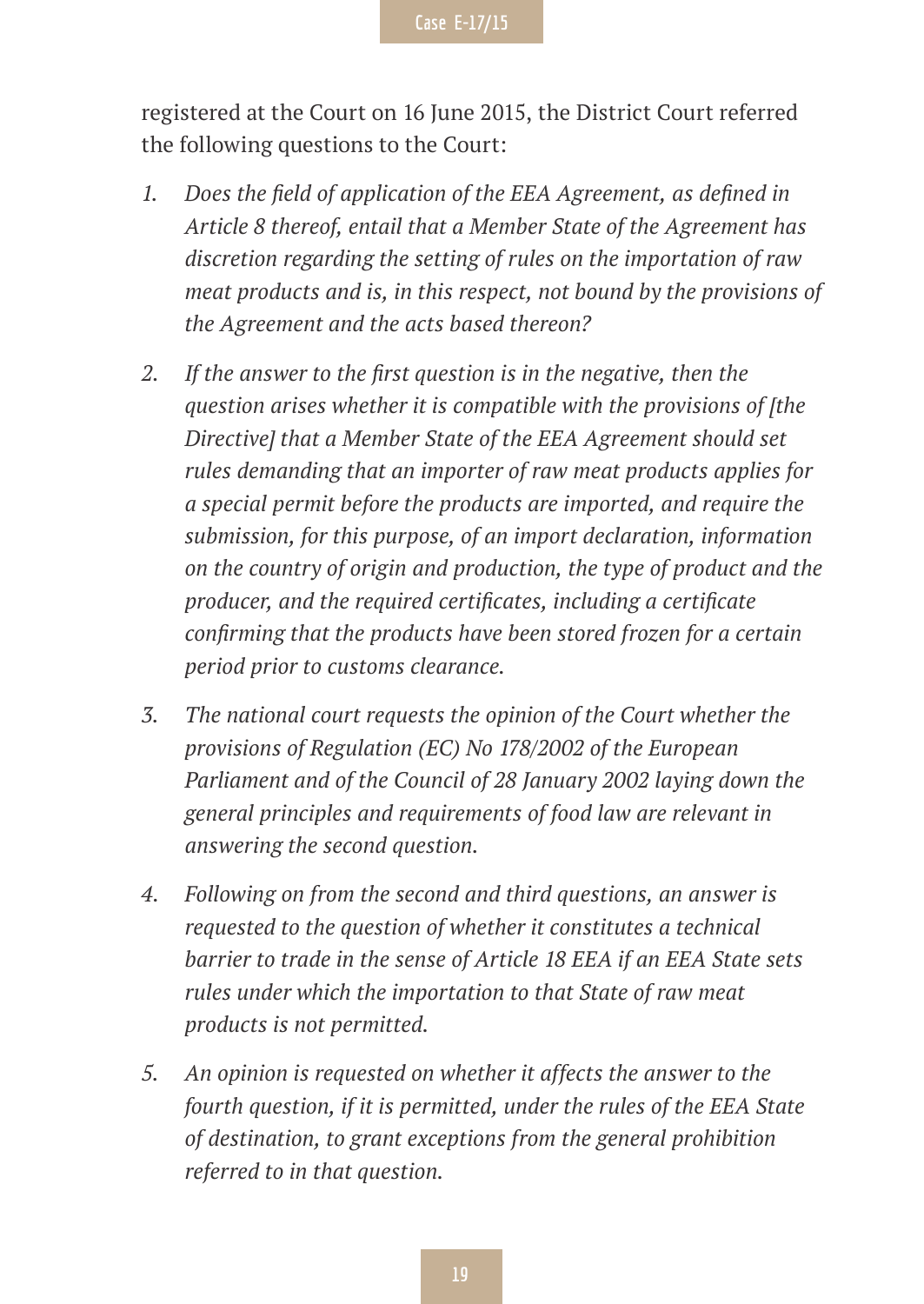registered at the Court on 16 June 2015, the District Court referred the following questions to the Court:

1. *Does the field of application of the EEA Agreement, as defined in Article 8 thereof, entail that a Member State of the Agreement has discretion regarding the setting of rules on the importation of raw meat products and is, in this respect, not bound by the provisions of the Agreement and the acts based thereon?*

2. *If the answer to the first question is in the negative, then the question arises whether it is compatible with the provisions of [the Directive] that a Member State of the EEA Agreement should set rules demanding that an importer of raw meat products applies for a special permit before the products are imported, and require the submission, for this purpose, of an import declaration, information on the country of origin and production, the type of product and the producer, and the required certificates, including a certificate confirming that the products have been stored frozen for a certain period prior to customs clearance.*

3. *The national court requests the opinion of the Court whether the provisions of Regulation (EC) No 178/2002 of the European Parliament and of the Council of 28 January 2002 laying down the general principles and requirements of food law are relevant in answering the second question.*

4. *Following on from the second and third questions, an answer is requested to the question of whether it constitutes a technical barrier to trade in the sense of Article 18 EEA if an EEA State sets rules under which the importation to that State of raw meat products is not permitted.*

5. *An opinion is requested on whether it affects the answer to the fourth question, if it is permitted, under the rules of the EEA State of destination, to grant exceptions from the general prohibition referred to in that question.*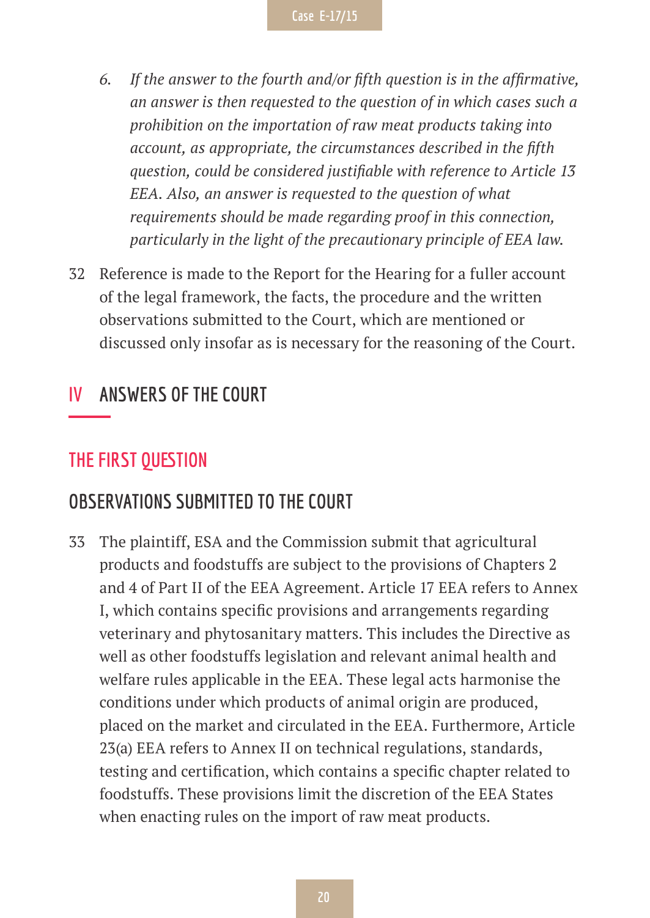6. *If the answer to the fourth and/or fifth question is in the affirmative, an answer is then requested to the question of in which cases such a prohibition on the importation of raw meat products taking into account, as appropriate, the circumstances described in the fifth question, could be considered justifiable with reference to Article 13 EEA. Also, an answer is requested to the question of what requirements should be made regarding proof in this connection, particularly in the light of the precautionary principle of EEA law.*

32 Reference is made to the Report for the Hearing for a fuller account of the legal framework, the facts, the procedure and the written observations submitted to the Court, which are mentioned or discussed only insofar as is necessary for the reasoning of the Court.

# IV ANSWERS OF THE COURT

## THE FIRST QUESTION

### OBSERVATIONS SUBMITTED TO THE COURT

33 The plaintiff, ESA and the Commission submit that agricultural products and foodstuffs are subject to the provisions of Chapters 2 and 4 of Part II of the EEA Agreement. Article 17 EEA refers to Annex I, which contains specific provisions and arrangements regarding veterinary and phytosanitary matters. This includes the Directive as well as other foodstuffs legislation and relevant animal health and welfare rules applicable in the EEA. These legal acts harmonise the conditions under which products of animal origin are produced, placed on the market and circulated in the EEA. Furthermore, Article 23(a) EEA refers to Annex II on technical regulations, standards, testing and certification, which contains a specific chapter related to foodstuffs. These provisions limit the discretion of the EEA States when enacting rules on the import of raw meat products.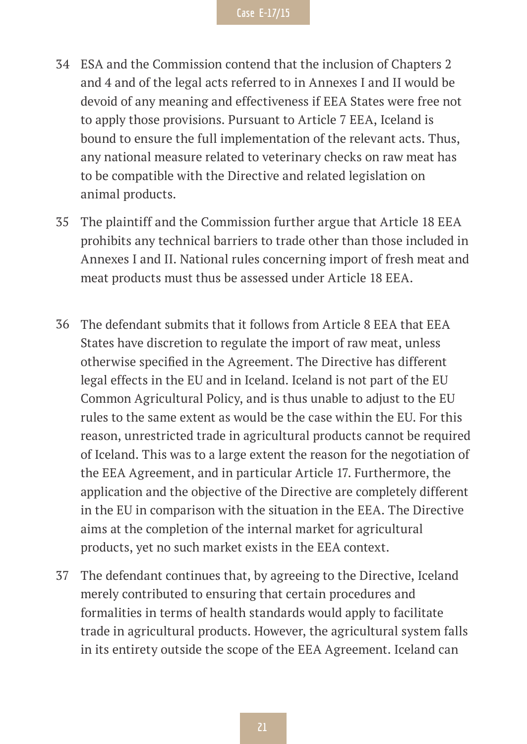34 ESA and the Commission contend that the inclusion of Chapters 2 and 4 and of the legal acts referred to in Annexes I and II would be devoid of any meaning and effectiveness if EEA States were free not to apply those provisions. Pursuant to Article 7 EEA, Iceland is bound to ensure the full implementation of the relevant acts. Thus, any national measure related to veterinary checks on raw meat has to be compatible with the Directive and related legislation on animal products.

35 The plaintiff and the Commission further argue that Article 18 EEA prohibits any technical barriers to trade other than those included in Annexes I and II. National rules concerning import of fresh meat and meat products must thus be assessed under Article 18 EEA.

36 The defendant submits that it follows from Article 8 EEA that EEA States have discretion to regulate the import of raw meat, unless otherwise specified in the Agreement. The Directive has different legal effects in the EU and in Iceland. Iceland is not part of the EU Common Agricultural Policy, and is thus unable to adjust to the EU rules to the same extent as would be the case within the EU. For this reason, unrestricted trade in agricultural products cannot be required of Iceland. This was to a large extent the reason for the negotiation of the EEA Agreement, and in particular Article 17. Furthermore, the application and the objective of the Directive are completely different in the EU in comparison with the situation in the EEA. The Directive aims at the completion of the internal market for agricultural products, yet no such market exists in the EEA context.

37 The defendant continues that, by agreeing to the Directive, Iceland merely contributed to ensuring that certain procedures and formalities in terms of health standards would apply to facilitate trade in agricultural products. However, the agricultural system falls in its entirety outside the scope of the EEA Agreement. Iceland can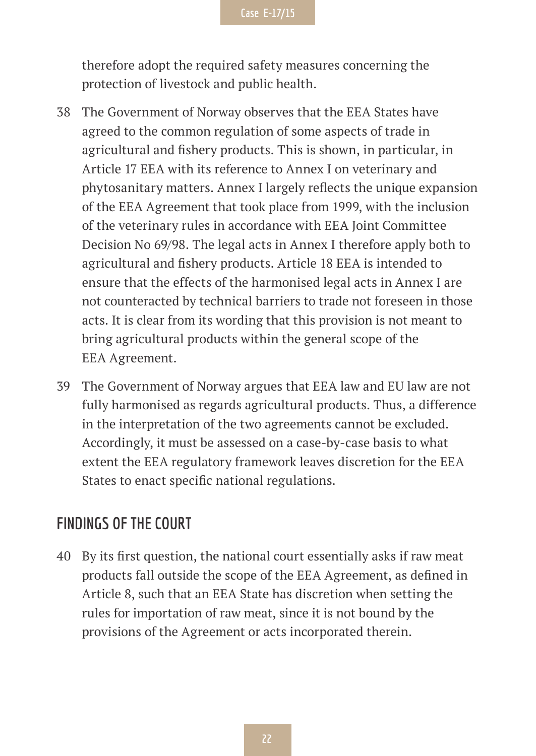therefore adopt the required safety measures concerning the protection of livestock and public health.

38 The Government of Norway observes that the EEA States have agreed to the common regulation of some aspects of trade in agricultural and fishery products. This is shown, in particular, in Article 17 EEA with its reference to Annex I on veterinary and phytosanitary matters. Annex I largely reflects the unique expansion of the EEA Agreement that took place from 1999, with the inclusion of the veterinary rules in accordance with EEA Joint Committee Decision No 69/98. The legal acts in Annex I therefore apply both to agricultural and fishery products. Article 18 EEA is intended to ensure that the effects of the harmonised legal acts in Annex I are not counteracted by technical barriers to trade not foreseen in those acts. It is clear from its wording that this provision is not meant to bring agricultural products within the general scope of the EEA Agreement.

39 The Government of Norway argues that EEA law and EU law are not fully harmonised as regards agricultural products. Thus, a difference in the interpretation of the two agreements cannot be excluded. Accordingly, it must be assessed on a case-by-case basis to what extent the EEA regulatory framework leaves discretion for the EEA States to enact specific national regulations.

## FINDINGS OF THE COURT

40 By its first question, the national court essentially asks if raw meat products fall outside the scope of the EEA Agreement, as defined in Article 8, such that an EEA State has discretion when setting the rules for importation of raw meat, since it is not bound by the provisions of the Agreement or acts incorporated therein.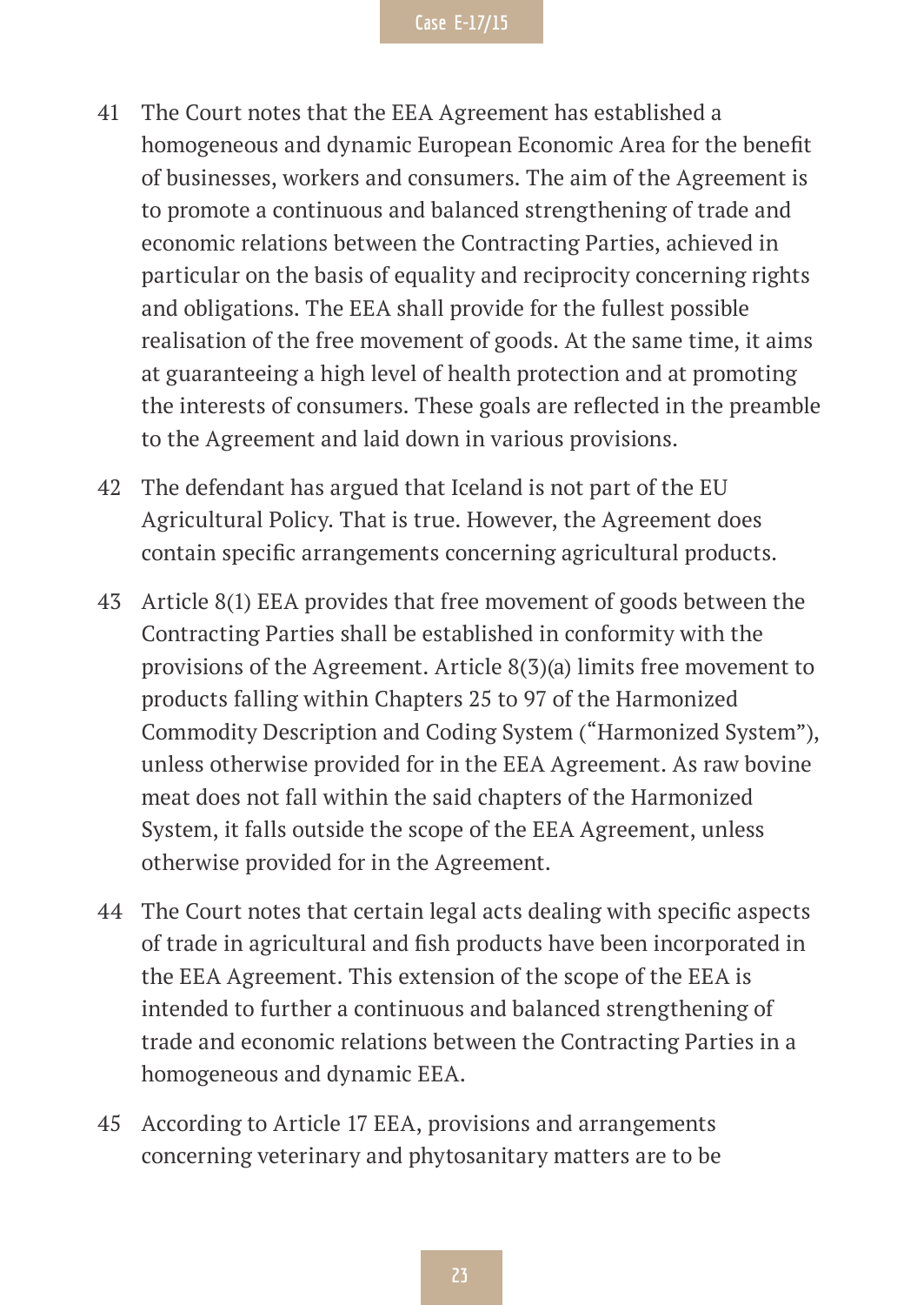41 The Court notes that the EEA Agreement has established a homogeneous and dynamic European Economic Area for the benefit of businesses, workers and consumers. The aim of the Agreement is to promote a continuous and balanced strengthening of trade and economic relations between the Contracting Parties, achieved in particular on the basis of equality and reciprocity concerning rights and obligations. The EEA shall provide for the fullest possible realisation of the free movement of goods. At the same time, it aims at guaranteeing a high level of health protection and at promoting the interests of consumers. These goals are reflected in the preamble to the Agreement and laid down in various provisions.

42 The defendant has argued that Iceland is not part of the EU Agricultural Policy. That is true. However, the Agreement does contain specific arrangements concerning agricultural products.

43 Article 8(1) EEA provides that free movement of goods between the Contracting Parties shall be established in conformity with the provisions of the Agreement. Article 8(3)(a) limits free movement to products falling within Chapters 25 to 97 of the Harmonized Commodity Description and Coding System ("Harmonized System"), unless otherwise provided for in the EEA Agreement. As raw bovine meat does not fall within the said chapters of the Harmonized System, it falls outside the scope of the EEA Agreement, unless otherwise provided for in the Agreement.

44 The Court notes that certain legal acts dealing with specific aspects of trade in agricultural and fish products have been incorporated in the EEA Agreement. This extension of the scope of the EEA is intended to further a continuous and balanced strengthening of trade and economic relations between the Contracting Parties in a homogeneous and dynamic EEA.

45 According to Article 17 EEA, provisions and arrangements concerning veterinary and phytosanitary matters are to be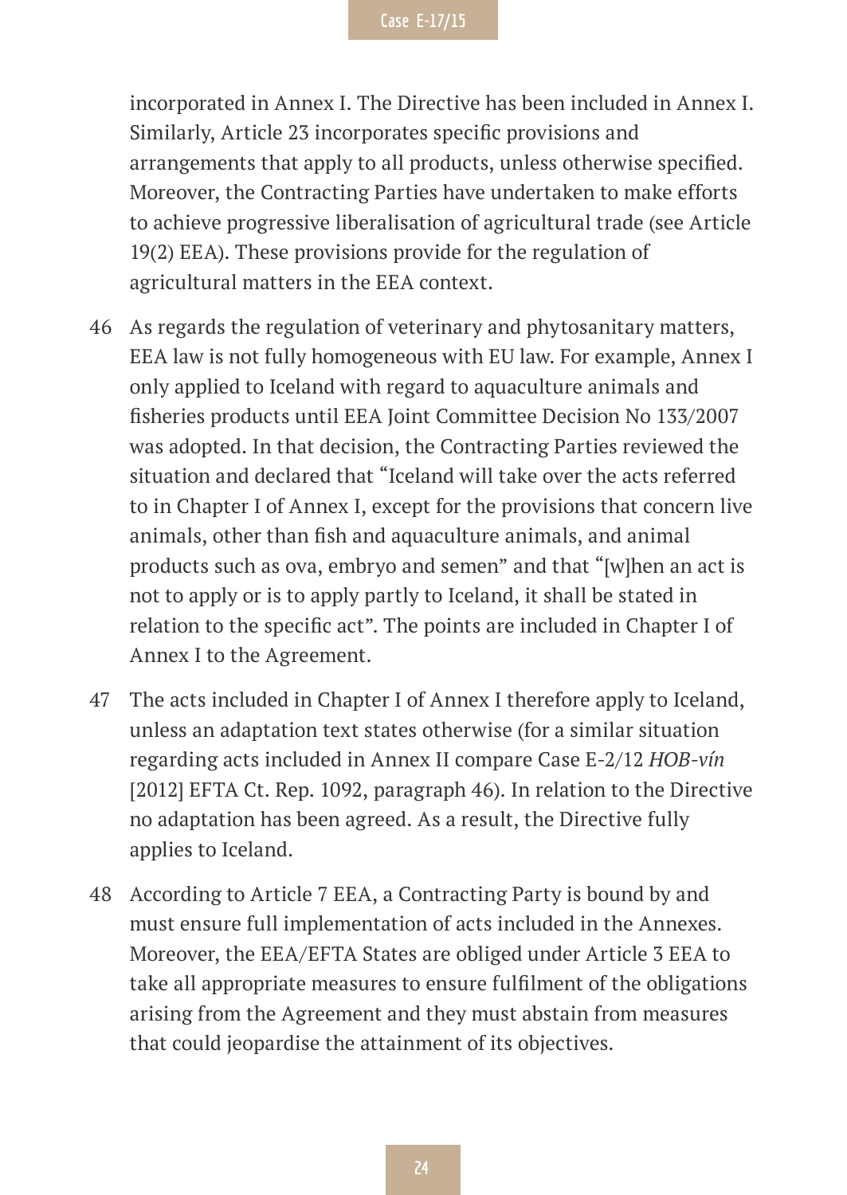incorporated in Annex I. The Directive has been included in Annex I. Similarly, Article 23 incorporates specific provisions and arrangements that apply to all products, unless otherwise specified. Moreover, the Contracting Parties have undertaken to make efforts to achieve progressive liberalisation of agricultural trade (see Article 19(2) EEA). These provisions provide for the regulation of agricultural matters in the EEA context.

46 As regards the regulation of veterinary and phytosanitary matters, EEA law is not fully homogeneous with EU law. For example, Annex I only applied to Iceland with regard to aquaculture animals and fisheries products until EEA Joint Committee Decision No 133/2007 was adopted. In that decision, the Contracting Parties reviewed the situation and declared that "Iceland will take over the acts referred to in Chapter I of Annex I, except for the provisions that concern live animals, other than fish and aquaculture animals, and animal products such as ova, embryo and semen" and that "[w]hen an act is not to apply or is to apply partly to Iceland, it shall be stated in relation to the specific act". The points are included in Chapter I of Annex I to the Agreement.

47 The acts included in Chapter I of Annex I therefore apply to Iceland, unless an adaptation text states otherwise (for a similar situation regarding acts included in Annex II compare Case E-2/12 *HOB-vín* [2012] EFTA Ct. Rep. 1092, paragraph 46). In relation to the Directive no adaptation has been agreed. As a result, the Directive fully applies to Iceland.

48 According to Article 7 EEA, a Contracting Party is bound by and must ensure full implementation of acts included in the Annexes. Moreover, the EEA/EFTA States are obliged under Article 3 EEA to take all appropriate measures to ensure fulfilment of the obligations arising from the Agreement and they must abstain from measures that could jeopardise the attainment of its objectives.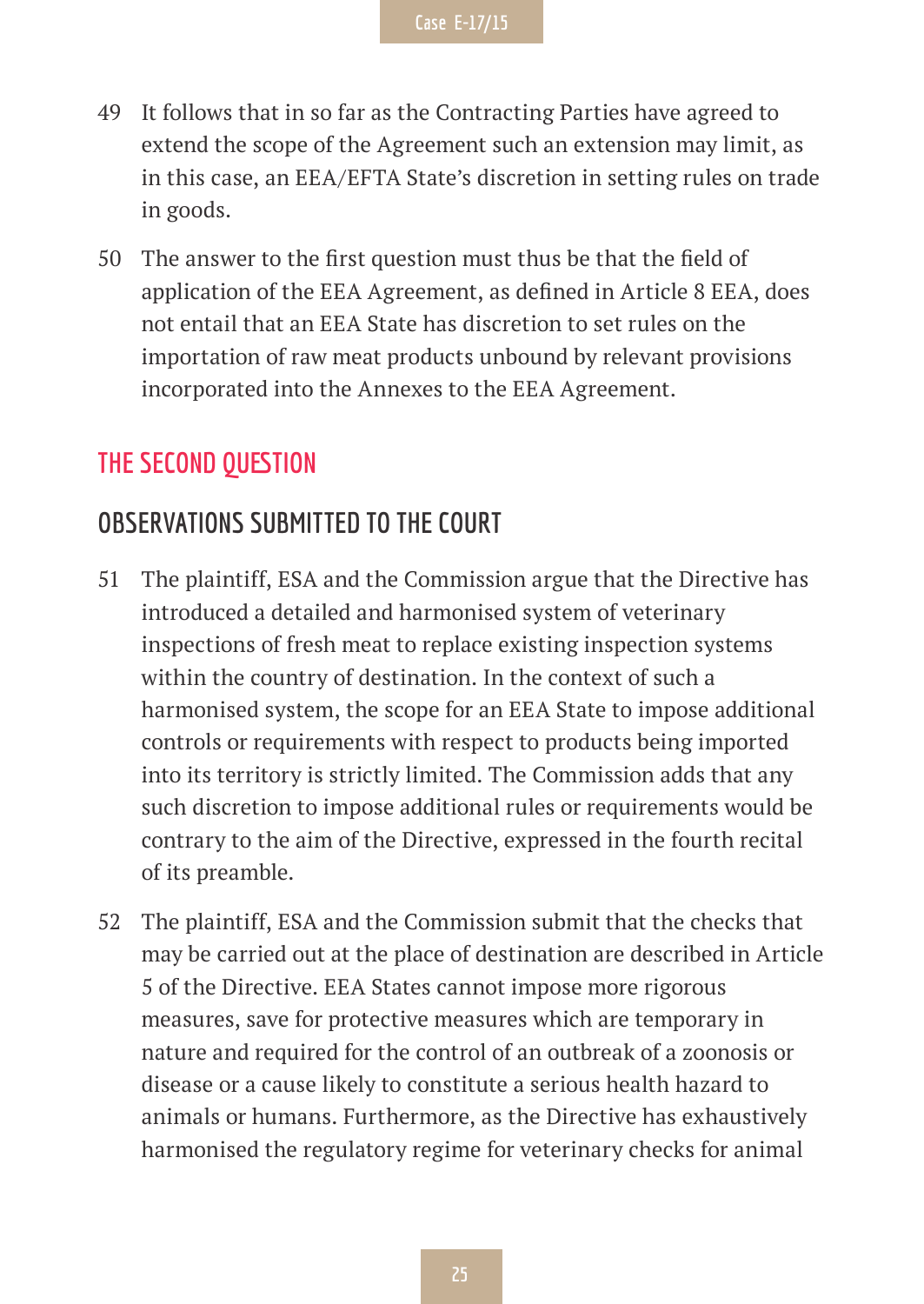49 It follows that in so far as the Contracting Parties have agreed to extend the scope of the Agreement such an extension may limit, as in this case, an EEA/EFTA State's discretion in setting rules on trade in goods.

50 The answer to the first question must thus be that the field of application of the EEA Agreement, as defined in Article 8 EEA, does not entail that an EEA State has discretion to set rules on the importation of raw meat products unbound by relevant provisions incorporated into the Annexes to the EEA Agreement.

## THE SECOND QUESTION

### OBSERVATIONS SUBMITTED TO THE COURT

51 The plaintiff, ESA and the Commission argue that the Directive has introduced a detailed and harmonised system of veterinary inspections of fresh meat to replace existing inspection systems within the country of destination. In the context of such a harmonised system, the scope for an EEA State to impose additional controls or requirements with respect to products being imported into its territory is strictly limited. The Commission adds that any such discretion to impose additional rules or requirements would be contrary to the aim of the Directive, expressed in the fourth recital of its preamble.

52 The plaintiff, ESA and the Commission submit that the checks that may be carried out at the place of destination are described in Article 5 of the Directive. EEA States cannot impose more rigorous measures, save for protective measures which are temporary in nature and required for the control of an outbreak of a zoonosis or disease or a cause likely to constitute a serious health hazard to animals or humans. Furthermore, as the Directive has exhaustively harmonised the regulatory regime for veterinary checks for animal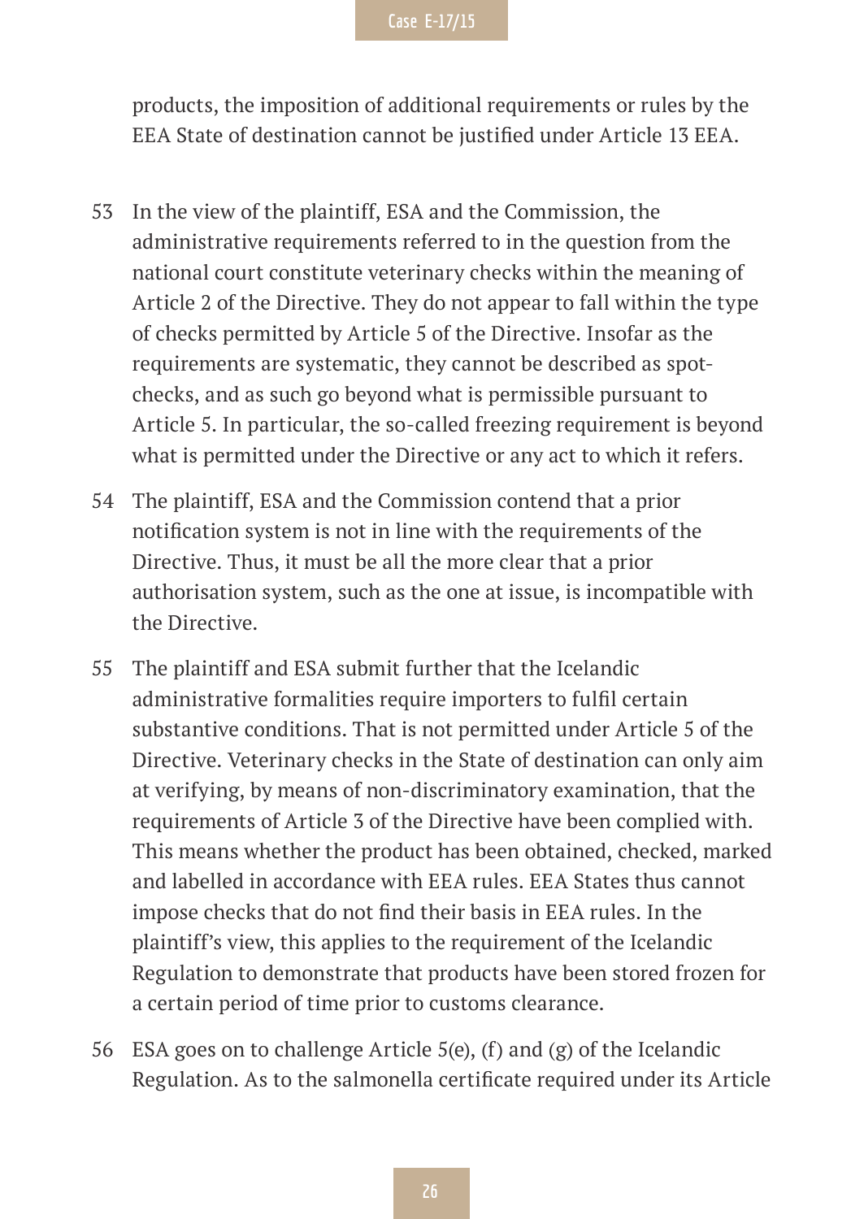products, the imposition of additional requirements or rules by the EEA State of destination cannot be justified under Article 13 EEA.

53 In the view of the plaintiff, ESA and the Commission, the administrative requirements referred to in the question from the national court constitute veterinary checks within the meaning of Article 2 of the Directive. They do not appear to fall within the type of checks permitted by Article 5 of the Directive. Insofar as the requirements are systematic, they cannot be described as spot-checks, and as such go beyond what is permissible pursuant to Article 5. In particular, the so-called freezing requirement is beyond what is permitted under the Directive or any act to which it refers.

54 The plaintiff, ESA and the Commission contend that a prior notification system is not in line with the requirements of the Directive. Thus, it must be all the more clear that a prior authorisation system, such as the one at issue, is incompatible with the Directive.

55 The plaintiff and ESA submit further that the Icelandic administrative formalities require importers to fulfil certain substantive conditions. That is not permitted under Article 5 of the Directive. Veterinary checks in the State of destination can only aim at verifying, by means of non-discriminatory examination, that the requirements of Article 3 of the Directive have been complied with. This means whether the product has been obtained, checked, marked and labelled in accordance with EEA rules. EEA States thus cannot impose checks that do not find their basis in EEA rules. In the plaintiff's view, this applies to the requirement of the Icelandic Regulation to demonstrate that products have been stored frozen for a certain period of time prior to customs clearance.

56 ESA goes on to challenge Article 5(e), (f) and (g) of the Icelandic Regulation. As to the salmonella certificate required under its Article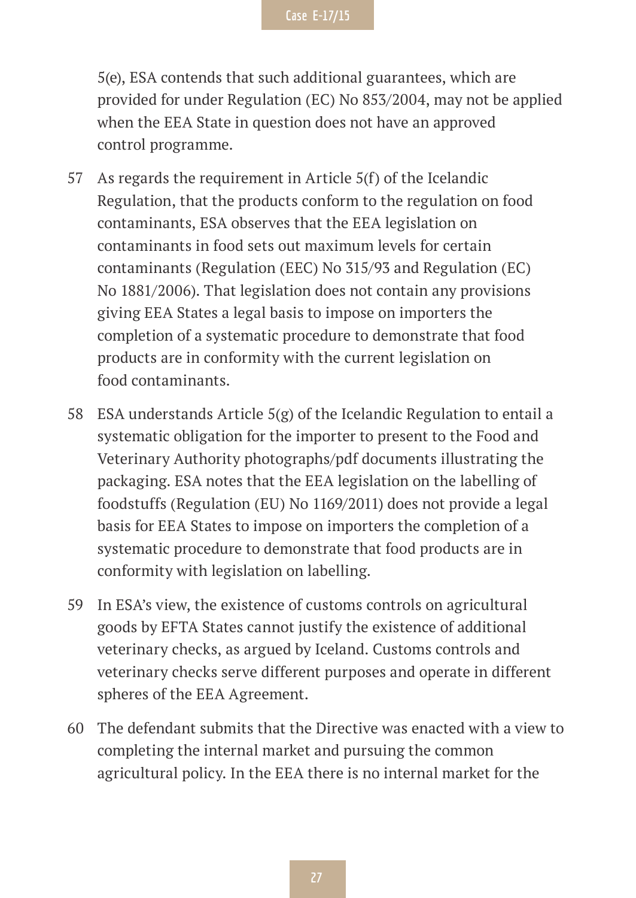5(e), ESA contends that such additional guarantees, which are provided for under Regulation (EC) No 853/2004, may not be applied when the EEA State in question does not have an approved control programme.

57 As regards the requirement in Article 5(f) of the Icelandic Regulation, that the products conform to the regulation on food contaminants, ESA observes that the EEA legislation on contaminants in food sets out maximum levels for certain contaminants (Regulation (EEC) No 315/93 and Regulation (EC) No 1881/2006). That legislation does not contain any provisions giving EEA States a legal basis to impose on importers the completion of a systematic procedure to demonstrate that food products are in conformity with the current legislation on food contaminants.

58 ESA understands Article 5(g) of the Icelandic Regulation to entail a systematic obligation for the importer to present to the Food and Veterinary Authority photographs/pdf documents illustrating the packaging. ESA notes that the EEA legislation on the labelling of foodstuffs (Regulation (EU) No 1169/2011) does not provide a legal basis for EEA States to impose on importers the completion of a systematic procedure to demonstrate that food products are in conformity with legislation on labelling.

59 In ESA's view, the existence of customs controls on agricultural goods by EFTA States cannot justify the existence of additional veterinary checks, as argued by Iceland. Customs controls and veterinary checks serve different purposes and operate in different spheres of the EEA Agreement.

60 The defendant submits that the Directive was enacted with a view to completing the internal market and pursuing the common agricultural policy. In the EEA there is no internal market for the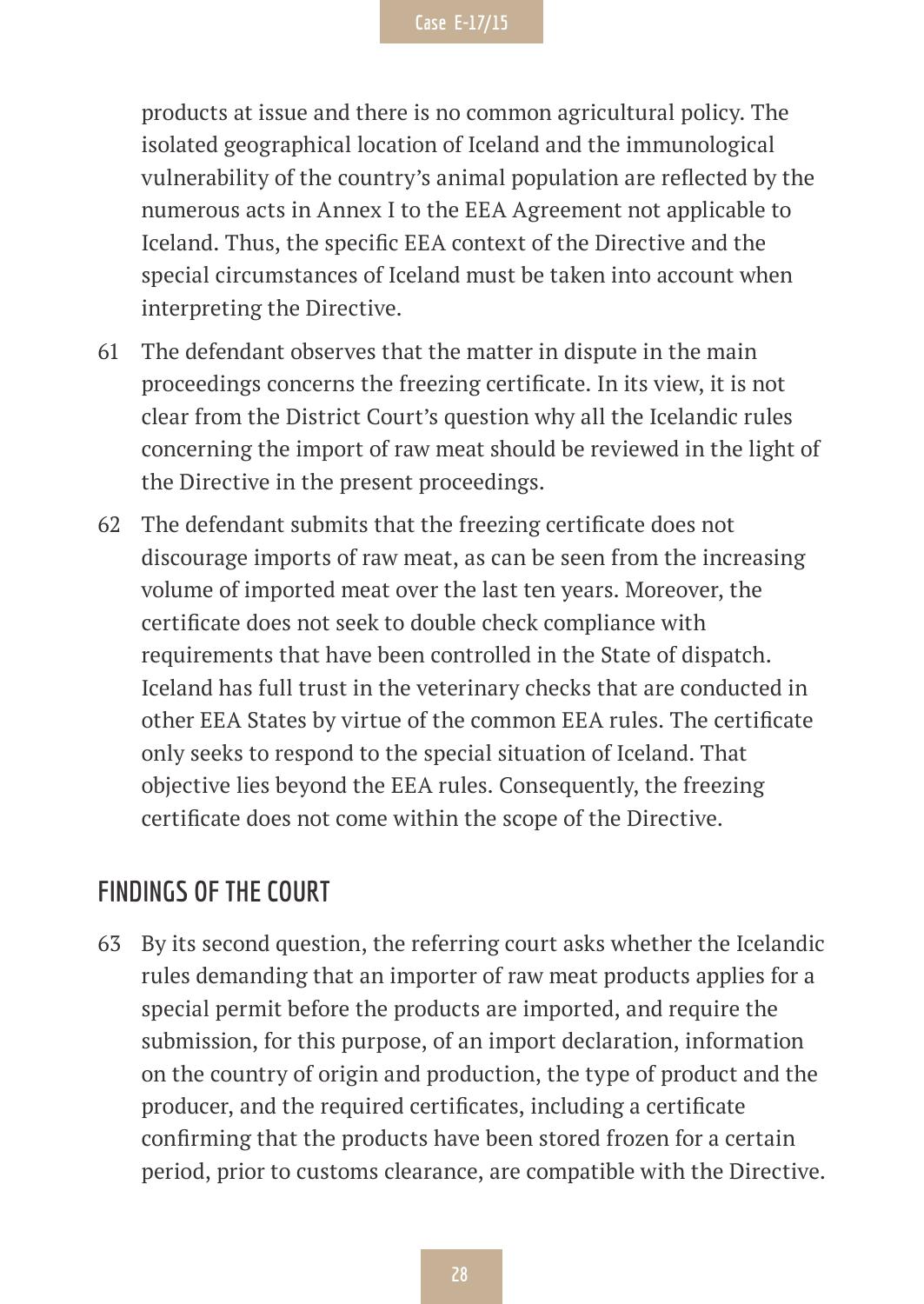products at issue and there is no common agricultural policy. The isolated geographical location of Iceland and the immunological vulnerability of the country's animal population are reflected by the numerous acts in Annex I to the EEA Agreement not applicable to Iceland. Thus, the specific EEA context of the Directive and the special circumstances of Iceland must be taken into account when interpreting the Directive.

61 The defendant observes that the matter in dispute in the main proceedings concerns the freezing certificate. In its view, it is not clear from the District Court's question why all the Icelandic rules concerning the import of raw meat should be reviewed in the light of the Directive in the present proceedings.

62 The defendant submits that the freezing certificate does not discourage imports of raw meat, as can be seen from the increasing volume of imported meat over the last ten years. Moreover, the certificate does not seek to double check compliance with requirements that have been controlled in the State of dispatch. Iceland has full trust in the veterinary checks that are conducted in other EEA States by virtue of the common EEA rules. The certificate only seeks to respond to the special situation of Iceland. That objective lies beyond the EEA rules. Consequently, the freezing certificate does not come within the scope of the Directive.

## FINDINGS OF THE COURT

63 By its second question, the referring court asks whether the Icelandic rules demanding that an importer of raw meat products applies for a special permit before the products are imported, and require the submission, for this purpose, of an import declaration, information on the country of origin and production, the type of product and the producer, and the required certificates, including a certificate confirming that the products have been stored frozen for a certain period, prior to customs clearance, are compatible with the Directive.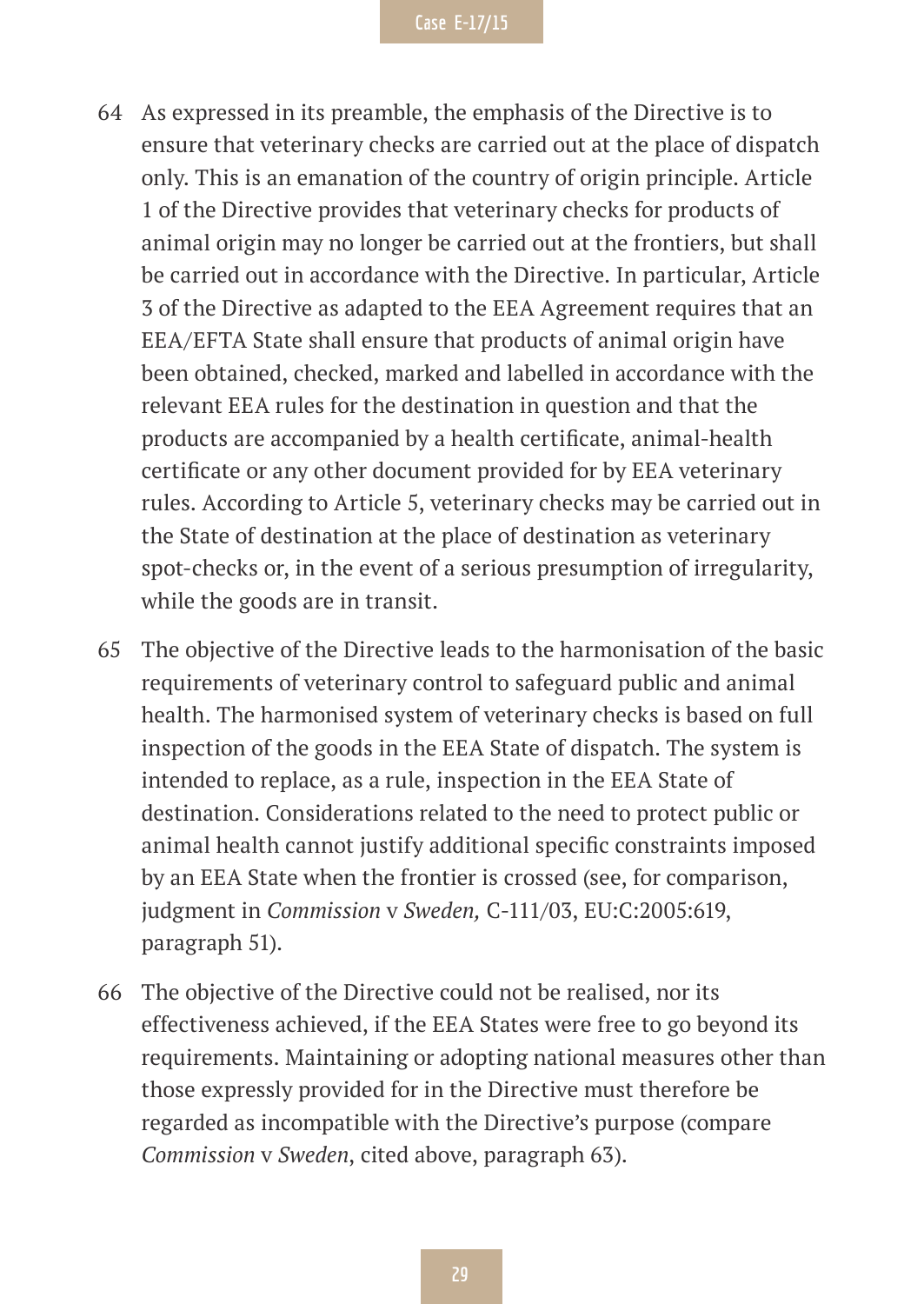64 As expressed in its preamble, the emphasis of the Directive is to ensure that veterinary checks are carried out at the place of dispatch only. This is an emanation of the country of origin principle. Article 1 of the Directive provides that veterinary checks for products of animal origin may no longer be carried out at the frontiers, but shall be carried out in accordance with the Directive. In particular, Article 3 of the Directive as adapted to the EEA Agreement requires that an EEA/EFTA State shall ensure that products of animal origin have been obtained, checked, marked and labelled in accordance with the relevant EEA rules for the destination in question and that the products are accompanied by a health certificate, animal-health certificate or any other document provided for by EEA veterinary rules. According to Article 5, veterinary checks may be carried out in the State of destination at the place of destination as veterinary spot-checks or, in the event of a serious presumption of irregularity, while the goods are in transit.

65 The objective of the Directive leads to the harmonisation of the basic requirements of veterinary control to safeguard public and animal health. The harmonised system of veterinary checks is based on full inspection of the goods in the EEA State of dispatch. The system is intended to replace, as a rule, inspection in the EEA State of destination. Considerations related to the need to protect public or animal health cannot justify additional specific constraints imposed by an EEA State when the frontier is crossed (see, for comparison, judgment in *Commission* v *Sweden,* C-111/03, EU:C:2005:619, paragraph 51).

66 The objective of the Directive could not be realised, nor its effectiveness achieved, if the EEA States were free to go beyond its requirements. Maintaining or adopting national measures other than those expressly provided for in the Directive must therefore be regarded as incompatible with the Directive's purpose (compare *Commission* v *Sweden*, cited above, paragraph 63).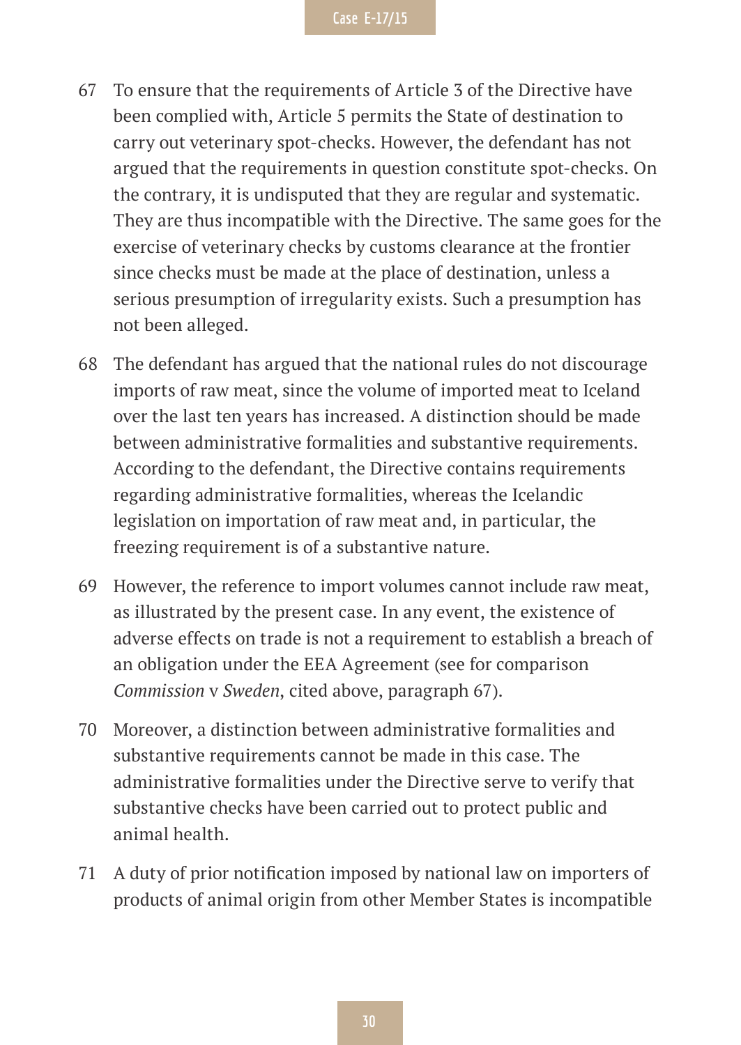67 To ensure that the requirements of Article 3 of the Directive have been complied with, Article 5 permits the State of destination to carry out veterinary spot-checks. However, the defendant has not argued that the requirements in question constitute spot-checks. On the contrary, it is undisputed that they are regular and systematic. They are thus incompatible with the Directive. The same goes for the exercise of veterinary checks by customs clearance at the frontier since checks must be made at the place of destination, unless a serious presumption of irregularity exists. Such a presumption has not been alleged.

68 The defendant has argued that the national rules do not discourage imports of raw meat, since the volume of imported meat to Iceland over the last ten years has increased. A distinction should be made between administrative formalities and substantive requirements. According to the defendant, the Directive contains requirements regarding administrative formalities, whereas the Icelandic legislation on importation of raw meat and, in particular, the freezing requirement is of a substantive nature.

69 However, the reference to import volumes cannot include raw meat, as illustrated by the present case. In any event, the existence of adverse effects on trade is not a requirement to establish a breach of an obligation under the EEA Agreement (see for comparison *Commission* v *Sweden*, cited above, paragraph 67).

70 Moreover, a distinction between administrative formalities and substantive requirements cannot be made in this case. The administrative formalities under the Directive serve to verify that substantive checks have been carried out to protect public and animal health.

71 A duty of prior notification imposed by national law on importers of products of animal origin from other Member States is incompatible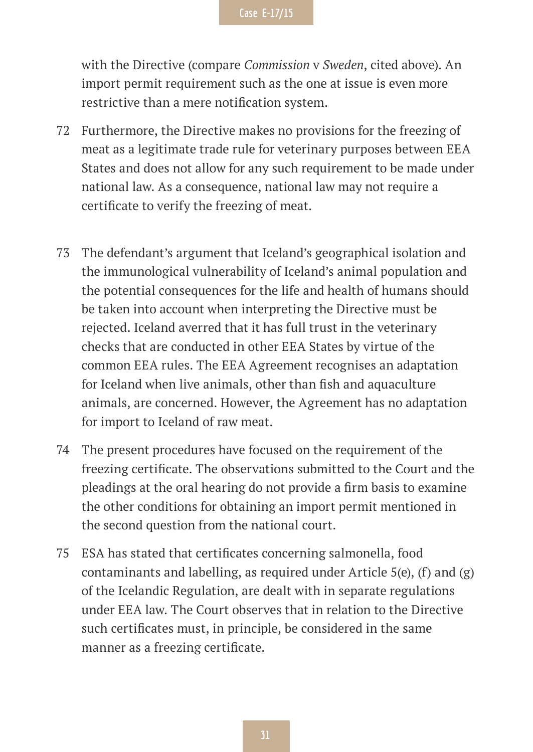with the Directive (compare *Commission* v *Sweden*, cited above). An import permit requirement such as the one at issue is even more restrictive than a mere notification system.

72 Furthermore, the Directive makes no provisions for the freezing of meat as a legitimate trade rule for veterinary purposes between EEA States and does not allow for any such requirement to be made under national law. As a consequence, national law may not require a certificate to verify the freezing of meat.

73 The defendant's argument that Iceland's geographical isolation and the immunological vulnerability of Iceland's animal population and the potential consequences for the life and health of humans should be taken into account when interpreting the Directive must be rejected. Iceland averred that it has full trust in the veterinary checks that are conducted in other EEA States by virtue of the common EEA rules. The EEA Agreement recognises an adaptation for Iceland when live animals, other than fish and aquaculture animals, are concerned. However, the Agreement has no adaptation for import to Iceland of raw meat.

74 The present procedures have focused on the requirement of the freezing certificate. The observations submitted to the Court and the pleadings at the oral hearing do not provide a firm basis to examine the other conditions for obtaining an import permit mentioned in the second question from the national court.

75 ESA has stated that certificates concerning salmonella, food contaminants and labelling, as required under Article 5(e), (f) and (g) of the Icelandic Regulation, are dealt with in separate regulations under EEA law. The Court observes that in relation to the Directive such certificates must, in principle, be considered in the same manner as a freezing certificate.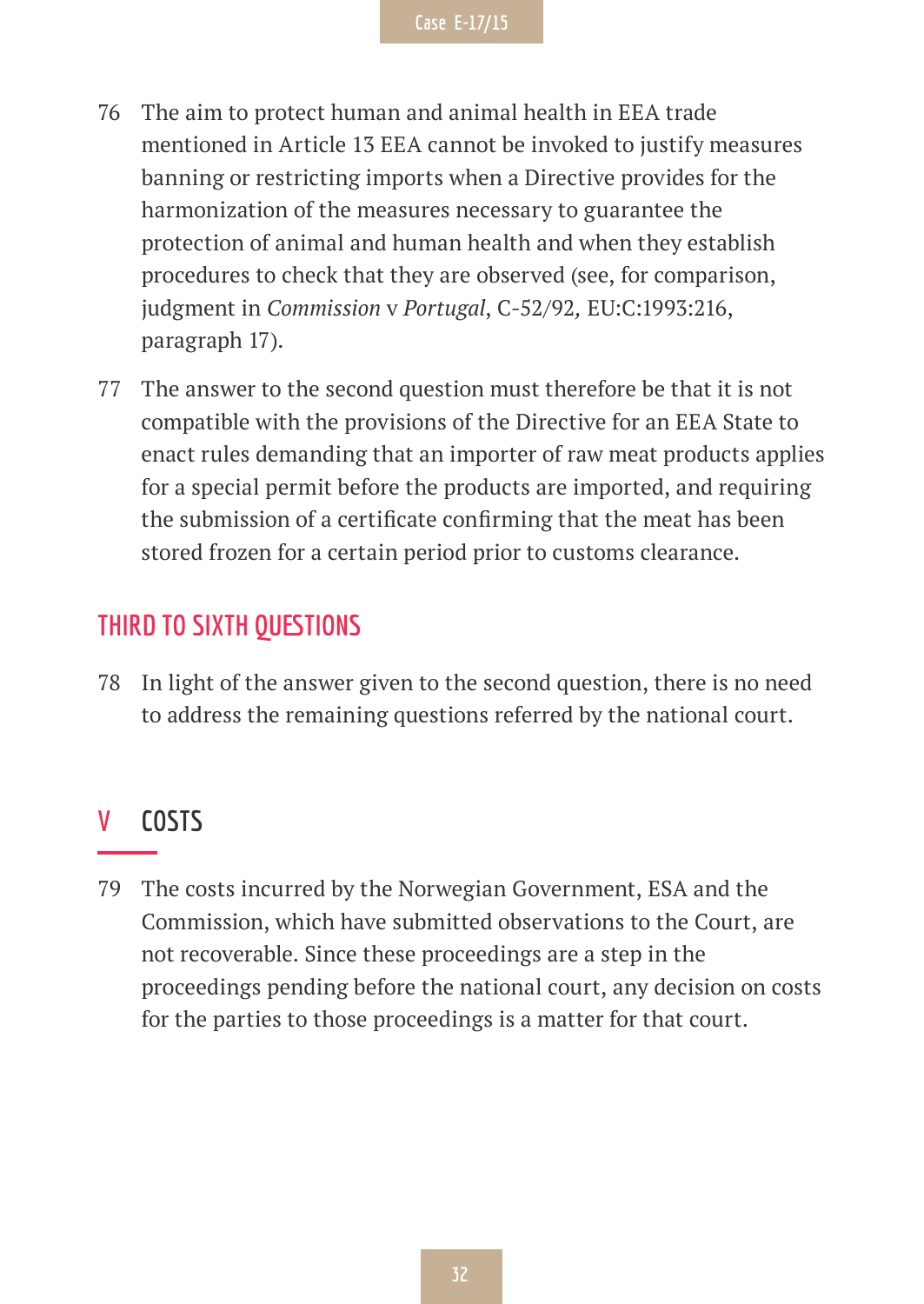76 The aim to protect human and animal health in EEA trade mentioned in Article 13 EEA cannot be invoked to justify measures banning or restricting imports when a Directive provides for the harmonization of the measures necessary to guarantee the protection of animal and human health and when they establish procedures to check that they are observed (see, for comparison, judgment in *Commission* v *Portugal*, C-52/92, EU:C:1993:216, paragraph 17).

77 The answer to the second question must therefore be that it is not compatible with the provisions of the Directive for an EEA State to enact rules demanding that an importer of raw meat products applies for a special permit before the products are imported, and requiring the submission of a certificate confirming that the meat has been stored frozen for a certain period prior to customs clearance.

## THIRD TO SIXTH QUESTIONS

78 In light of the answer given to the second question, there is no need to address the remaining questions referred by the national court.

# V COSTS

79 The costs incurred by the Norwegian Government, ESA and the Commission, which have submitted observations to the Court, are not recoverable. Since these proceedings are a step in the proceedings pending before the national court, any decision on costs for the parties to those proceedings is a matter for that court.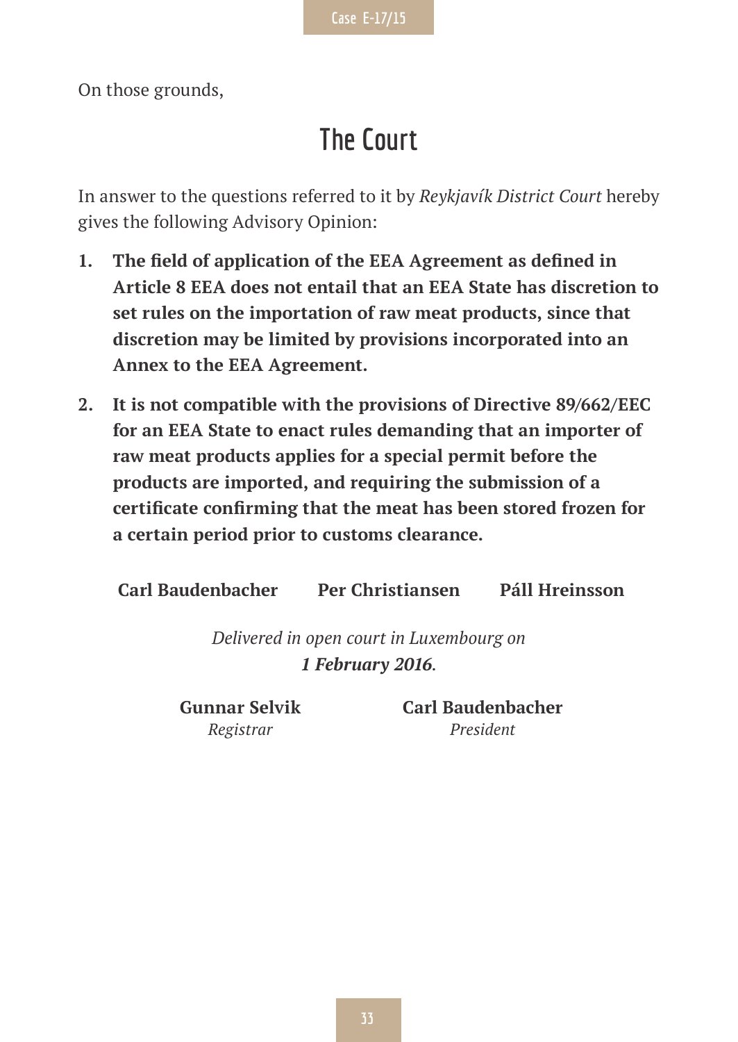On those grounds,

# The Court

In answer to the questions referred to it by *Reykjavík District Court* hereby gives the following Advisory Opinion:

1. **The field of application of the EEA Agreement as defined in Article 8 EEA does not entail that an EEA State has discretion to set rules on the importation of raw meat products, since that discretion may be limited by provisions incorporated into an Annex to the EEA Agreement.**

2. **It is not compatible with the provisions of Directive 89/662/EEC for an EEA State to enact rules demanding that an importer of raw meat products applies for a special permit before the products are imported, and requiring the submission of a certificate confirming that the meat has been stored frozen for a certain period prior to customs clearance.**

**Carl Baudenbacher** **Per Christiansen** **Páll Hreinsson**

*Delivered in open court in Luxembourg on* ***1 February 2016****.*

**Gunnar Selvik**
*Registrar*

**Carl Baudenbacher**
*President*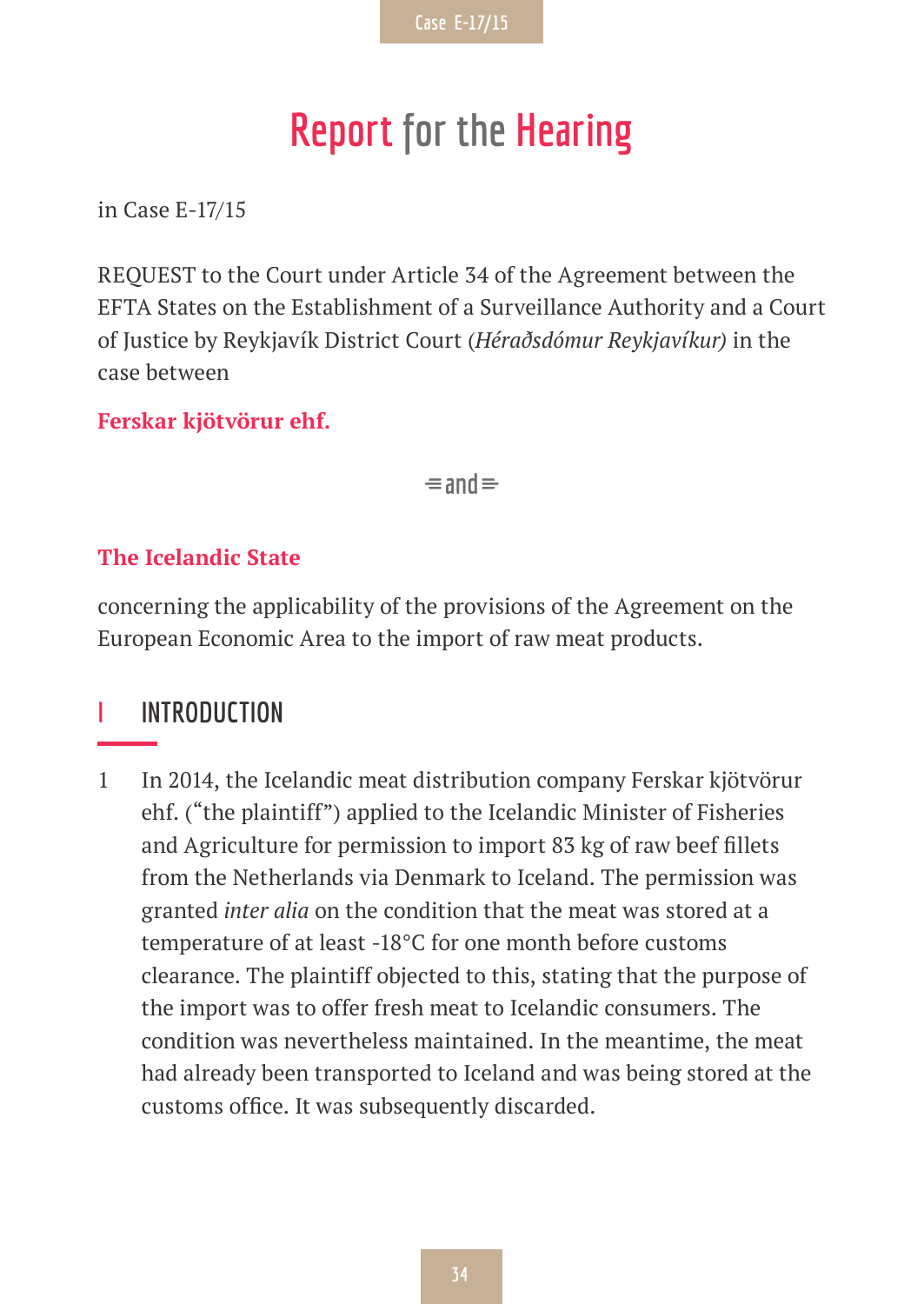# Report for the Hearing

in Case E-17/15

REQUEST to the Court under Article 34 of the Agreement between the EFTA States on the Establishment of a Surveillance Authority and a Court of Justice by Reykjavík District Court (*Héraðsdómur Reykjavíkur)* in the case between

**Ferskar kjötvörur ehf.**

and

**The Icelandic State**

concerning the applicability of the provisions of the Agreement on the European Economic Area to the import of raw meat products.

## I INTRODUCTION

1 In 2014, the Icelandic meat distribution company Ferskar kjötvörur ehf. ("the plaintiff") applied to the Icelandic Minister of Fisheries and Agriculture for permission to import 83 kg of raw beef fillets from the Netherlands via Denmark to Iceland. The permission was granted *inter alia* on the condition that the meat was stored at a temperature of at least -18°C for one month before customs clearance. The plaintiff objected to this, stating that the purpose of the import was to offer fresh meat to Icelandic consumers. The condition was nevertheless maintained. In the meantime, the meat had already been transported to Iceland and was being stored at the customs office. It was subsequently discarded.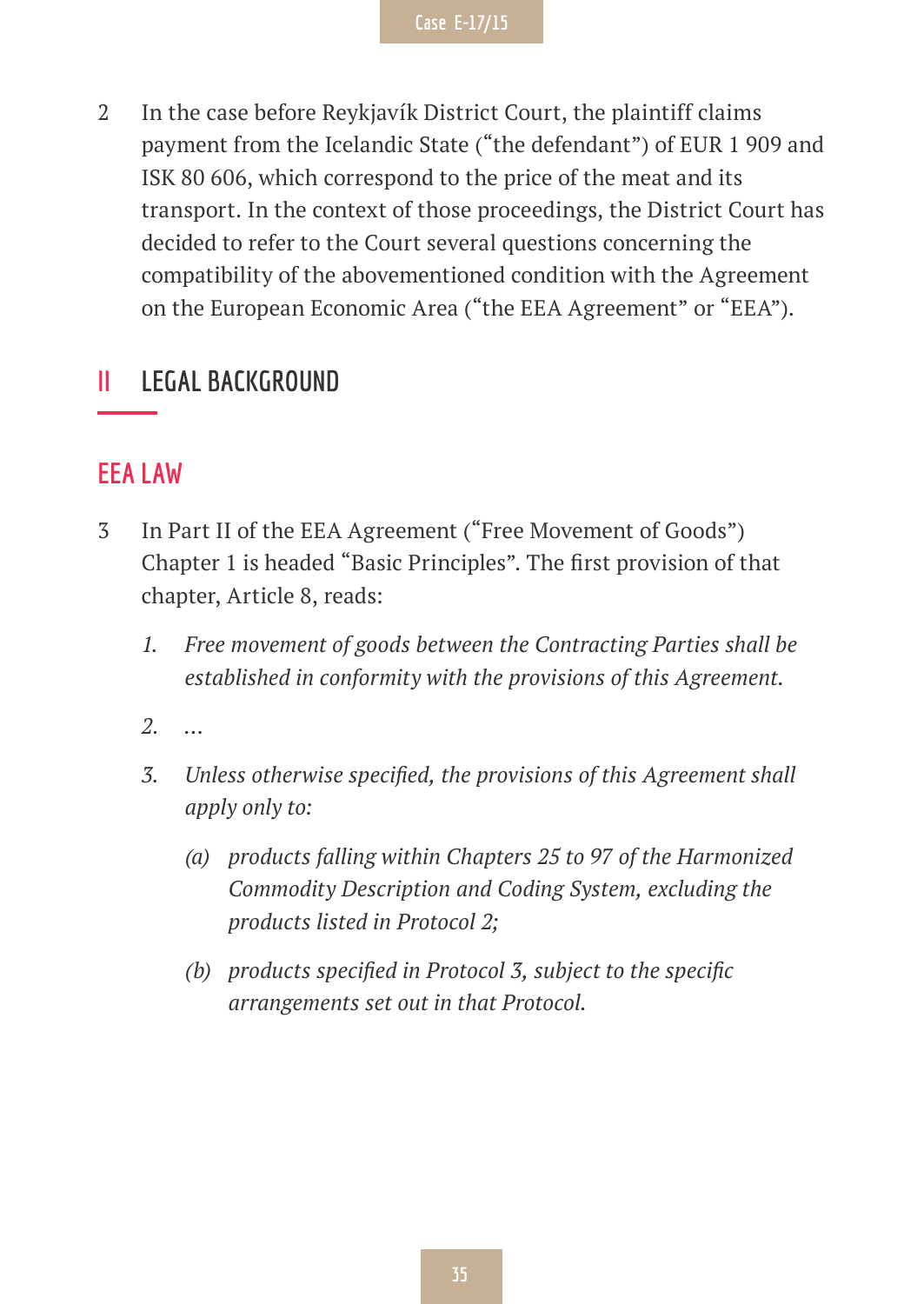2 In the case before Reykjavík District Court, the plaintiff claims payment from the Icelandic State (“the defendant”) of EUR 1 909 and ISK 80 606, which correspond to the price of the meat and its transport. In the context of those proceedings, the District Court has decided to refer to the Court several questions concerning the compatibility of the abovementioned condition with the Agreement on the European Economic Area (“the EEA Agreement” or “EEA”).

## II LEGAL BACKGROUND

### EEA LAW

3 In Part II of the EEA Agreement (“Free Movement of Goods”) Chapter 1 is headed “Basic Principles”. The first provision of that chapter, Article 8, reads:

> *1. Free movement of goods between the Contracting Parties shall be established in conformity with the provisions of this Agreement.*
>
> *2. …*
>
> *3. Unless otherwise specified, the provisions of this Agreement shall apply only to:*
>
> *(a) products falling within Chapters 25 to 97 of the Harmonized Commodity Description and Coding System, excluding the products listed in Protocol 2;*
>
> *(b) products specified in Protocol 3, subject to the specific arrangements set out in that Protocol.*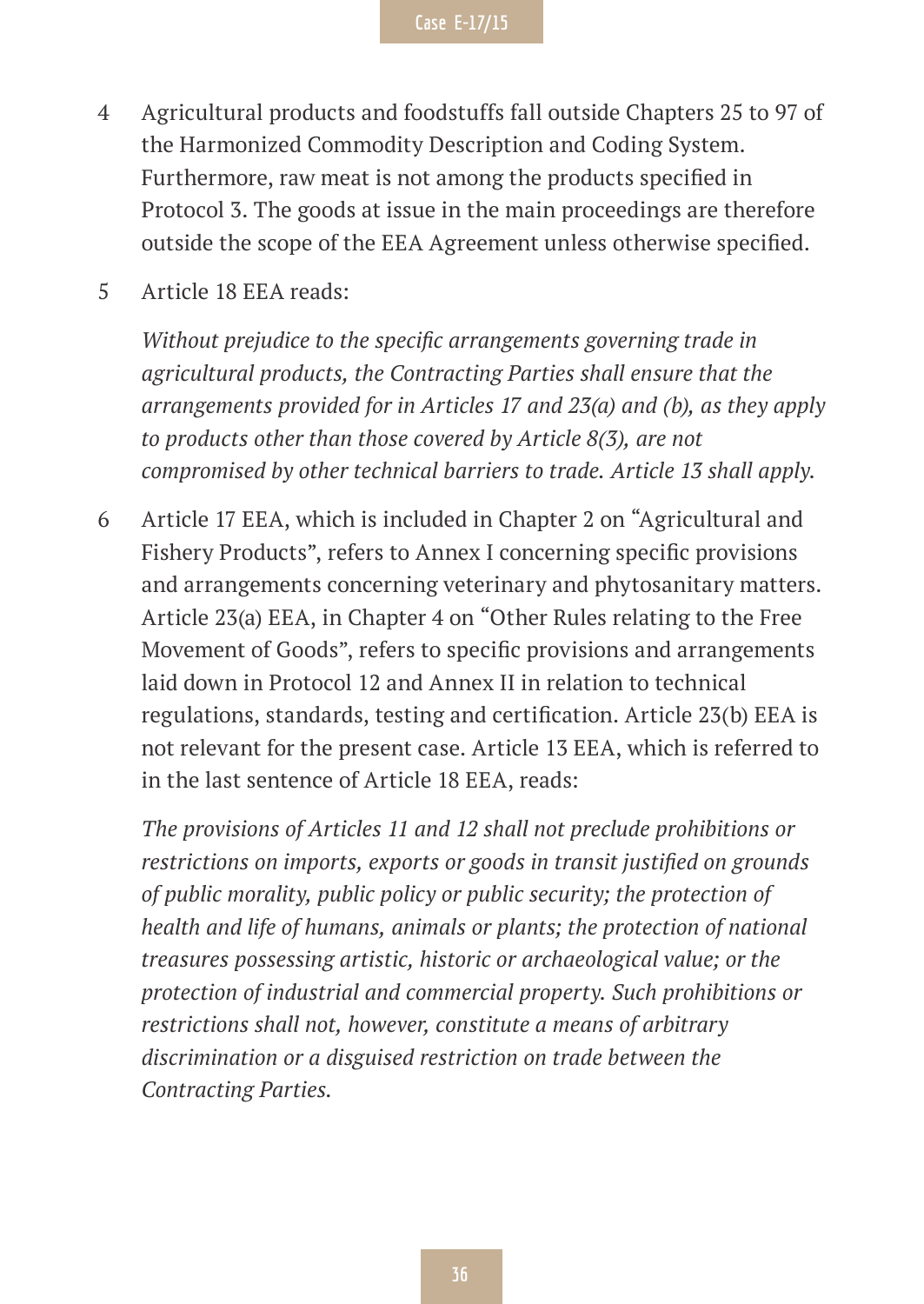4 Agricultural products and foodstuffs fall outside Chapters 25 to 97 of the Harmonized Commodity Description and Coding System. Furthermore, raw meat is not among the products specified in Protocol 3. The goods at issue in the main proceedings are therefore outside the scope of the EEA Agreement unless otherwise specified.

5 Article 18 EEA reads:

*Without prejudice to the specific arrangements governing trade in agricultural products, the Contracting Parties shall ensure that the arrangements provided for in Articles 17 and 23(a) and (b), as they apply to products other than those covered by Article 8(3), are not compromised by other technical barriers to trade. Article 13 shall apply.*

6 Article 17 EEA, which is included in Chapter 2 on "Agricultural and Fishery Products", refers to Annex I concerning specific provisions and arrangements concerning veterinary and phytosanitary matters. Article 23(a) EEA, in Chapter 4 on "Other Rules relating to the Free Movement of Goods", refers to specific provisions and arrangements laid down in Protocol 12 and Annex II in relation to technical regulations, standards, testing and certification. Article 23(b) EEA is not relevant for the present case. Article 13 EEA, which is referred to in the last sentence of Article 18 EEA, reads:

*The provisions of Articles 11 and 12 shall not preclude prohibitions or restrictions on imports, exports or goods in transit justified on grounds of public morality, public policy or public security; the protection of health and life of humans, animals or plants; the protection of national treasures possessing artistic, historic or archaeological value; or the protection of industrial and commercial property. Such prohibitions or restrictions shall not, however, constitute a means of arbitrary discrimination or a disguised restriction on trade between the Contracting Parties.*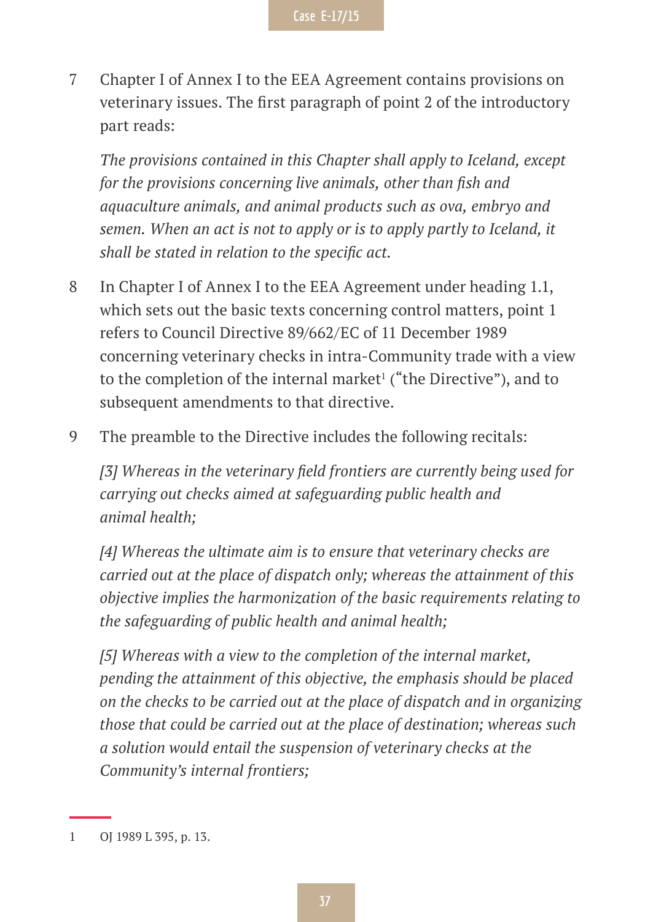7 Chapter I of Annex I to the EEA Agreement contains provisions on veterinary issues. The first paragraph of point 2 of the introductory part reads:

*The provisions contained in this Chapter shall apply to Iceland, except for the provisions concerning live animals, other than fish and aquaculture animals, and animal products such as ova, embryo and semen. When an act is not to apply or is to apply partly to Iceland, it shall be stated in relation to the specific act.*

8 In Chapter I of Annex I to the EEA Agreement under heading 1.1, which sets out the basic texts concerning control matters, point 1 refers to Council Directive 89/662/EC of 11 December 1989 concerning veterinary checks in intra-Community trade with a view to the completion of the internal market[1] ("the Directive"), and to subsequent amendments to that directive.

9 The preamble to the Directive includes the following recitals:

*[3] Whereas in the veterinary field frontiers are currently being used for carrying out checks aimed at safeguarding public health and animal health;*

*[4] Whereas the ultimate aim is to ensure that veterinary checks are carried out at the place of dispatch only; whereas the attainment of this objective implies the harmonization of the basic requirements relating to the safeguarding of public health and animal health;*

*[5] Whereas with a view to the completion of the internal market, pending the attainment of this objective, the emphasis should be placed on the checks to be carried out at the place of dispatch and in organizing those that could be carried out at the place of destination; whereas such a solution would entail the suspension of veterinary checks at the Community's internal frontiers;*

---

1 OJ 1989 L 395, p. 13.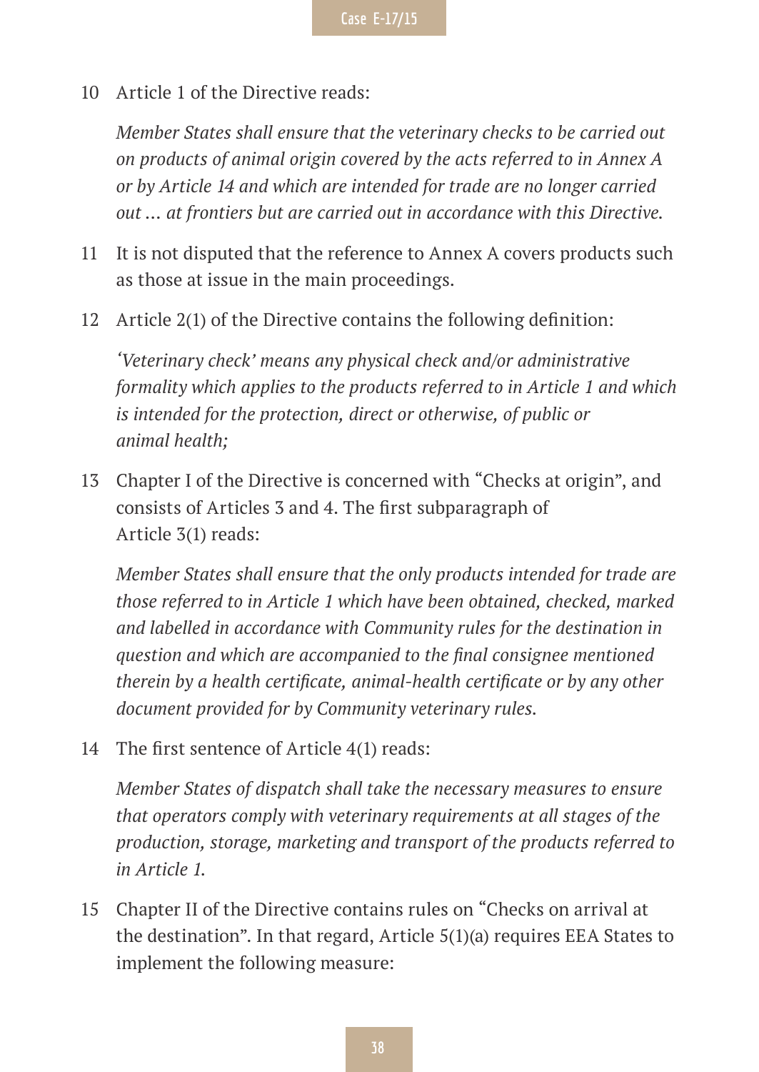10 Article 1 of the Directive reads:

*Member States shall ensure that the veterinary checks to be carried out on products of animal origin covered by the acts referred to in Annex A or by Article 14 and which are intended for trade are no longer carried out … at frontiers but are carried out in accordance with this Directive.*

11 It is not disputed that the reference to Annex A covers products such as those at issue in the main proceedings.

12 Article 2(1) of the Directive contains the following definition:

*'Veterinary check' means any physical check and/or administrative formality which applies to the products referred to in Article 1 and which is intended for the protection, direct or otherwise, of public or animal health;*

13 Chapter I of the Directive is concerned with "Checks at origin", and consists of Articles 3 and 4. The first subparagraph of Article 3(1) reads:

*Member States shall ensure that the only products intended for trade are those referred to in Article 1 which have been obtained, checked, marked and labelled in accordance with Community rules for the destination in question and which are accompanied to the final consignee mentioned therein by a health certificate, animal-health certificate or by any other document provided for by Community veterinary rules.*

14 The first sentence of Article 4(1) reads:

*Member States of dispatch shall take the necessary measures to ensure that operators comply with veterinary requirements at all stages of the production, storage, marketing and transport of the products referred to in Article 1.*

15 Chapter II of the Directive contains rules on "Checks on arrival at the destination". In that regard, Article 5(1)(a) requires EEA States to implement the following measure: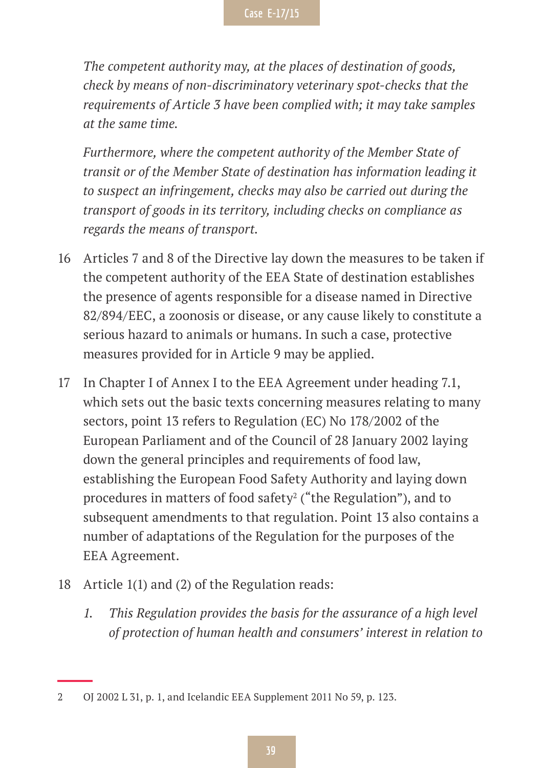*The competent authority may, at the places of destination of goods, check by means of non-discriminatory veterinary spot-checks that the requirements of Article 3 have been complied with; it may take samples at the same time.*

*Furthermore, where the competent authority of the Member State of transit or of the Member State of destination has information leading it to suspect an infringement, checks may also be carried out during the transport of goods in its territory, including checks on compliance as regards the means of transport.*

16 Articles 7 and 8 of the Directive lay down the measures to be taken if the competent authority of the EEA State of destination establishes the presence of agents responsible for a disease named in Directive 82/894/EEC, a zoonosis or disease, or any cause likely to constitute a serious hazard to animals or humans. In such a case, protective measures provided for in Article 9 may be applied.

17 In Chapter I of Annex I to the EEA Agreement under heading 7.1, which sets out the basic texts concerning measures relating to many sectors, point 13 refers to Regulation (EC) No 178/2002 of the European Parliament and of the Council of 28 January 2002 laying down the general principles and requirements of food law, establishing the European Food Safety Authority and laying down procedures in matters of food safety[2] ("the Regulation"), and to subsequent amendments to that regulation. Point 13 also contains a number of adaptations of the Regulation for the purposes of the EEA Agreement.

18 Article 1(1) and (2) of the Regulation reads:

> *1. This Regulation provides the basis for the assurance of a high level of protection of human health and consumers' interest in relation to*

---

2 OJ 2002 L 31, p. 1, and Icelandic EEA Supplement 2011 No 59, p. 123.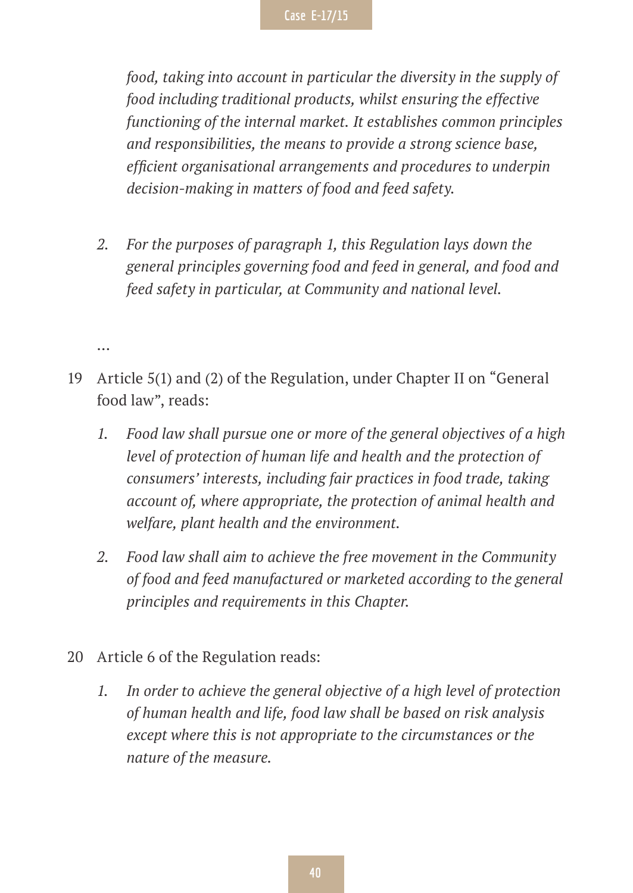*food, taking into account in particular the diversity in the supply of food including traditional products, whilst ensuring the effective functioning of the internal market. It establishes common principles and responsibilities, the means to provide a strong science base, efficient organisational arrangements and procedures to underpin decision-making in matters of food and feed safety.*

*2. For the purposes of paragraph 1, this Regulation lays down the general principles governing food and feed in general, and food and feed safety in particular, at Community and national level.*

…

19 Article 5(1) and (2) of the Regulation, under Chapter II on "General food law", reads:

*1. Food law shall pursue one or more of the general objectives of a high level of protection of human life and health and the protection of consumers' interests, including fair practices in food trade, taking account of, where appropriate, the protection of animal health and welfare, plant health and the environment.*

*2. Food law shall aim to achieve the free movement in the Community of food and feed manufactured or marketed according to the general principles and requirements in this Chapter.*

20 Article 6 of the Regulation reads:

*1. In order to achieve the general objective of a high level of protection of human health and life, food law shall be based on risk analysis except where this is not appropriate to the circumstances or the nature of the measure.*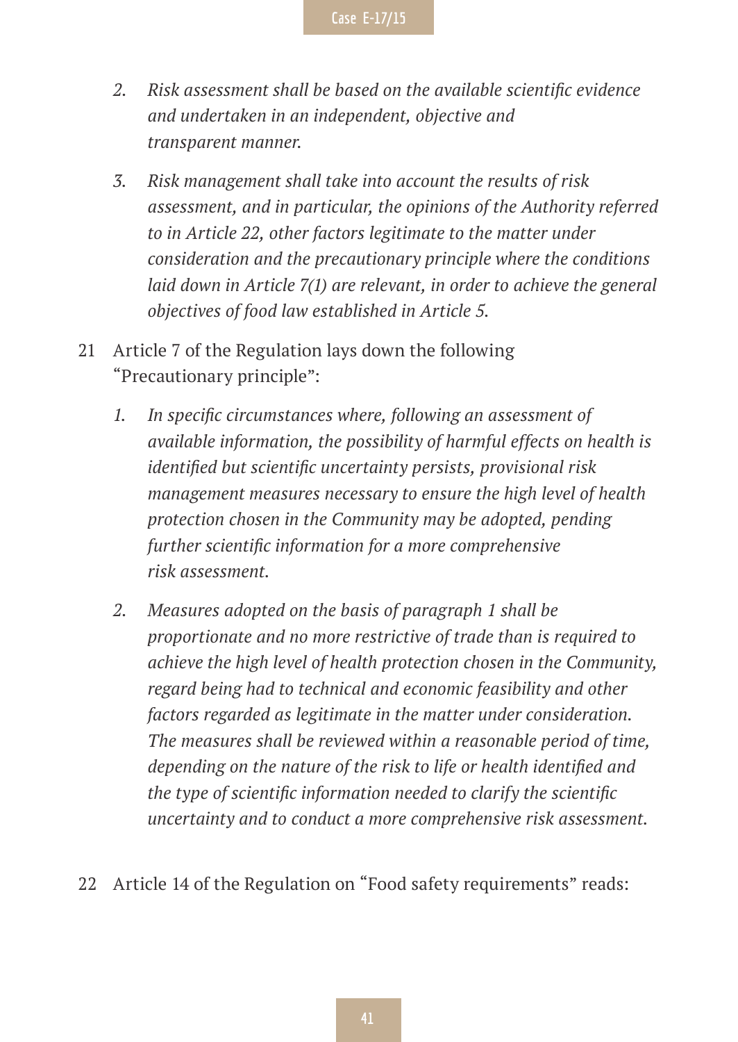2. *Risk assessment shall be based on the available scientific evidence and undertaken in an independent, objective and transparent manner.*

3. *Risk management shall take into account the results of risk assessment, and in particular, the opinions of the Authority referred to in Article 22, other factors legitimate to the matter under consideration and the precautionary principle where the conditions laid down in Article 7(1) are relevant, in order to achieve the general objectives of food law established in Article 5.*

21 Article 7 of the Regulation lays down the following "Precautionary principle":

1. *In specific circumstances where, following an assessment of available information, the possibility of harmful effects on health is identified but scientific uncertainty persists, provisional risk management measures necessary to ensure the high level of health protection chosen in the Community may be adopted, pending further scientific information for a more comprehensive risk assessment.*

2. *Measures adopted on the basis of paragraph 1 shall be proportionate and no more restrictive of trade than is required to achieve the high level of health protection chosen in the Community, regard being had to technical and economic feasibility and other factors regarded as legitimate in the matter under consideration. The measures shall be reviewed within a reasonable period of time, depending on the nature of the risk to life or health identified and the type of scientific information needed to clarify the scientific uncertainty and to conduct a more comprehensive risk assessment.*

22 Article 14 of the Regulation on "Food safety requirements" reads: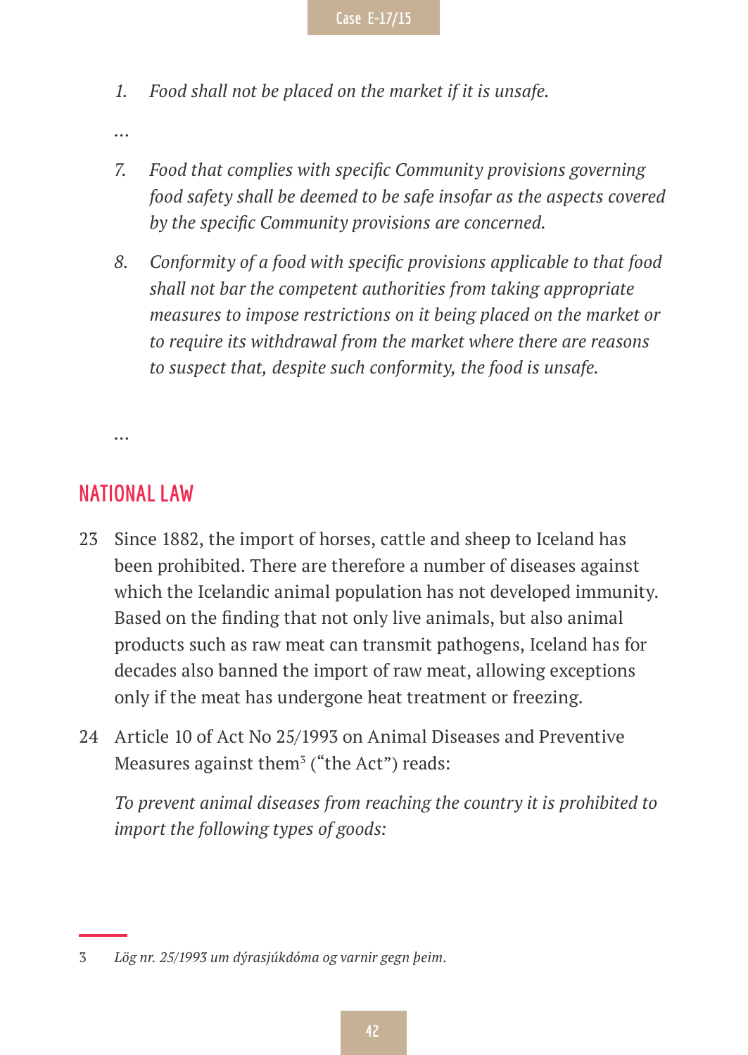*1. Food shall not be placed on the market if it is unsafe.*

…

*7. Food that complies with specific Community provisions governing food safety shall be deemed to be safe insofar as the aspects covered by the specific Community provisions are concerned.*

*8. Conformity of a food with specific provisions applicable to that food shall not bar the competent authorities from taking appropriate measures to impose restrictions on it being placed on the market or to require its withdrawal from the market where there are reasons to suspect that, despite such conformity, the food is unsafe.*

…

## NATIONAL LAW

23 Since 1882, the import of horses, cattle and sheep to Iceland has been prohibited. There are therefore a number of diseases against which the Icelandic animal population has not developed immunity. Based on the finding that not only live animals, but also animal products such as raw meat can transmit pathogens, Iceland has for decades also banned the import of raw meat, allowing exceptions only if the meat has undergone heat treatment or freezing.

24 Article 10 of Act No 25/1993 on Animal Diseases and Preventive Measures against them[3] ("the Act") reads:

*To prevent animal diseases from reaching the country it is prohibited to import the following types of goods:*

---

3 *Lög nr. 25/1993 um dýrasjúkdóma og varnir gegn þeim.*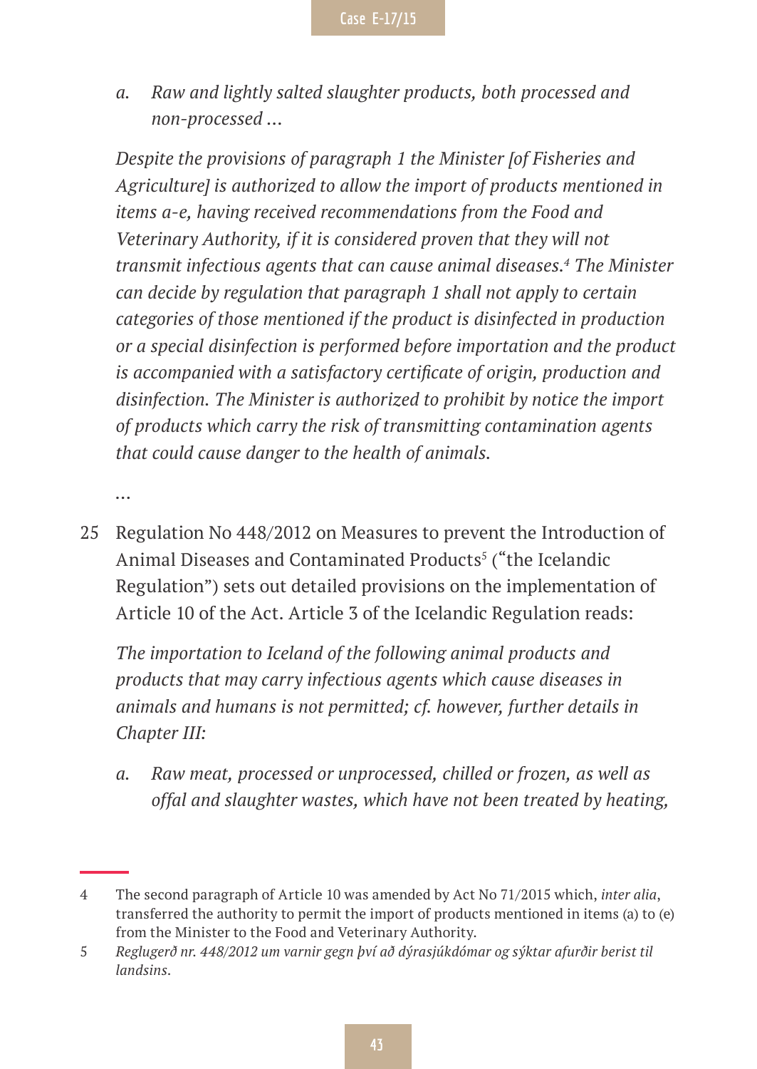*a. Raw and lightly salted slaughter products, both processed and non-processed …*

*Despite the provisions of paragraph 1 the Minister [of Fisheries and Agriculture] is authorized to allow the import of products mentioned in items a-e, having received recommendations from the Food and Veterinary Authority, if it is considered proven that they will not transmit infectious agents that can cause animal diseases.*[4] *The Minister can decide by regulation that paragraph 1 shall not apply to certain categories of those mentioned if the product is disinfected in production or a special disinfection is performed before importation and the product is accompanied with a satisfactory certificate of origin, production and disinfection. The Minister is authorized to prohibit by notice the import of products which carry the risk of transmitting contamination agents that could cause danger to the health of animals.*

*…*

25 Regulation No 448/2012 on Measures to prevent the Introduction of Animal Diseases and Contaminated Products[5] ("the Icelandic Regulation") sets out detailed provisions on the implementation of Article 10 of the Act. Article 3 of the Icelandic Regulation reads:

*The importation to Iceland of the following animal products and products that may carry infectious agents which cause diseases in animals and humans is not permitted; cf. however, further details in Chapter III:*

*a. Raw meat, processed or unprocessed, chilled or frozen, as well as offal and slaughter wastes, which have not been treated by heating,*

---

4 The second paragraph of Article 10 was amended by Act No 71/2015 which, *inter alia*, transferred the authority to permit the import of products mentioned in items (a) to (e) from the Minister to the Food and Veterinary Authority.

5 *Reglugerð nr. 448/2012 um varnir gegn því að dýrasjúkdómar og sýktar afurðir berist til landsins.*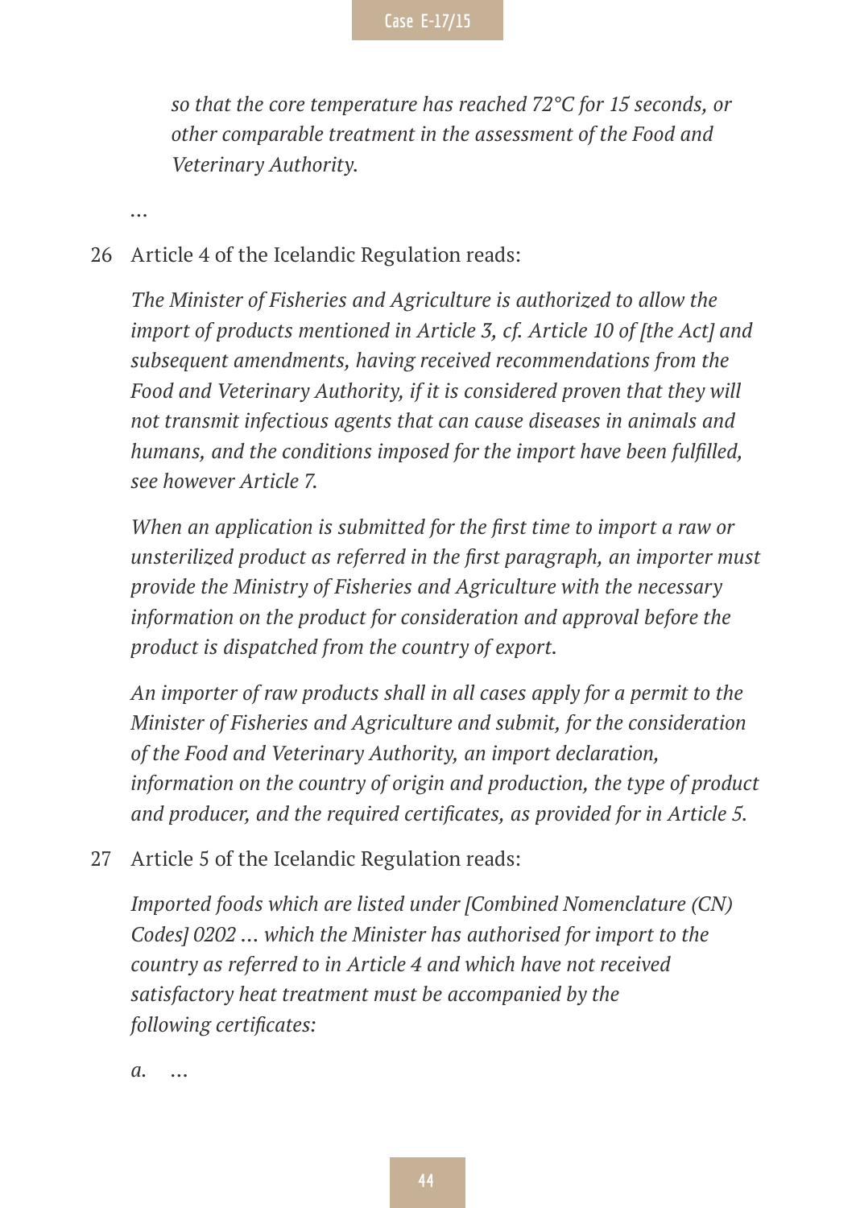*so that the core temperature has reached 72°C for 15 seconds, or other comparable treatment in the assessment of the Food and Veterinary Authority.*

…

26 Article 4 of the Icelandic Regulation reads:

*The Minister of Fisheries and Agriculture is authorized to allow the import of products mentioned in Article 3, cf. Article 10 of [the Act] and subsequent amendments, having received recommendations from the Food and Veterinary Authority, if it is considered proven that they will not transmit infectious agents that can cause diseases in animals and humans, and the conditions imposed for the import have been fulfilled, see however Article 7.*

*When an application is submitted for the first time to import a raw or unsterilized product as referred in the first paragraph, an importer must provide the Ministry of Fisheries and Agriculture with the necessary information on the product for consideration and approval before the product is dispatched from the country of export.*

*An importer of raw products shall in all cases apply for a permit to the Minister of Fisheries and Agriculture and submit, for the consideration of the Food and Veterinary Authority, an import declaration, information on the country of origin and production, the type of product and producer, and the required certificates, as provided for in Article 5.*

27 Article 5 of the Icelandic Regulation reads:

*Imported foods which are listed under [Combined Nomenclature (CN) Codes] 0202 … which the Minister has authorised for import to the country as referred to in Article 4 and which have not received satisfactory heat treatment must be accompanied by the following certificates:*

*a.* …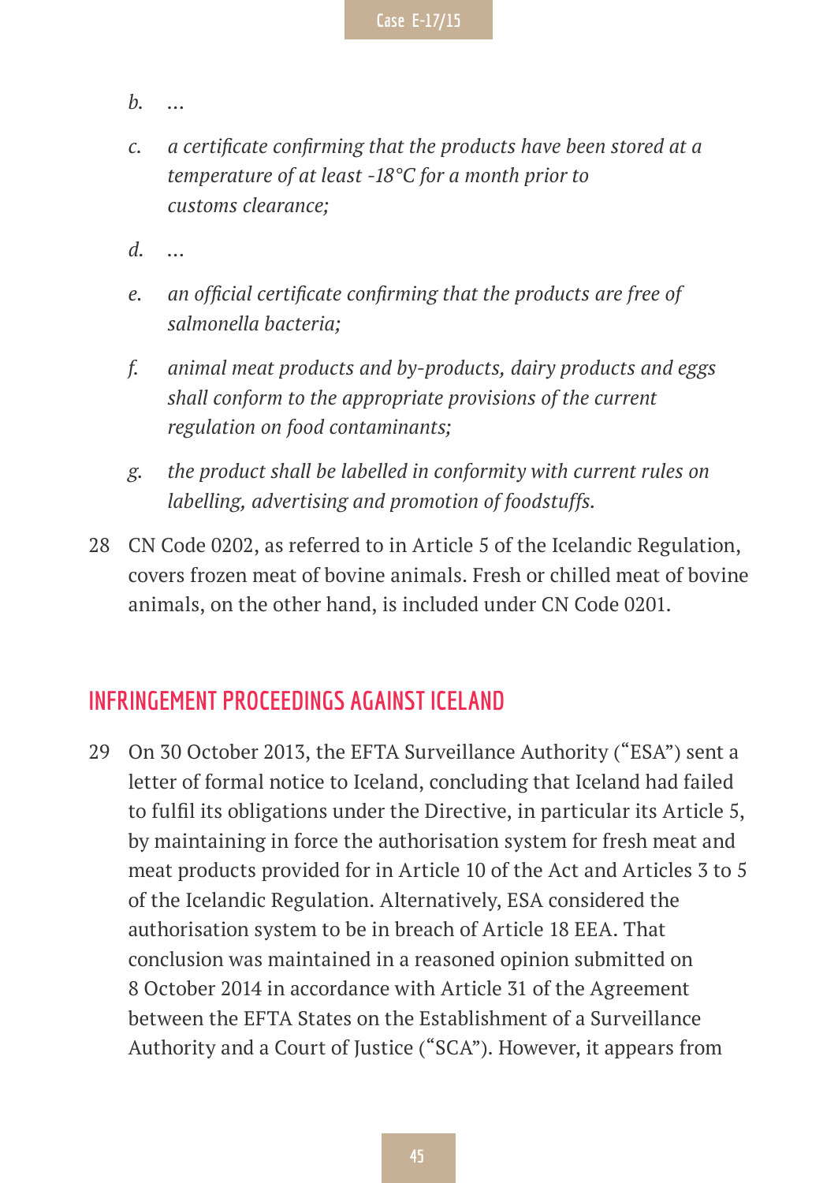*b.* *…*

*c.* *a certificate confirming that the products have been stored at a temperature of at least -18°C for a month prior to customs clearance;*

*d.* *…*

*e.* *an official certificate confirming that the products are free of salmonella bacteria;*

*f.* *animal meat products and by-products, dairy products and eggs shall conform to the appropriate provisions of the current regulation on food contaminants;*

*g.* *the product shall be labelled in conformity with current rules on labelling, advertising and promotion of foodstuffs.*

28 CN Code 0202, as referred to in Article 5 of the Icelandic Regulation, covers frozen meat of bovine animals. Fresh or chilled meat of bovine animals, on the other hand, is included under CN Code 0201.

## INFRINGEMENT PROCEEDINGS AGAINST ICELAND

29 On 30 October 2013, the EFTA Surveillance Authority ("ESA") sent a letter of formal notice to Iceland, concluding that Iceland had failed to fulfil its obligations under the Directive, in particular its Article 5, by maintaining in force the authorisation system for fresh meat and meat products provided for in Article 10 of the Act and Articles 3 to 5 of the Icelandic Regulation. Alternatively, ESA considered the authorisation system to be in breach of Article 18 EEA. That conclusion was maintained in a reasoned opinion submitted on 8 October 2014 in accordance with Article 31 of the Agreement between the EFTA States on the Establishment of a Surveillance Authority and a Court of Justice ("SCA"). However, it appears from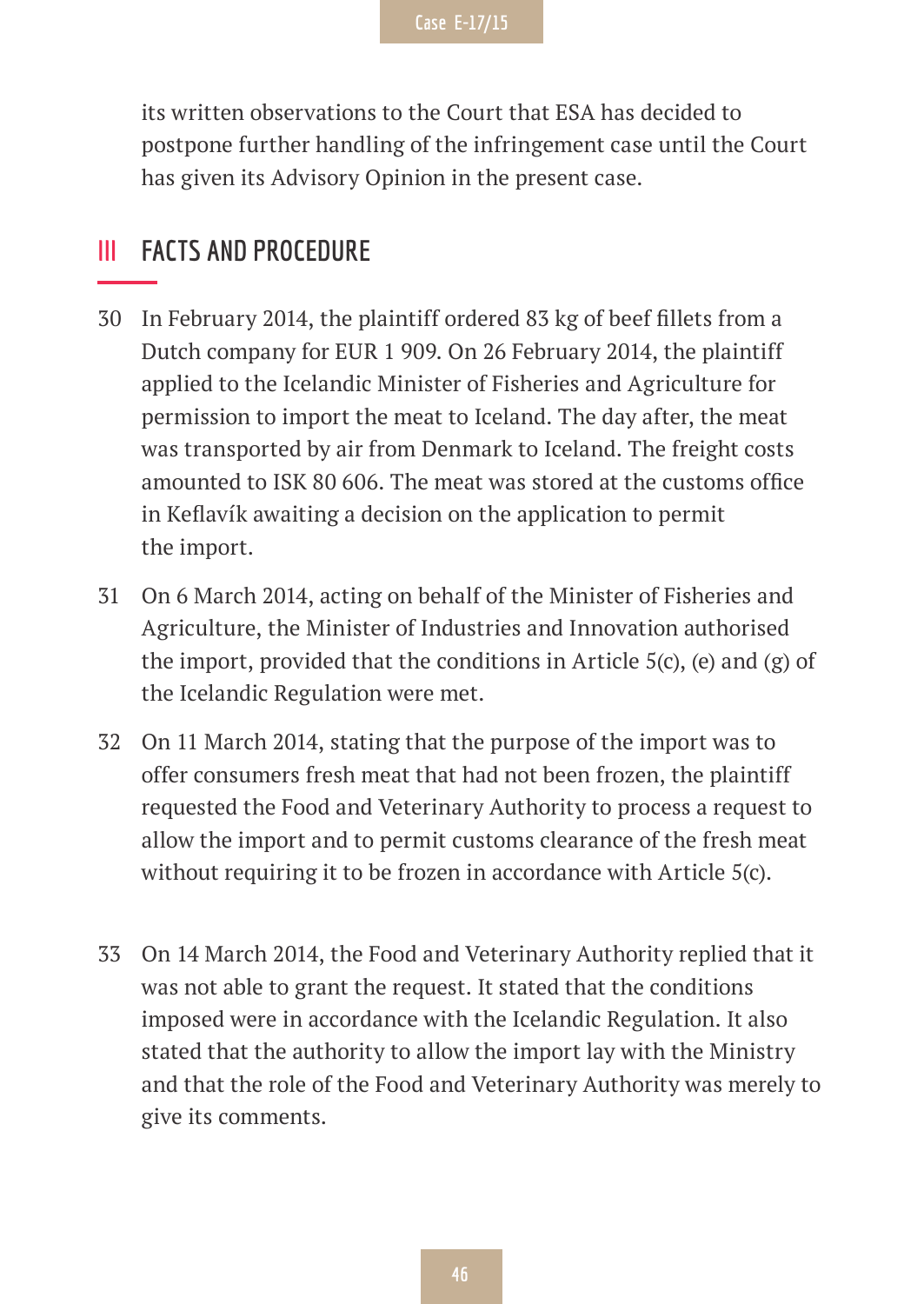its written observations to the Court that ESA has decided to postpone further handling of the infringement case until the Court has given its Advisory Opinion in the present case.

## III FACTS AND PROCEDURE

30 In February 2014, the plaintiff ordered 83 kg of beef fillets from a Dutch company for EUR 1 909. On 26 February 2014, the plaintiff applied to the Icelandic Minister of Fisheries and Agriculture for permission to import the meat to Iceland. The day after, the meat was transported by air from Denmark to Iceland. The freight costs amounted to ISK 80 606. The meat was stored at the customs office in Keflavík awaiting a decision on the application to permit the import.

31 On 6 March 2014, acting on behalf of the Minister of Fisheries and Agriculture, the Minister of Industries and Innovation authorised the import, provided that the conditions in Article 5(c), (e) and (g) of the Icelandic Regulation were met.

32 On 11 March 2014, stating that the purpose of the import was to offer consumers fresh meat that had not been frozen, the plaintiff requested the Food and Veterinary Authority to process a request to allow the import and to permit customs clearance of the fresh meat without requiring it to be frozen in accordance with Article 5(c).

33 On 14 March 2014, the Food and Veterinary Authority replied that it was not able to grant the request. It stated that the conditions imposed were in accordance with the Icelandic Regulation. It also stated that the authority to allow the import lay with the Ministry and that the role of the Food and Veterinary Authority was merely to give its comments.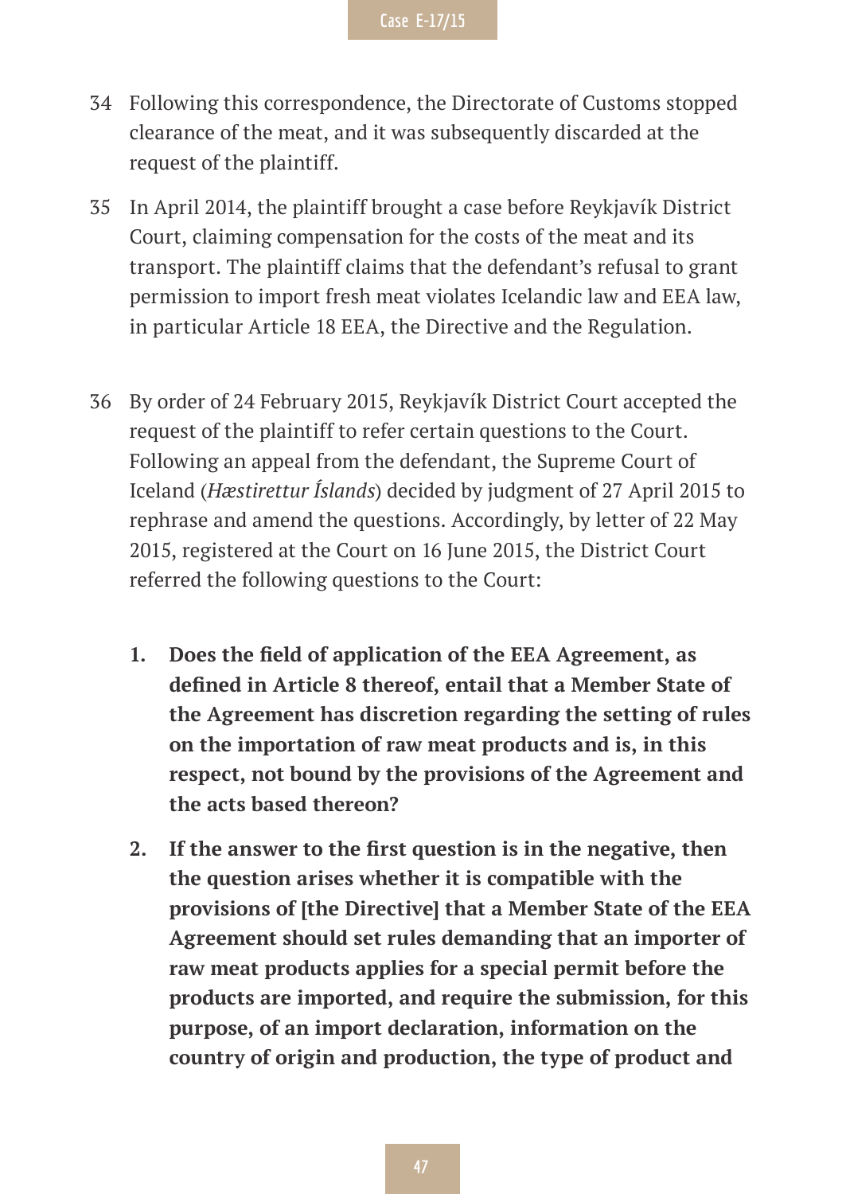34 Following this correspondence, the Directorate of Customs stopped clearance of the meat, and it was subsequently discarded at the request of the plaintiff.

35 In April 2014, the plaintiff brought a case before Reykjavík District Court, claiming compensation for the costs of the meat and its transport. The plaintiff claims that the defendant's refusal to grant permission to import fresh meat violates Icelandic law and EEA law, in particular Article 18 EEA, the Directive and the Regulation.

36 By order of 24 February 2015, Reykjavík District Court accepted the request of the plaintiff to refer certain questions to the Court. Following an appeal from the defendant, the Supreme Court of Iceland (*Hæstirettur Íslands*) decided by judgment of 27 April 2015 to rephrase and amend the questions. Accordingly, by letter of 22 May 2015, registered at the Court on 16 June 2015, the District Court referred the following questions to the Court:

1. **Does the field of application of the EEA Agreement, as defined in Article 8 thereof, entail that a Member State of the Agreement has discretion regarding the setting of rules on the importation of raw meat products and is, in this respect, not bound by the provisions of the Agreement and the acts based thereon?**

2. **If the answer to the first question is in the negative, then the question arises whether it is compatible with the provisions of [the Directive] that a Member State of the EEA Agreement should set rules demanding that an importer of raw meat products applies for a special permit before the products are imported, and require the submission, for this purpose, of an import declaration, information on the country of origin and production, the type of product and**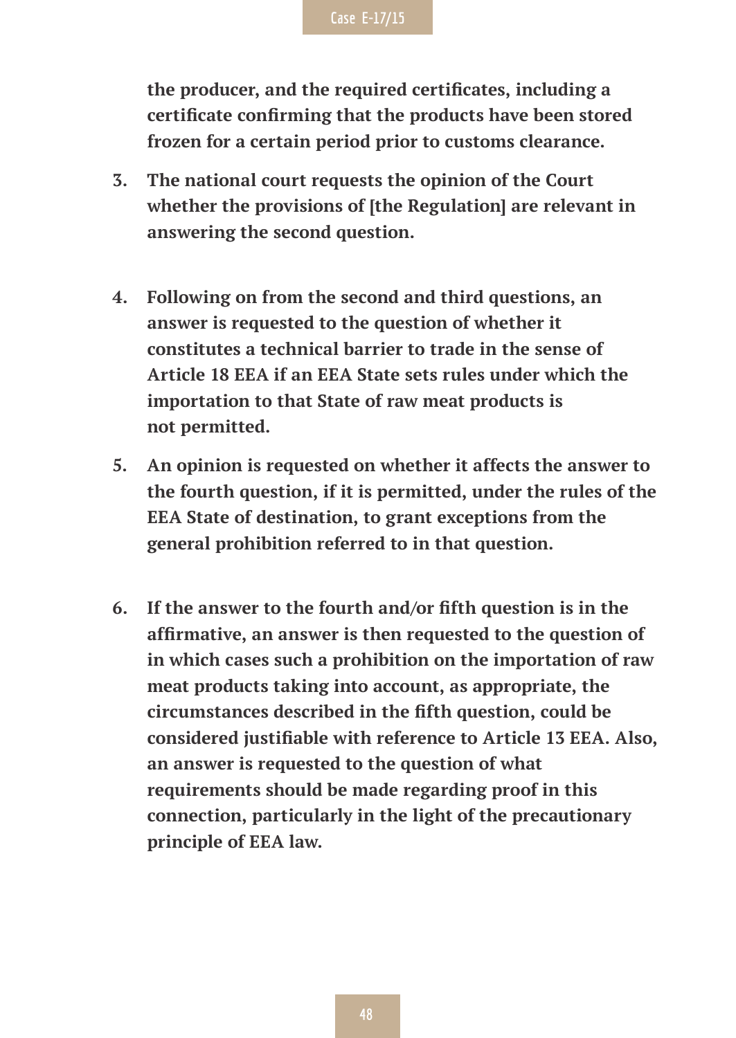**the producer, and the required certificates, including a certificate confirming that the products have been stored frozen for a certain period prior to customs clearance.**

3. **The national court requests the opinion of the Court whether the provisions of [the Regulation] are relevant in answering the second question.**

4. **Following on from the second and third questions, an answer is requested to the question of whether it constitutes a technical barrier to trade in the sense of Article 18 EEA if an EEA State sets rules under which the importation to that State of raw meat products is not permitted.**

5. **An opinion is requested on whether it affects the answer to the fourth question, if it is permitted, under the rules of the EEA State of destination, to grant exceptions from the general prohibition referred to in that question.**

6. **If the answer to the fourth and/or fifth question is in the affirmative, an answer is then requested to the question of in which cases such a prohibition on the importation of raw meat products taking into account, as appropriate, the circumstances described in the fifth question, could be considered justifiable with reference to Article 13 EEA. Also, an answer is requested to the question of what requirements should be made regarding proof in this connection, particularly in the light of the precautionary principle of EEA law.**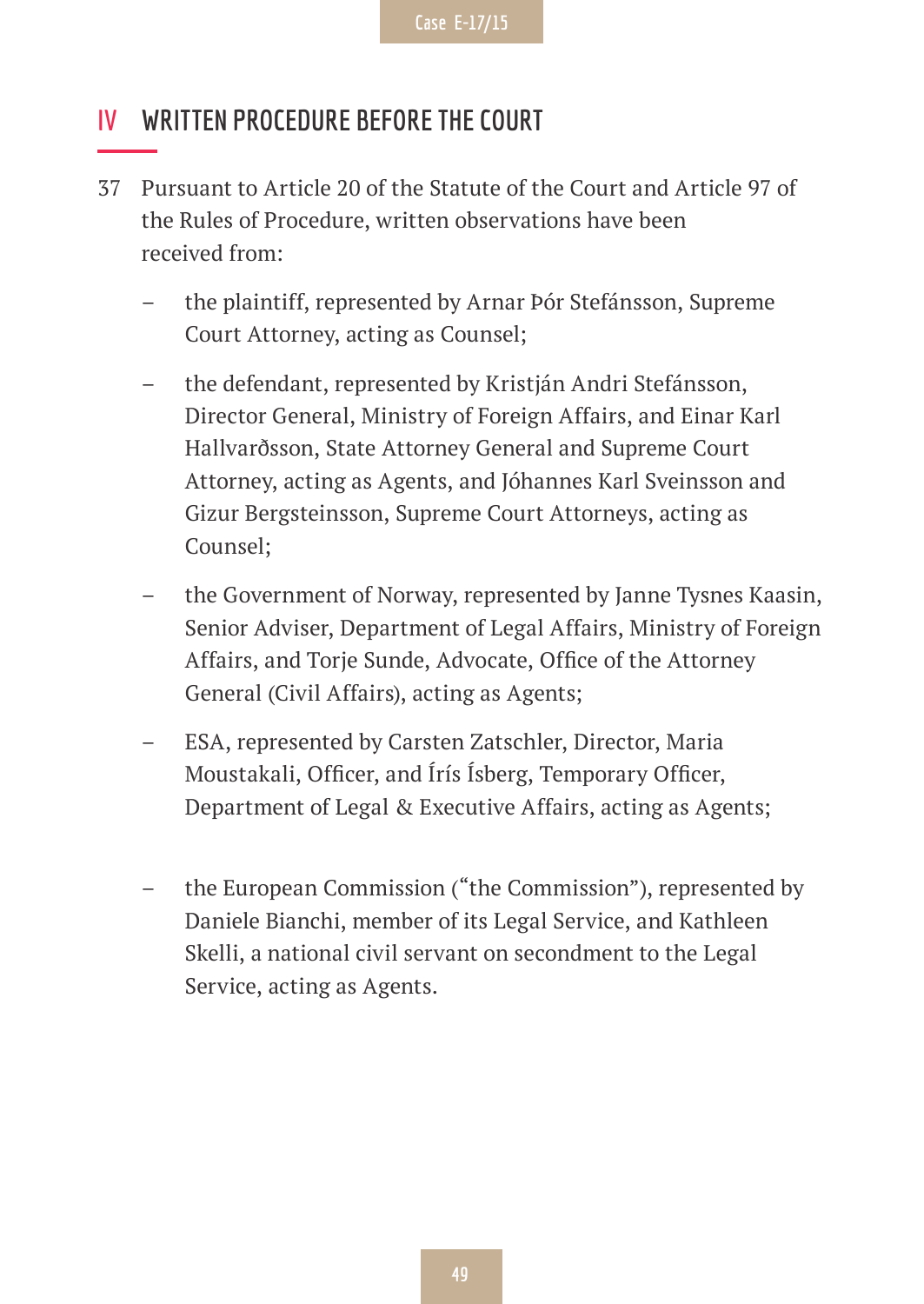## IV WRITTEN PROCEDURE BEFORE THE COURT

37 Pursuant to Article 20 of the Statute of the Court and Article 97 of the Rules of Procedure, written observations have been received from:

- the plaintiff, represented by Arnar Þór Stefánsson, Supreme Court Attorney, acting as Counsel;
- the defendant, represented by Kristján Andri Stefánsson, Director General, Ministry of Foreign Affairs, and Einar Karl Hallvarðsson, State Attorney General and Supreme Court Attorney, acting as Agents, and Jóhannes Karl Sveinsson and Gizur Bergsteinsson, Supreme Court Attorneys, acting as Counsel;
- the Government of Norway, represented by Janne Tysnes Kaasin, Senior Adviser, Department of Legal Affairs, Ministry of Foreign Affairs, and Torje Sunde, Advocate, Office of the Attorney General (Civil Affairs), acting as Agents;
- ESA, represented by Carsten Zatschler, Director, Maria Moustakali, Officer, and Íris Ísberg, Temporary Officer, Department of Legal & Executive Affairs, acting as Agents;
- the European Commission ("the Commission"), represented by Daniele Bianchi, member of its Legal Service, and Kathleen Skelli, a national civil servant on secondment to the Legal Service, acting as Agents.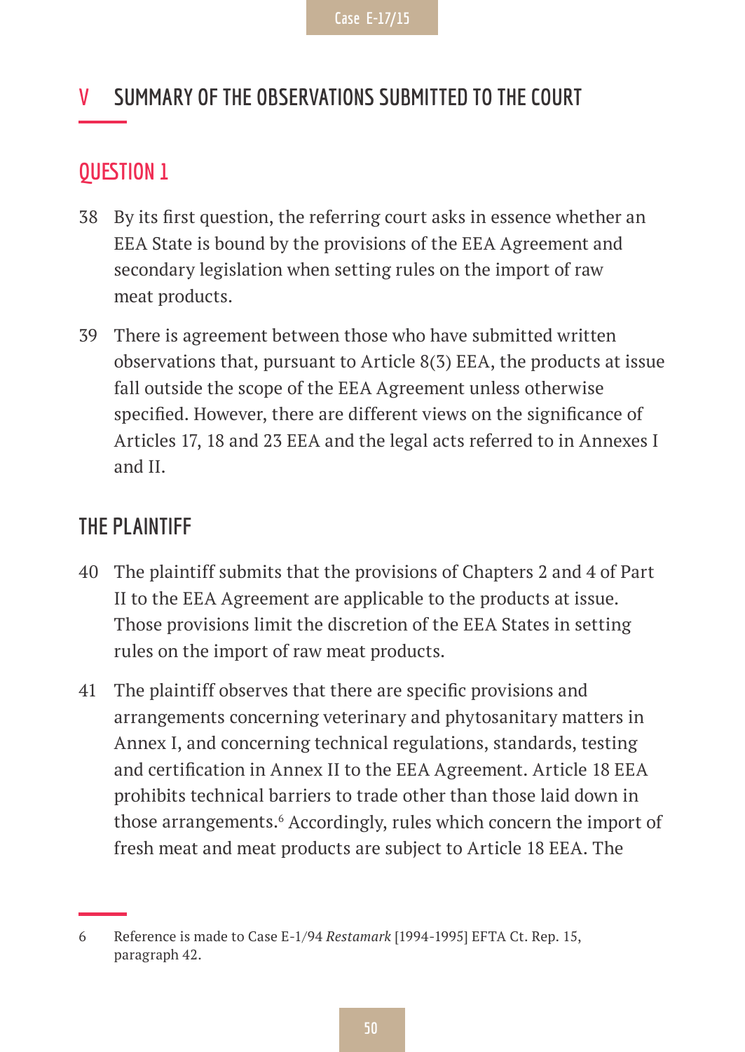## V SUMMARY OF THE OBSERVATIONS SUBMITTED TO THE COURT

### QUESTION 1

38 By its first question, the referring court asks in essence whether an EEA State is bound by the provisions of the EEA Agreement and secondary legislation when setting rules on the import of raw meat products.

39 There is agreement between those who have submitted written observations that, pursuant to Article 8(3) EEA, the products at issue fall outside the scope of the EEA Agreement unless otherwise specified. However, there are different views on the significance of Articles 17, 18 and 23 EEA and the legal acts referred to in Annexes I and II.

### THE PLAINTIFF

40 The plaintiff submits that the provisions of Chapters 2 and 4 of Part II to the EEA Agreement are applicable to the products at issue. Those provisions limit the discretion of the EEA States in setting rules on the import of raw meat products.

41 The plaintiff observes that there are specific provisions and arrangements concerning veterinary and phytosanitary matters in Annex I, and concerning technical regulations, standards, testing and certification in Annex II to the EEA Agreement. Article 18 EEA prohibits technical barriers to trade other than those laid down in those arrangements.[6] Accordingly, rules which concern the import of fresh meat and meat products are subject to Article 18 EEA. The

---

6 Reference is made to Case E-1/94 *Restamark* [1994-1995] EFTA Ct. Rep. 15, paragraph 42.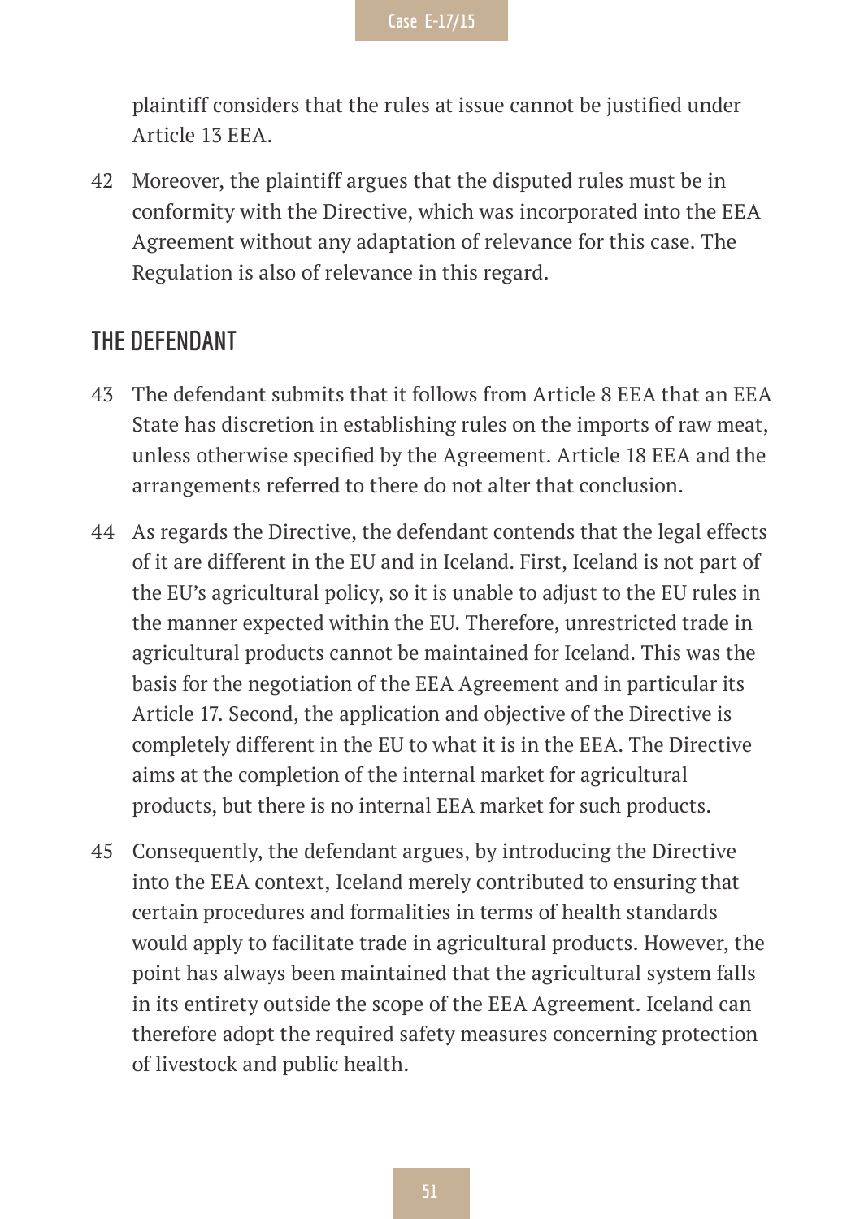plaintiff considers that the rules at issue cannot be justified under Article 13 EEA.

42 Moreover, the plaintiff argues that the disputed rules must be in conformity with the Directive, which was incorporated into the EEA Agreement without any adaptation of relevance for this case. The Regulation is also of relevance in this regard.

## THE DEFENDANT

43 The defendant submits that it follows from Article 8 EEA that an EEA State has discretion in establishing rules on the imports of raw meat, unless otherwise specified by the Agreement. Article 18 EEA and the arrangements referred to there do not alter that conclusion.

44 As regards the Directive, the defendant contends that the legal effects of it are different in the EU and in Iceland. First, Iceland is not part of the EU's agricultural policy, so it is unable to adjust to the EU rules in the manner expected within the EU. Therefore, unrestricted trade in agricultural products cannot be maintained for Iceland. This was the basis for the negotiation of the EEA Agreement and in particular its Article 17. Second, the application and objective of the Directive is completely different in the EU to what it is in the EEA. The Directive aims at the completion of the internal market for agricultural products, but there is no internal EEA market for such products.

45 Consequently, the defendant argues, by introducing the Directive into the EEA context, Iceland merely contributed to ensuring that certain procedures and formalities in terms of health standards would apply to facilitate trade in agricultural products. However, the point has always been maintained that the agricultural system falls in its entirety outside the scope of the EEA Agreement. Iceland can therefore adopt the required safety measures concerning protection of livestock and public health.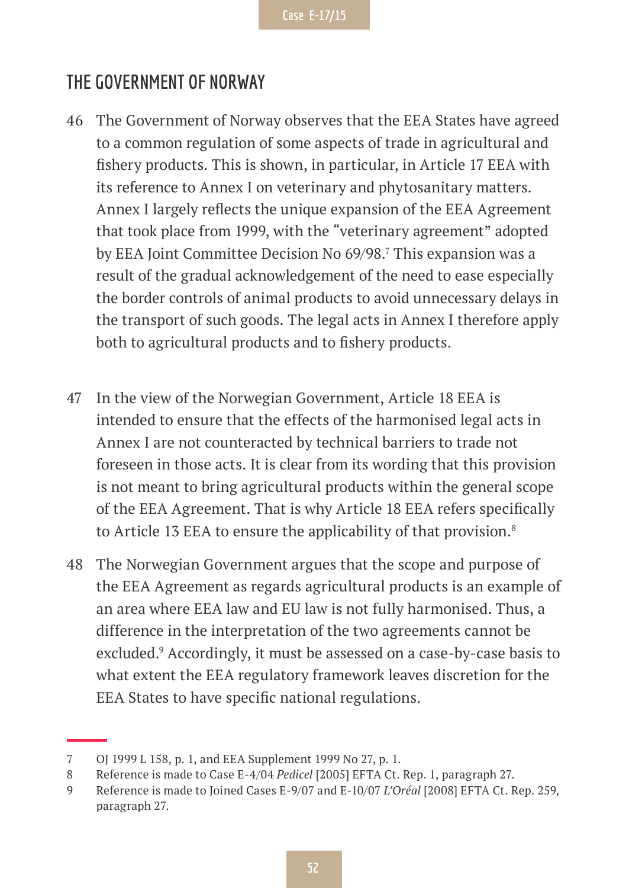## THE GOVERNMENT OF NORWAY

46 The Government of Norway observes that the EEA States have agreed to a common regulation of some aspects of trade in agricultural and fishery products. This is shown, in particular, in Article 17 EEA with its reference to Annex I on veterinary and phytosanitary matters. Annex I largely reflects the unique expansion of the EEA Agreement that took place from 1999, with the "veterinary agreement" adopted by EEA Joint Committee Decision No 69/98.[7] This expansion was a result of the gradual acknowledgement of the need to ease especially the border controls of animal products to avoid unnecessary delays in the transport of such goods. The legal acts in Annex I therefore apply both to agricultural products and to fishery products.

47 In the view of the Norwegian Government, Article 18 EEA is intended to ensure that the effects of the harmonised legal acts in Annex I are not counteracted by technical barriers to trade not foreseen in those acts. It is clear from its wording that this provision is not meant to bring agricultural products within the general scope of the EEA Agreement. That is why Article 18 EEA refers specifically to Article 13 EEA to ensure the applicability of that provision.[8]

48 The Norwegian Government argues that the scope and purpose of the EEA Agreement as regards agricultural products is an example of an area where EEA law and EU law is not fully harmonised. Thus, a difference in the interpretation of the two agreements cannot be excluded.[9] Accordingly, it must be assessed on a case-by-case basis to what extent the EEA regulatory framework leaves discretion for the EEA States to have specific national regulations.

---

7 OJ 1999 L 158, p. 1, and EEA Supplement 1999 No 27, p. 1.

8 Reference is made to Case E-4/04 *Pedicel* [2005] EFTA Ct. Rep. 1, paragraph 27.

9 Reference is made to Joined Cases E-9/07 and E-10/07 *L'Oréal* [2008] EFTA Ct. Rep. 259, paragraph 27.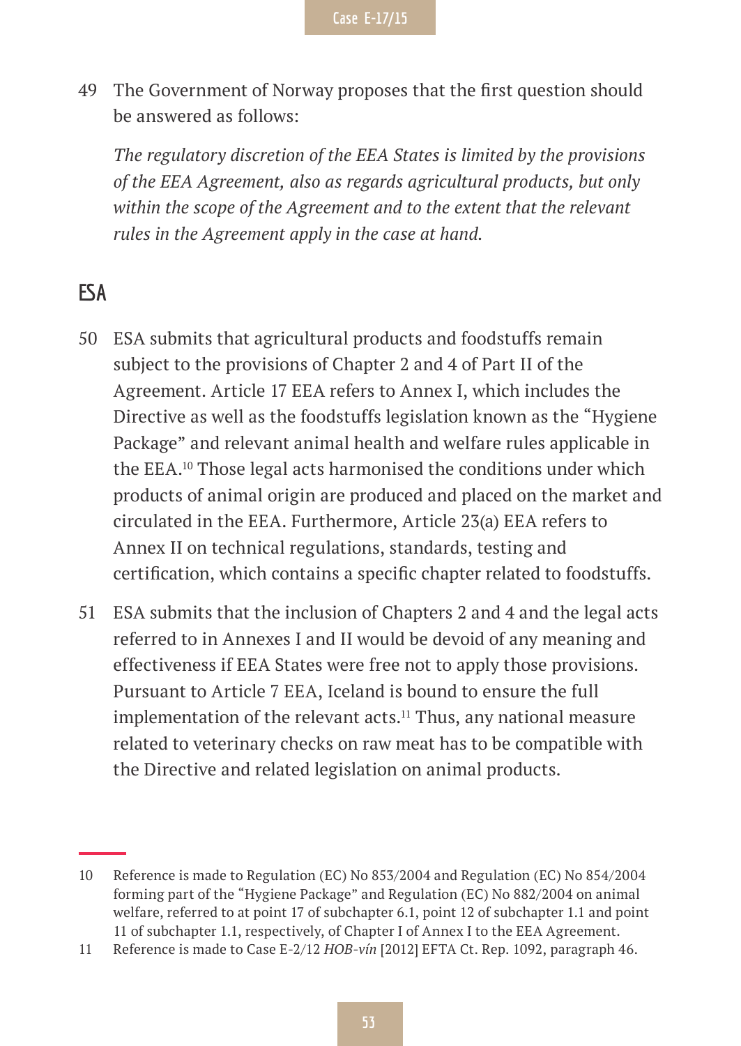49 The Government of Norway proposes that the first question should be answered as follows:

*The regulatory discretion of the EEA States is limited by the provisions of the EEA Agreement, also as regards agricultural products, but only within the scope of the Agreement and to the extent that the relevant rules in the Agreement apply in the case at hand.*

## ESA

50 ESA submits that agricultural products and foodstuffs remain subject to the provisions of Chapter 2 and 4 of Part II of the Agreement. Article 17 EEA refers to Annex I, which includes the Directive as well as the foodstuffs legislation known as the "Hygiene Package" and relevant animal health and welfare rules applicable in the EEA.[10] Those legal acts harmonised the conditions under which products of animal origin are produced and placed on the market and circulated in the EEA. Furthermore, Article 23(a) EEA refers to Annex II on technical regulations, standards, testing and certification, which contains a specific chapter related to foodstuffs.

51 ESA submits that the inclusion of Chapters 2 and 4 and the legal acts referred to in Annexes I and II would be devoid of any meaning and effectiveness if EEA States were free not to apply those provisions. Pursuant to Article 7 EEA, Iceland is bound to ensure the full implementation of the relevant acts.[11] Thus, any national measure related to veterinary checks on raw meat has to be compatible with the Directive and related legislation on animal products.

---

10 Reference is made to Regulation (EC) No 853/2004 and Regulation (EC) No 854/2004 forming part of the "Hygiene Package" and Regulation (EC) No 882/2004 on animal welfare, referred to at point 17 of subchapter 6.1, point 12 of subchapter 1.1 and point 11 of subchapter 1.1, respectively, of Chapter I of Annex I to the EEA Agreement.

11 Reference is made to Case E-2/12 *HOB-vín* [2012] EFTA Ct. Rep. 1092, paragraph 46.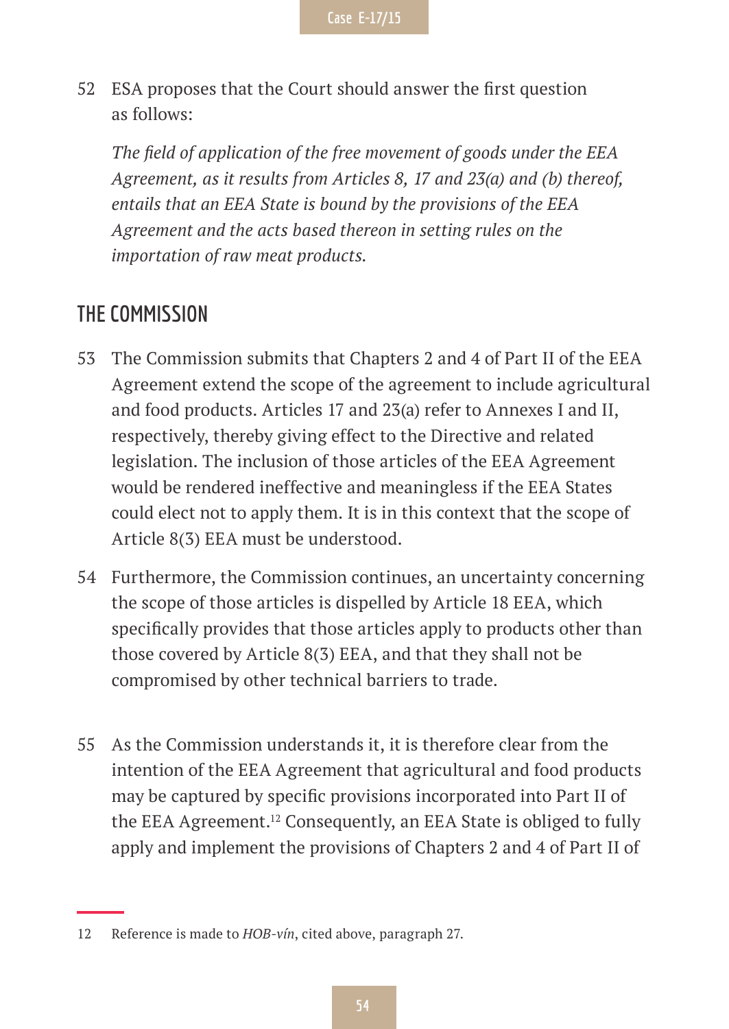52 ESA proposes that the Court should answer the first question as follows:

*The field of application of the free movement of goods under the EEA Agreement, as it results from Articles 8, 17 and 23(a) and (b) thereof, entails that an EEA State is bound by the provisions of the EEA Agreement and the acts based thereon in setting rules on the importation of raw meat products.*

## THE COMMISSION

53 The Commission submits that Chapters 2 and 4 of Part II of the EEA Agreement extend the scope of the agreement to include agricultural and food products. Articles 17 and 23(a) refer to Annexes I and II, respectively, thereby giving effect to the Directive and related legislation. The inclusion of those articles of the EEA Agreement would be rendered ineffective and meaningless if the EEA States could elect not to apply them. It is in this context that the scope of Article 8(3) EEA must be understood.

54 Furthermore, the Commission continues, an uncertainty concerning the scope of those articles is dispelled by Article 18 EEA, which specifically provides that those articles apply to products other than those covered by Article 8(3) EEA, and that they shall not be compromised by other technical barriers to trade.

55 As the Commission understands it, it is therefore clear from the intention of the EEA Agreement that agricultural and food products may be captured by specific provisions incorporated into Part II of the EEA Agreement.[12] Consequently, an EEA State is obliged to fully apply and implement the provisions of Chapters 2 and 4 of Part II of

12 Reference is made to *HOB-vín*, cited above, paragraph 27.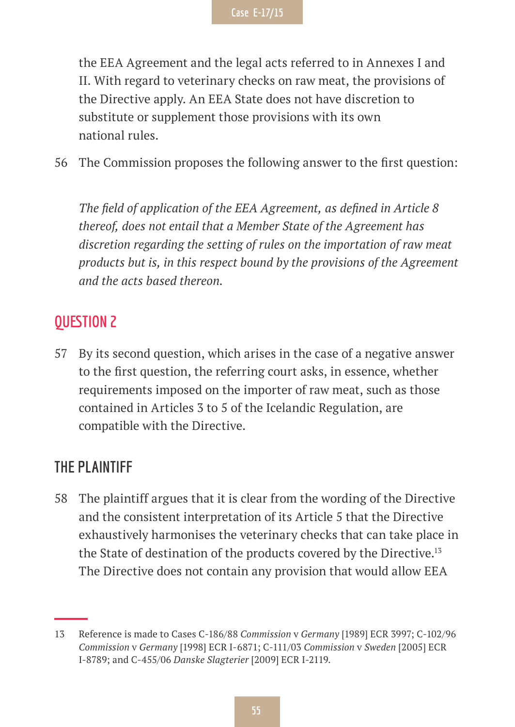the EEA Agreement and the legal acts referred to in Annexes I and II. With regard to veterinary checks on raw meat, the provisions of the Directive apply. An EEA State does not have discretion to substitute or supplement those provisions with its own national rules.

56 The Commission proposes the following answer to the first question:

*The field of application of the EEA Agreement, as defined in Article 8 thereof, does not entail that a Member State of the Agreement has discretion regarding the setting of rules on the importation of raw meat products but is, in this respect bound by the provisions of the Agreement and the acts based thereon.*

## QUESTION 2

57 By its second question, which arises in the case of a negative answer to the first question, the referring court asks, in essence, whether requirements imposed on the importer of raw meat, such as those contained in Articles 3 to 5 of the Icelandic Regulation, are compatible with the Directive.

### THE PLAINTIFF

58 The plaintiff argues that it is clear from the wording of the Directive and the consistent interpretation of its Article 5 that the Directive exhaustively harmonises the veterinary checks that can take place in the State of destination of the products covered by the Directive.[13] The Directive does not contain any provision that would allow EEA

13 Reference is made to Cases C-186/88 *Commission* v *Germany* [1989] ECR 3997; C-102/96 *Commission* v *Germany* [1998] ECR I-6871; C-111/03 *Commission* v *Sweden* [2005] ECR I-8789; and C-455/06 *Danske Slagterier* [2009] ECR I-2119.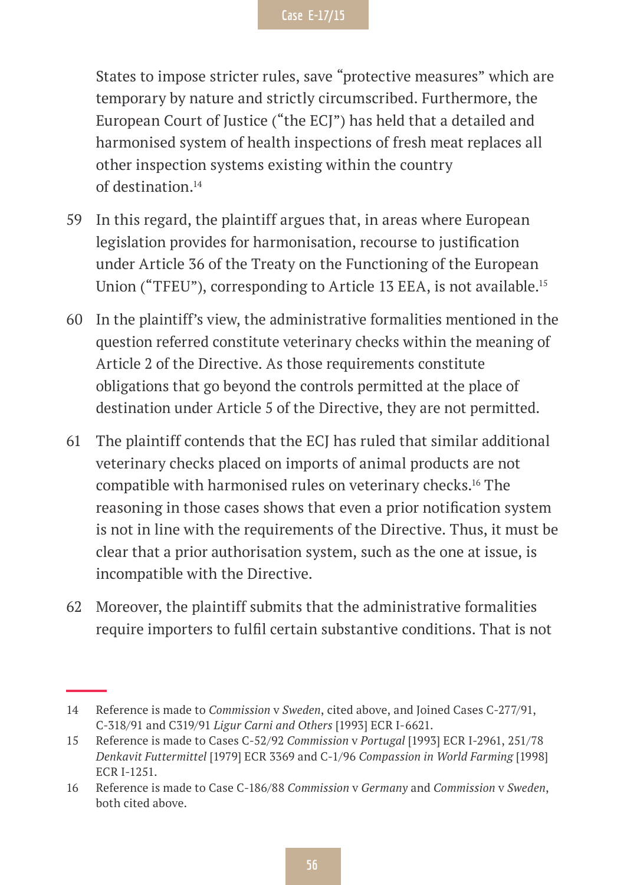States to impose stricter rules, save "protective measures" which are temporary by nature and strictly circumscribed. Furthermore, the European Court of Justice ("the ECJ") has held that a detailed and harmonised system of health inspections of fresh meat replaces all other inspection systems existing within the country of destination.[14]

59 In this regard, the plaintiff argues that, in areas where European legislation provides for harmonisation, recourse to justification under Article 36 of the Treaty on the Functioning of the European Union ("TFEU"), corresponding to Article 13 EEA, is not available.[15]

60 In the plaintiff's view, the administrative formalities mentioned in the question referred constitute veterinary checks within the meaning of Article 2 of the Directive. As those requirements constitute obligations that go beyond the controls permitted at the place of destination under Article 5 of the Directive, they are not permitted.

61 The plaintiff contends that the ECJ has ruled that similar additional veterinary checks placed on imports of animal products are not compatible with harmonised rules on veterinary checks.[16] The reasoning in those cases shows that even a prior notification system is not in line with the requirements of the Directive. Thus, it must be clear that a prior authorisation system, such as the one at issue, is incompatible with the Directive.

62 Moreover, the plaintiff submits that the administrative formalities require importers to fulfil certain substantive conditions. That is not

---

14 Reference is made to *Commission* v *Sweden*, cited above, and Joined Cases C-277/91, C-318/91 and C319/91 *Ligur Carni and Others* [1993] ECR I-6621.

15 Reference is made to Cases C-52/92 *Commission* v *Portugal* [1993] ECR I-2961, 251/78 *Denkavit Futtermittel* [1979] ECR 3369 and C-1/96 *Compassion in World Farming* [1998] ECR I-1251.

16 Reference is made to Case C-186/88 *Commission* v *Germany* and *Commission* v *Sweden*, both cited above.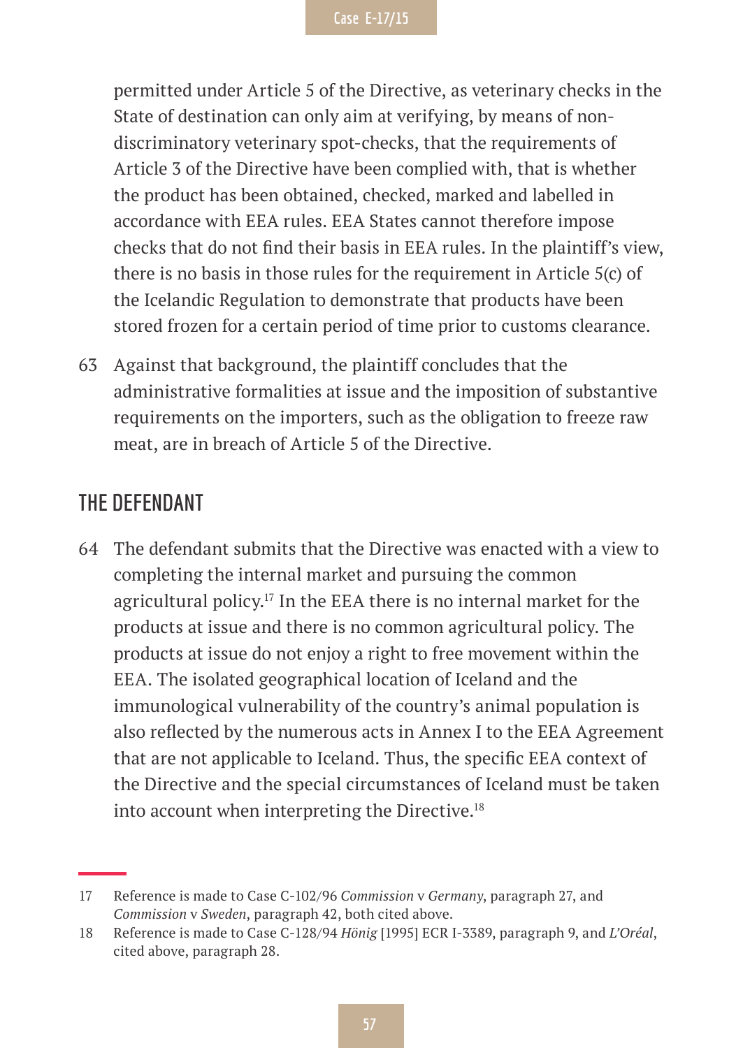permitted under Article 5 of the Directive, as veterinary checks in the State of destination can only aim at verifying, by means of non-discriminatory veterinary spot-checks, that the requirements of Article 3 of the Directive have been complied with, that is whether the product has been obtained, checked, marked and labelled in accordance with EEA rules. EEA States cannot therefore impose checks that do not find their basis in EEA rules. In the plaintiff's view, there is no basis in those rules for the requirement in Article 5(c) of the Icelandic Regulation to demonstrate that products have been stored frozen for a certain period of time prior to customs clearance.

63 Against that background, the plaintiff concludes that the administrative formalities at issue and the imposition of substantive requirements on the importers, such as the obligation to freeze raw meat, are in breach of Article 5 of the Directive.

## THE DEFENDANT

64 The defendant submits that the Directive was enacted with a view to completing the internal market and pursuing the common agricultural policy.[17] In the EEA there is no internal market for the products at issue and there is no common agricultural policy. The products at issue do not enjoy a right to free movement within the EEA. The isolated geographical location of Iceland and the immunological vulnerability of the country's animal population is also reflected by the numerous acts in Annex I to the EEA Agreement that are not applicable to Iceland. Thus, the specific EEA context of the Directive and the special circumstances of Iceland must be taken into account when interpreting the Directive.[18]

---

17 Reference is made to Case C-102/96 *Commission* v *Germany*, paragraph 27, and *Commission* v *Sweden*, paragraph 42, both cited above.

18 Reference is made to Case C-128/94 *Hönig* [1995] ECR I-3389, paragraph 9, and *L'Oréal*, cited above, paragraph 28.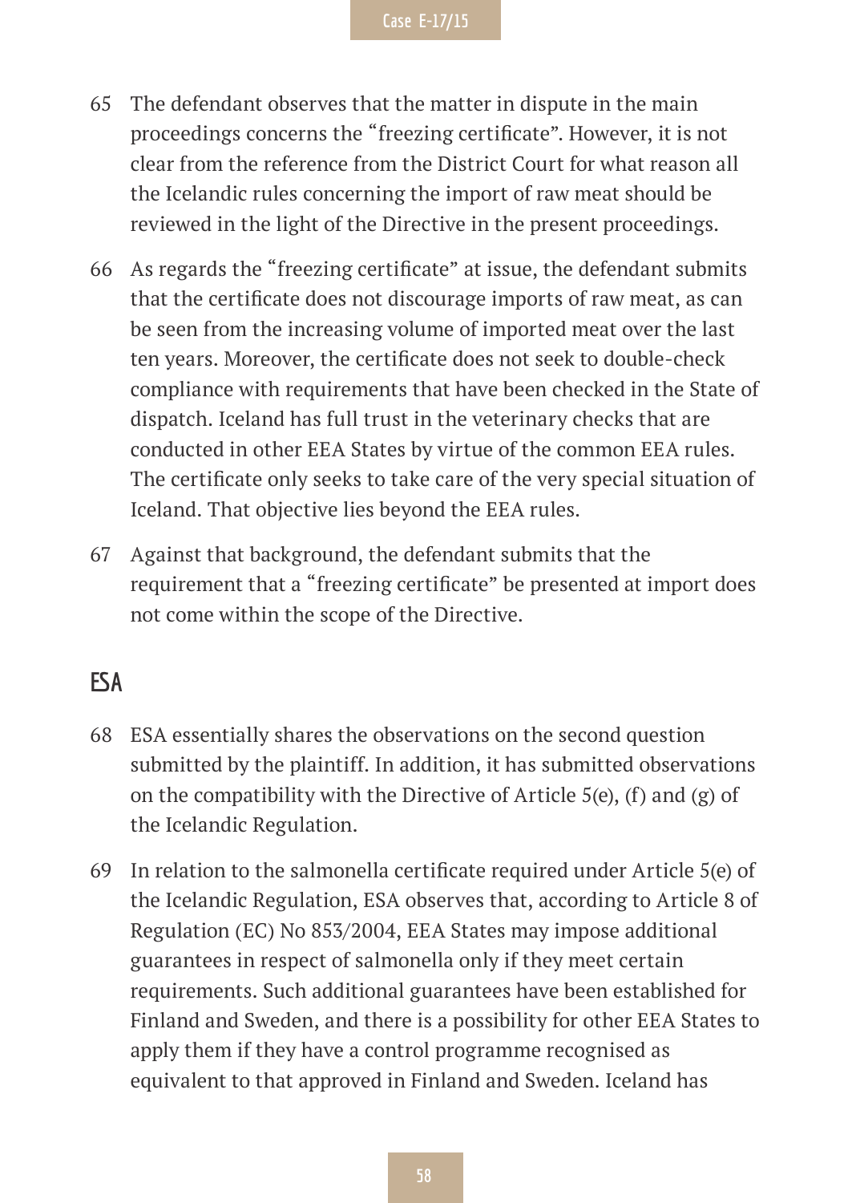65 The defendant observes that the matter in dispute in the main proceedings concerns the "freezing certificate". However, it is not clear from the reference from the District Court for what reason all the Icelandic rules concerning the import of raw meat should be reviewed in the light of the Directive in the present proceedings.

66 As regards the "freezing certificate" at issue, the defendant submits that the certificate does not discourage imports of raw meat, as can be seen from the increasing volume of imported meat over the last ten years. Moreover, the certificate does not seek to double-check compliance with requirements that have been checked in the State of dispatch. Iceland has full trust in the veterinary checks that are conducted in other EEA States by virtue of the common EEA rules. The certificate only seeks to take care of the very special situation of Iceland. That objective lies beyond the EEA rules.

67 Against that background, the defendant submits that the requirement that a "freezing certificate" be presented at import does not come within the scope of the Directive.

## ESA

68 ESA essentially shares the observations on the second question submitted by the plaintiff. In addition, it has submitted observations on the compatibility with the Directive of Article 5(e), (f) and (g) of the Icelandic Regulation.

69 In relation to the salmonella certificate required under Article 5(e) of the Icelandic Regulation, ESA observes that, according to Article 8 of Regulation (EC) No 853/2004, EEA States may impose additional guarantees in respect of salmonella only if they meet certain requirements. Such additional guarantees have been established for Finland and Sweden, and there is a possibility for other EEA States to apply them if they have a control programme recognised as equivalent to that approved in Finland and Sweden. Iceland has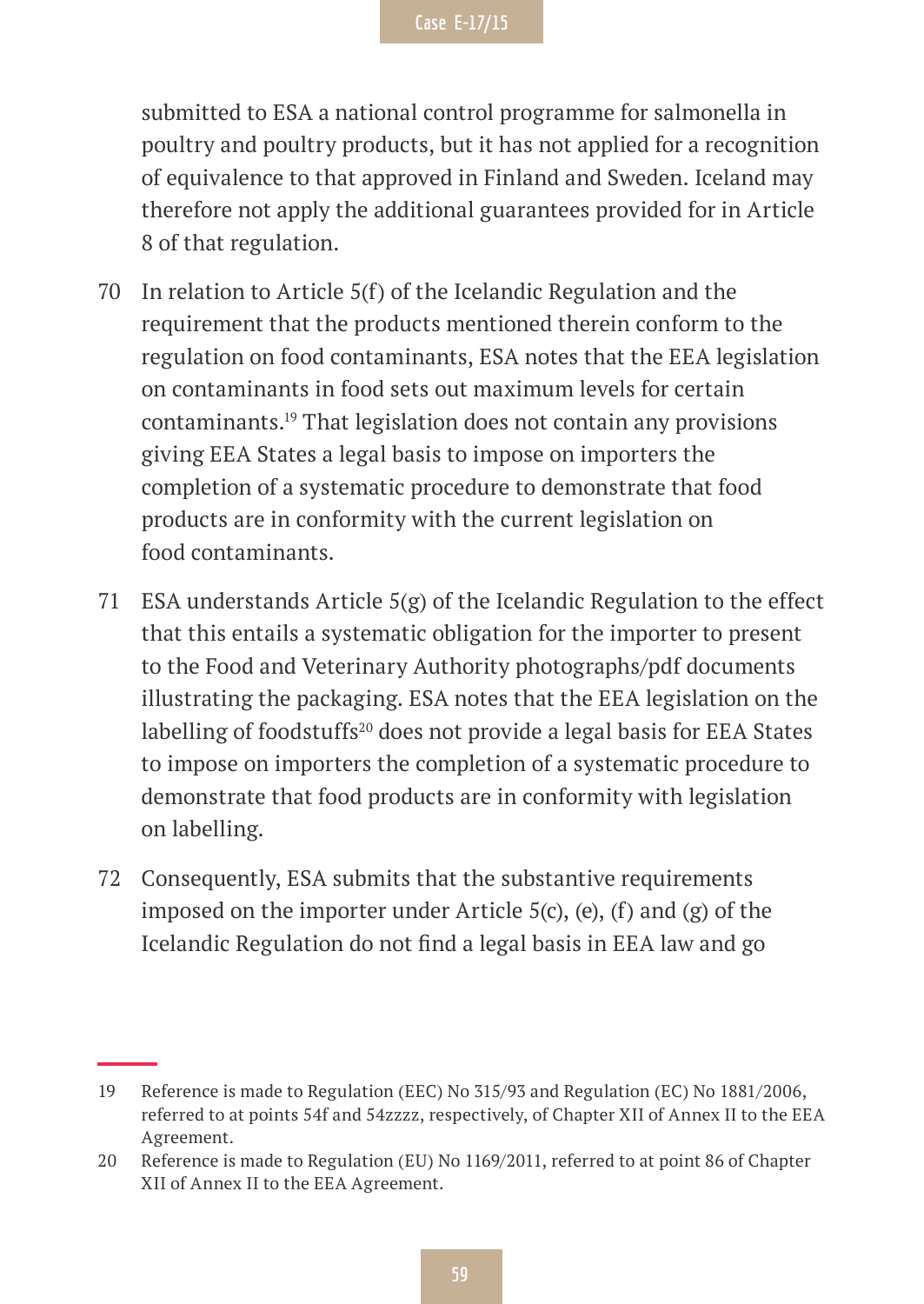submitted to ESA a national control programme for salmonella in poultry and poultry products, but it has not applied for a recognition of equivalence to that approved in Finland and Sweden. Iceland may therefore not apply the additional guarantees provided for in Article 8 of that regulation.

70 In relation to Article 5(f) of the Icelandic Regulation and the requirement that the products mentioned therein conform to the regulation on food contaminants, ESA notes that the EEA legislation on contaminants in food sets out maximum levels for certain contaminants.[19] That legislation does not contain any provisions giving EEA States a legal basis to impose on importers the completion of a systematic procedure to demonstrate that food products are in conformity with the current legislation on food contaminants.

71 ESA understands Article 5(g) of the Icelandic Regulation to the effect that this entails a systematic obligation for the importer to present to the Food and Veterinary Authority photographs/pdf documents illustrating the packaging. ESA notes that the EEA legislation on the labelling of foodstuffs[20] does not provide a legal basis for EEA States to impose on importers the completion of a systematic procedure to demonstrate that food products are in conformity with legislation on labelling.

72 Consequently, ESA submits that the substantive requirements imposed on the importer under Article 5(c), (e), (f) and (g) of the Icelandic Regulation do not find a legal basis in EEA law and go

---

19 Reference is made to Regulation (EEC) No 315/93 and Regulation (EC) No 1881/2006, referred to at points 54f and 54zzzz, respectively, of Chapter XII of Annex II to the EEA Agreement.

20 Reference is made to Regulation (EU) No 1169/2011, referred to at point 86 of Chapter XII of Annex II to the EEA Agreement.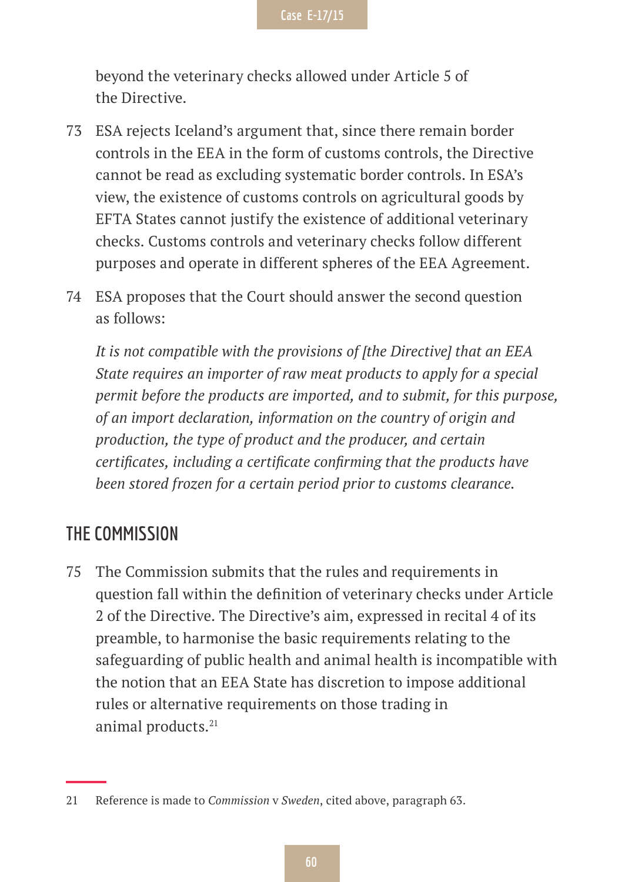beyond the veterinary checks allowed under Article 5 of the Directive.

73 ESA rejects Iceland's argument that, since there remain border controls in the EEA in the form of customs controls, the Directive cannot be read as excluding systematic border controls. In ESA's view, the existence of customs controls on agricultural goods by EFTA States cannot justify the existence of additional veterinary checks. Customs controls and veterinary checks follow different purposes and operate in different spheres of the EEA Agreement.

74 ESA proposes that the Court should answer the second question as follows:

*It is not compatible with the provisions of [the Directive] that an EEA State requires an importer of raw meat products to apply for a special permit before the products are imported, and to submit, for this purpose, of an import declaration, information on the country of origin and production, the type of product and the producer, and certain certificates, including a certificate confirming that the products have been stored frozen for a certain period prior to customs clearance.*

## THE COMMISSION

75 The Commission submits that the rules and requirements in question fall within the definition of veterinary checks under Article 2 of the Directive. The Directive's aim, expressed in recital 4 of its preamble, to harmonise the basic requirements relating to the safeguarding of public health and animal health is incompatible with the notion that an EEA State has discretion to impose additional rules or alternative requirements on those trading in animal products.[21]

---

21 Reference is made to *Commission* v *Sweden*, cited above, paragraph 63.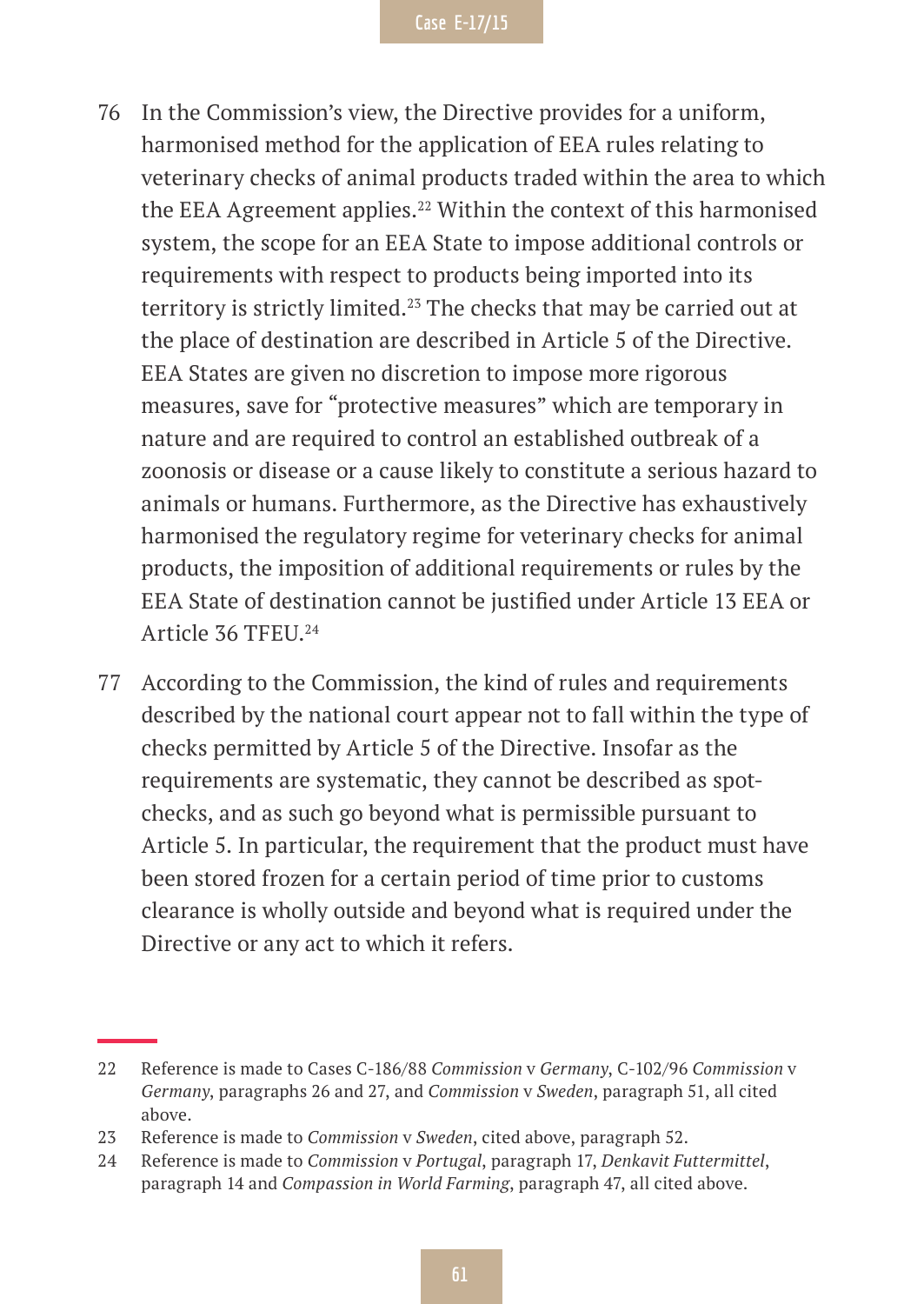76 In the Commission's view, the Directive provides for a uniform, harmonised method for the application of EEA rules relating to veterinary checks of animal products traded within the area to which the EEA Agreement applies.[22] Within the context of this harmonised system, the scope for an EEA State to impose additional controls or requirements with respect to products being imported into its territory is strictly limited.[23] The checks that may be carried out at the place of destination are described in Article 5 of the Directive. EEA States are given no discretion to impose more rigorous measures, save for "protective measures" which are temporary in nature and are required to control an established outbreak of a zoonosis or disease or a cause likely to constitute a serious hazard to animals or humans. Furthermore, as the Directive has exhaustively harmonised the regulatory regime for veterinary checks for animal products, the imposition of additional requirements or rules by the EEA State of destination cannot be justified under Article 13 EEA or Article 36 TFEU.[24]

77 According to the Commission, the kind of rules and requirements described by the national court appear not to fall within the type of checks permitted by Article 5 of the Directive. Insofar as the requirements are systematic, they cannot be described as spot-checks, and as such go beyond what is permissible pursuant to Article 5. In particular, the requirement that the product must have been stored frozen for a certain period of time prior to customs clearance is wholly outside and beyond what is required under the Directive or any act to which it refers.

---

22 Reference is made to Cases C-186/88 *Commission* v *Germany*, C-102/96 *Commission* v *Germany*, paragraphs 26 and 27, and *Commission* v *Sweden*, paragraph 51, all cited above.

23 Reference is made to *Commission* v *Sweden*, cited above, paragraph 52.

24 Reference is made to *Commission* v *Portugal*, paragraph 17, *Denkavit Futtermittel*, paragraph 14 and *Compassion in World Farming*, paragraph 47, all cited above.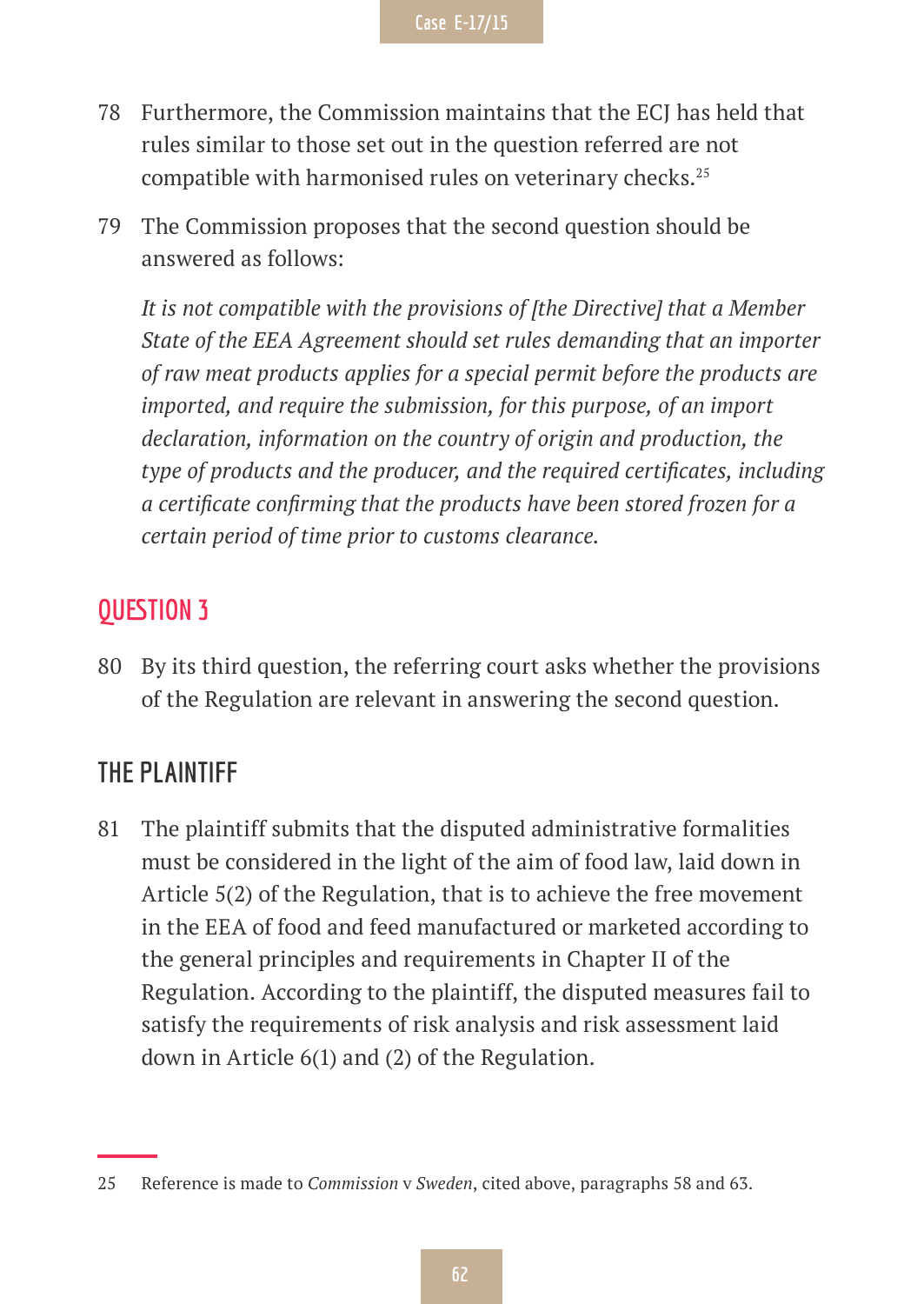78 Furthermore, the Commission maintains that the ECJ has held that rules similar to those set out in the question referred are not compatible with harmonised rules on veterinary checks.[25]

79 The Commission proposes that the second question should be answered as follows:

*It is not compatible with the provisions of [the Directive] that a Member State of the EEA Agreement should set rules demanding that an importer of raw meat products applies for a special permit before the products are imported, and require the submission, for this purpose, of an import declaration, information on the country of origin and production, the type of products and the producer, and the required certificates, including a certificate confirming that the products have been stored frozen for a certain period of time prior to customs clearance.*

## QUESTION 3

80 By its third question, the referring court asks whether the provisions of the Regulation are relevant in answering the second question.

### THE PLAINTIFF

81 The plaintiff submits that the disputed administrative formalities must be considered in the light of the aim of food law, laid down in Article 5(2) of the Regulation, that is to achieve the free movement in the EEA of food and feed manufactured or marketed according to the general principles and requirements in Chapter II of the Regulation. According to the plaintiff, the disputed measures fail to satisfy the requirements of risk analysis and risk assessment laid down in Article 6(1) and (2) of the Regulation.

---

25 Reference is made to *Commission* v *Sweden*, cited above, paragraphs 58 and 63.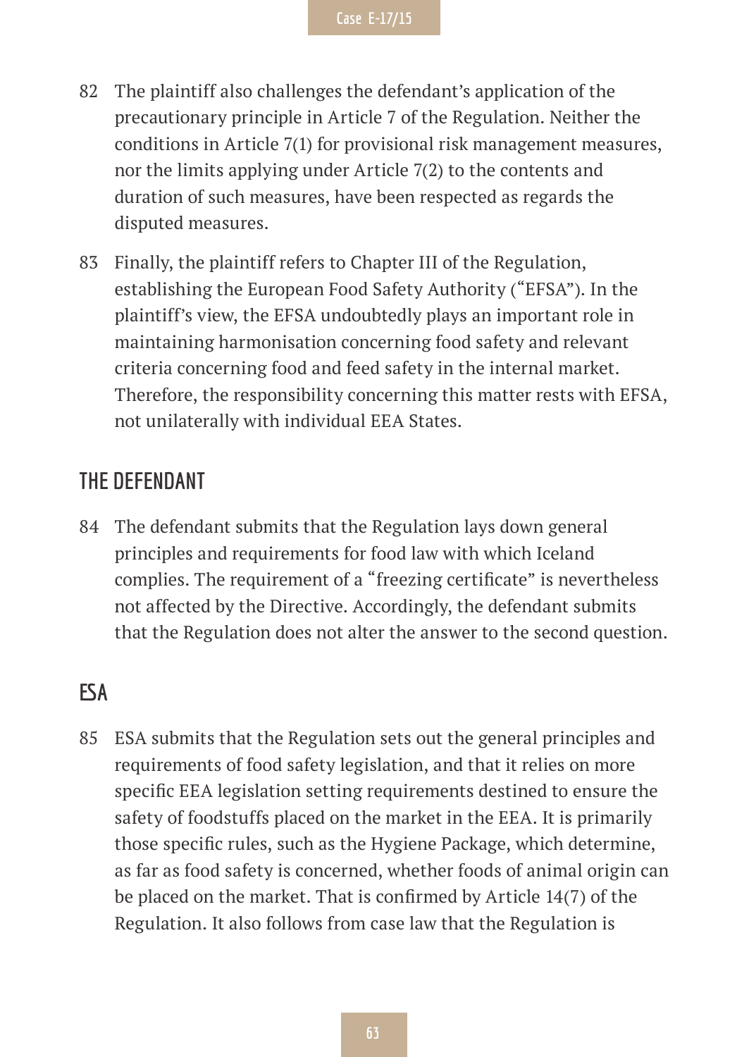82 The plaintiff also challenges the defendant's application of the precautionary principle in Article 7 of the Regulation. Neither the conditions in Article 7(1) for provisional risk management measures, nor the limits applying under Article 7(2) to the contents and duration of such measures, have been respected as regards the disputed measures.

83 Finally, the plaintiff refers to Chapter III of the Regulation, establishing the European Food Safety Authority ("EFSA"). In the plaintiff's view, the EFSA undoubtedly plays an important role in maintaining harmonisation concerning food safety and relevant criteria concerning food and feed safety in the internal market. Therefore, the responsibility concerning this matter rests with EFSA, not unilaterally with individual EEA States.

## THE DEFENDANT

84 The defendant submits that the Regulation lays down general principles and requirements for food law with which Iceland complies. The requirement of a "freezing certificate" is nevertheless not affected by the Directive. Accordingly, the defendant submits that the Regulation does not alter the answer to the second question.

## ESA

85 ESA submits that the Regulation sets out the general principles and requirements of food safety legislation, and that it relies on more specific EEA legislation setting requirements destined to ensure the safety of foodstuffs placed on the market in the EEA. It is primarily those specific rules, such as the Hygiene Package, which determine, as far as food safety is concerned, whether foods of animal origin can be placed on the market. That is confirmed by Article 14(7) of the Regulation. It also follows from case law that the Regulation is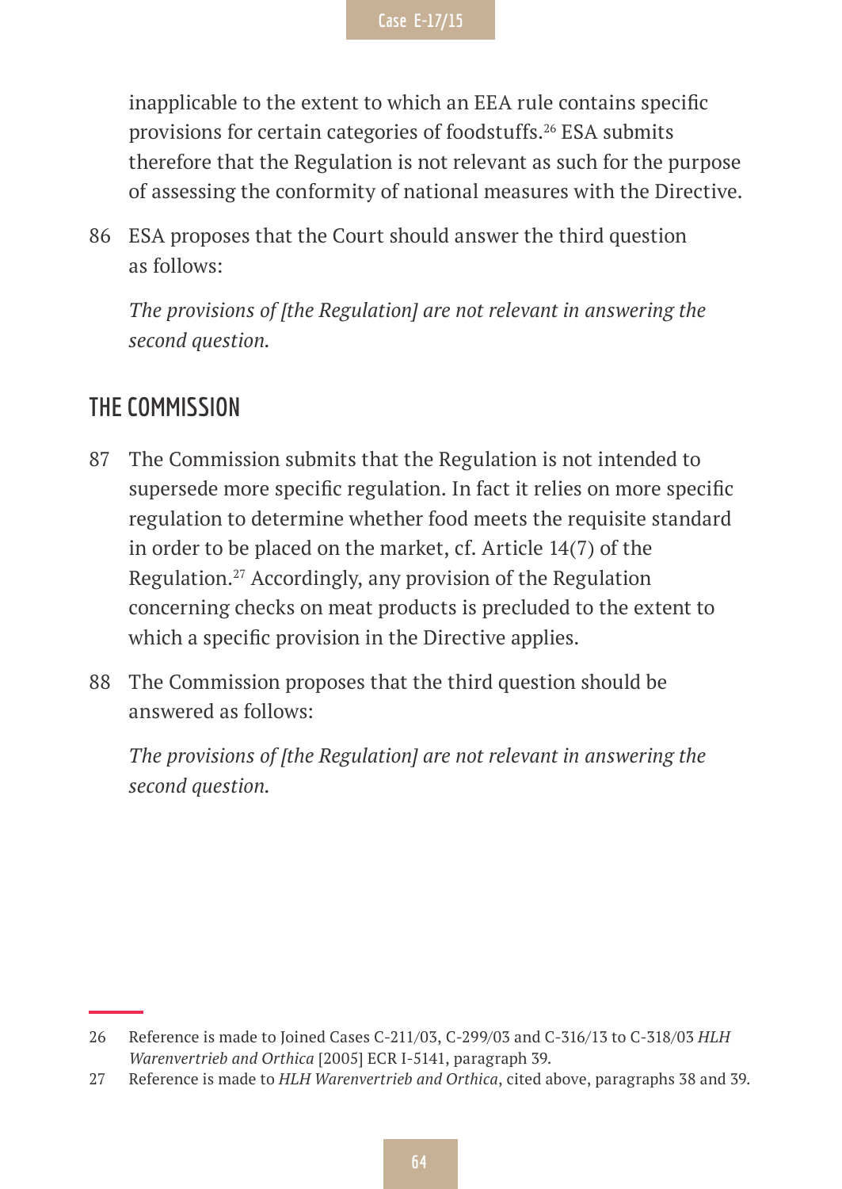inapplicable to the extent to which an EEA rule contains specific provisions for certain categories of foodstuffs.[26] ESA submits therefore that the Regulation is not relevant as such for the purpose of assessing the conformity of national measures with the Directive.

86 ESA proposes that the Court should answer the third question as follows:

*The provisions of [the Regulation] are not relevant in answering the second question.*

## THE COMMISSION

87 The Commission submits that the Regulation is not intended to supersede more specific regulation. In fact it relies on more specific regulation to determine whether food meets the requisite standard in order to be placed on the market, cf. Article 14(7) of the Regulation.[27] Accordingly, any provision of the Regulation concerning checks on meat products is precluded to the extent to which a specific provision in the Directive applies.

88 The Commission proposes that the third question should be answered as follows:

*The provisions of [the Regulation] are not relevant in answering the second question.*

---

26 Reference is made to Joined Cases C-211/03, C-299/03 and C-316/13 to C-318/03 *HLH Warenvertrieb and Orthica* [2005] ECR I-5141, paragraph 39.

27 Reference is made to *HLH Warenvertrieb and Orthica*, cited above, paragraphs 38 and 39.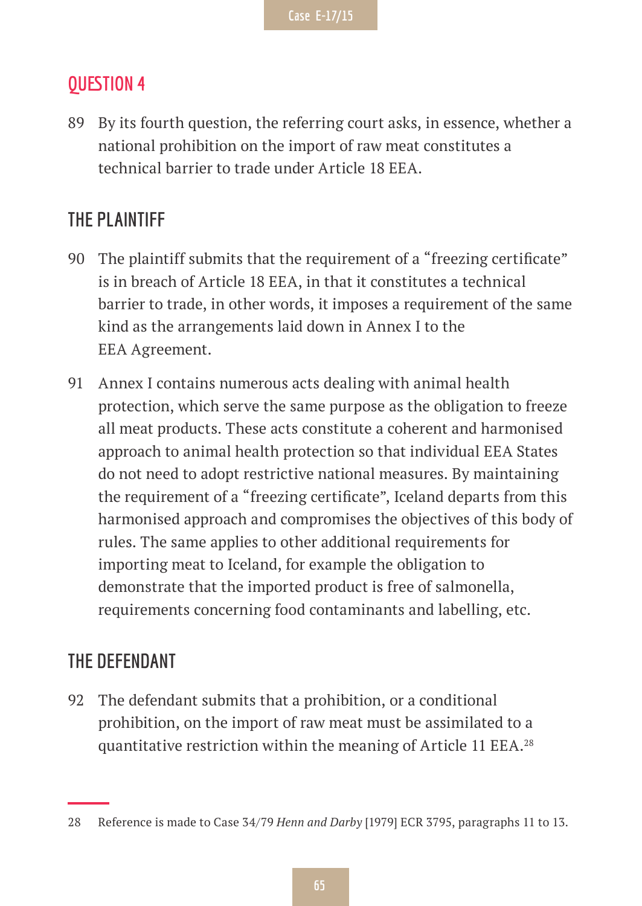## QUESTION 4

89 By its fourth question, the referring court asks, in essence, whether a national prohibition on the import of raw meat constitutes a technical barrier to trade under Article 18 EEA.

### THE PLAINTIFF

90 The plaintiff submits that the requirement of a "freezing certificate" is in breach of Article 18 EEA, in that it constitutes a technical barrier to trade, in other words, it imposes a requirement of the same kind as the arrangements laid down in Annex I to the EEA Agreement.

91 Annex I contains numerous acts dealing with animal health protection, which serve the same purpose as the obligation to freeze all meat products. These acts constitute a coherent and harmonised approach to animal health protection so that individual EEA States do not need to adopt restrictive national measures. By maintaining the requirement of a "freezing certificate", Iceland departs from this harmonised approach and compromises the objectives of this body of rules. The same applies to other additional requirements for importing meat to Iceland, for example the obligation to demonstrate that the imported product is free of salmonella, requirements concerning food contaminants and labelling, etc.

### THE DEFENDANT

92 The defendant submits that a prohibition, or a conditional prohibition, on the import of raw meat must be assimilated to a quantitative restriction within the meaning of Article 11 EEA.[28]

---

28 Reference is made to Case 34/79 *Henn and Darby* [1979] ECR 3795, paragraphs 11 to 13.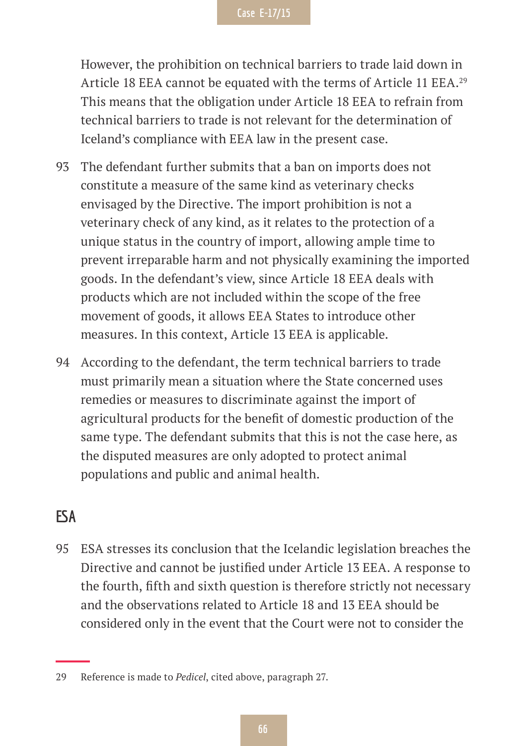However, the prohibition on technical barriers to trade laid down in Article 18 EEA cannot be equated with the terms of Article 11 EEA.[29] This means that the obligation under Article 18 EEA to refrain from technical barriers to trade is not relevant for the determination of Iceland's compliance with EEA law in the present case.

93 The defendant further submits that a ban on imports does not constitute a measure of the same kind as veterinary checks envisaged by the Directive. The import prohibition is not a veterinary check of any kind, as it relates to the protection of a unique status in the country of import, allowing ample time to prevent irreparable harm and not physically examining the imported goods. In the defendant's view, since Article 18 EEA deals with products which are not included within the scope of the free movement of goods, it allows EEA States to introduce other measures. In this context, Article 13 EEA is applicable.

94 According to the defendant, the term technical barriers to trade must primarily mean a situation where the State concerned uses remedies or measures to discriminate against the import of agricultural products for the benefit of domestic production of the same type. The defendant submits that this is not the case here, as the disputed measures are only adopted to protect animal populations and public and animal health.

## ESA

95 ESA stresses its conclusion that the Icelandic legislation breaches the Directive and cannot be justified under Article 13 EEA. A response to the fourth, fifth and sixth question is therefore strictly not necessary and the observations related to Article 18 and 13 EEA should be considered only in the event that the Court were not to consider the

---

29 Reference is made to *Pedicel*, cited above, paragraph 27.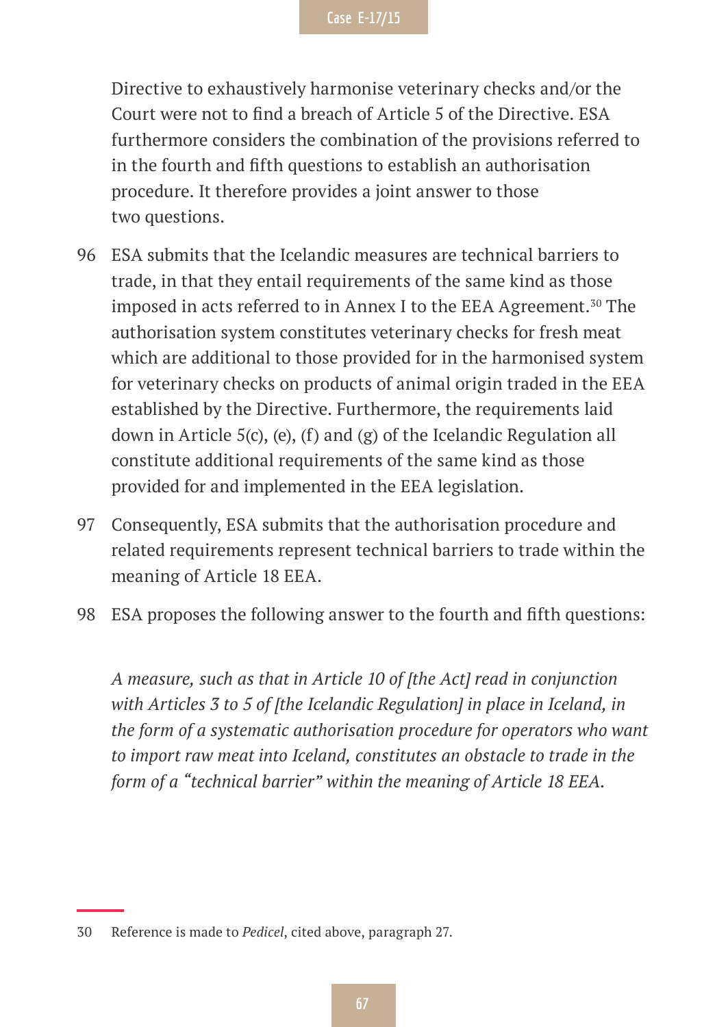Directive to exhaustively harmonise veterinary checks and/or the Court were not to find a breach of Article 5 of the Directive. ESA furthermore considers the combination of the provisions referred to in the fourth and fifth questions to establish an authorisation procedure. It therefore provides a joint answer to those two questions.

96 ESA submits that the Icelandic measures are technical barriers to trade, in that they entail requirements of the same kind as those imposed in acts referred to in Annex I to the EEA Agreement.[30] The authorisation system constitutes veterinary checks for fresh meat which are additional to those provided for in the harmonised system for veterinary checks on products of animal origin traded in the EEA established by the Directive. Furthermore, the requirements laid down in Article 5(c), (e), (f) and (g) of the Icelandic Regulation all constitute additional requirements of the same kind as those provided for and implemented in the EEA legislation.

97 Consequently, ESA submits that the authorisation procedure and related requirements represent technical barriers to trade within the meaning of Article 18 EEA.

98 ESA proposes the following answer to the fourth and fifth questions:

*A measure, such as that in Article 10 of [the Act] read in conjunction with Articles 3 to 5 of [the Icelandic Regulation] in place in Iceland, in the form of a systematic authorisation procedure for operators who want to import raw meat into Iceland, constitutes an obstacle to trade in the form of a "technical barrier" within the meaning of Article 18 EEA.*

---

30 Reference is made to *Pedicel*, cited above, paragraph 27.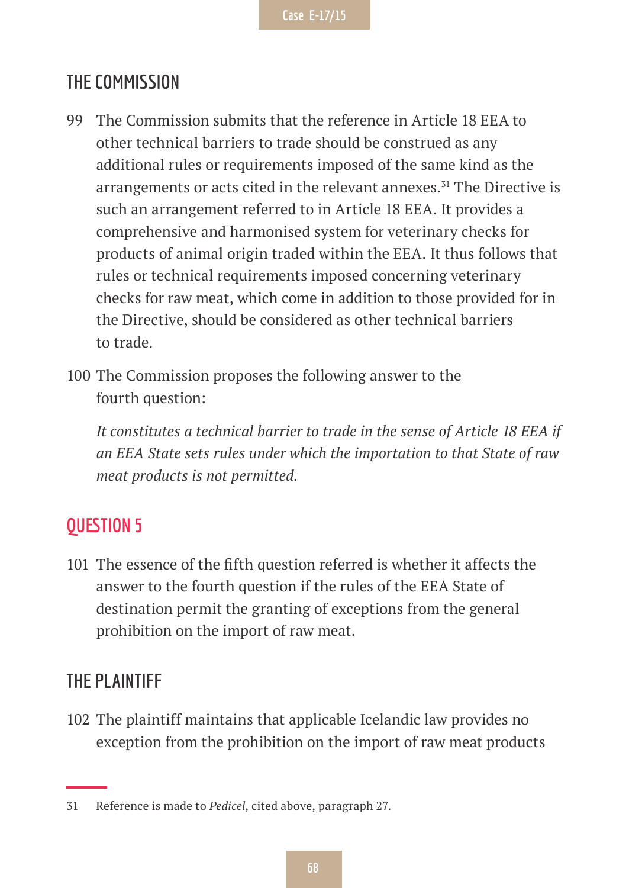## THE COMMISSION

99 The Commission submits that the reference in Article 18 EEA to other technical barriers to trade should be construed as any additional rules or requirements imposed of the same kind as the arrangements or acts cited in the relevant annexes.[31] The Directive is such an arrangement referred to in Article 18 EEA. It provides a comprehensive and harmonised system for veterinary checks for products of animal origin traded within the EEA. It thus follows that rules or technical requirements imposed concerning veterinary checks for raw meat, which come in addition to those provided for in the Directive, should be considered as other technical barriers to trade.

100 The Commission proposes the following answer to the fourth question:

*It constitutes a technical barrier to trade in the sense of Article 18 EEA if an EEA State sets rules under which the importation to that State of raw meat products is not permitted.*

## QUESTION 5

101 The essence of the fifth question referred is whether it affects the answer to the fourth question if the rules of the EEA State of destination permit the granting of exceptions from the general prohibition on the import of raw meat.

## THE PLAINTIFF

102 The plaintiff maintains that applicable Icelandic law provides no exception from the prohibition on the import of raw meat products

---

31 Reference is made to *Pedicel*, cited above, paragraph 27.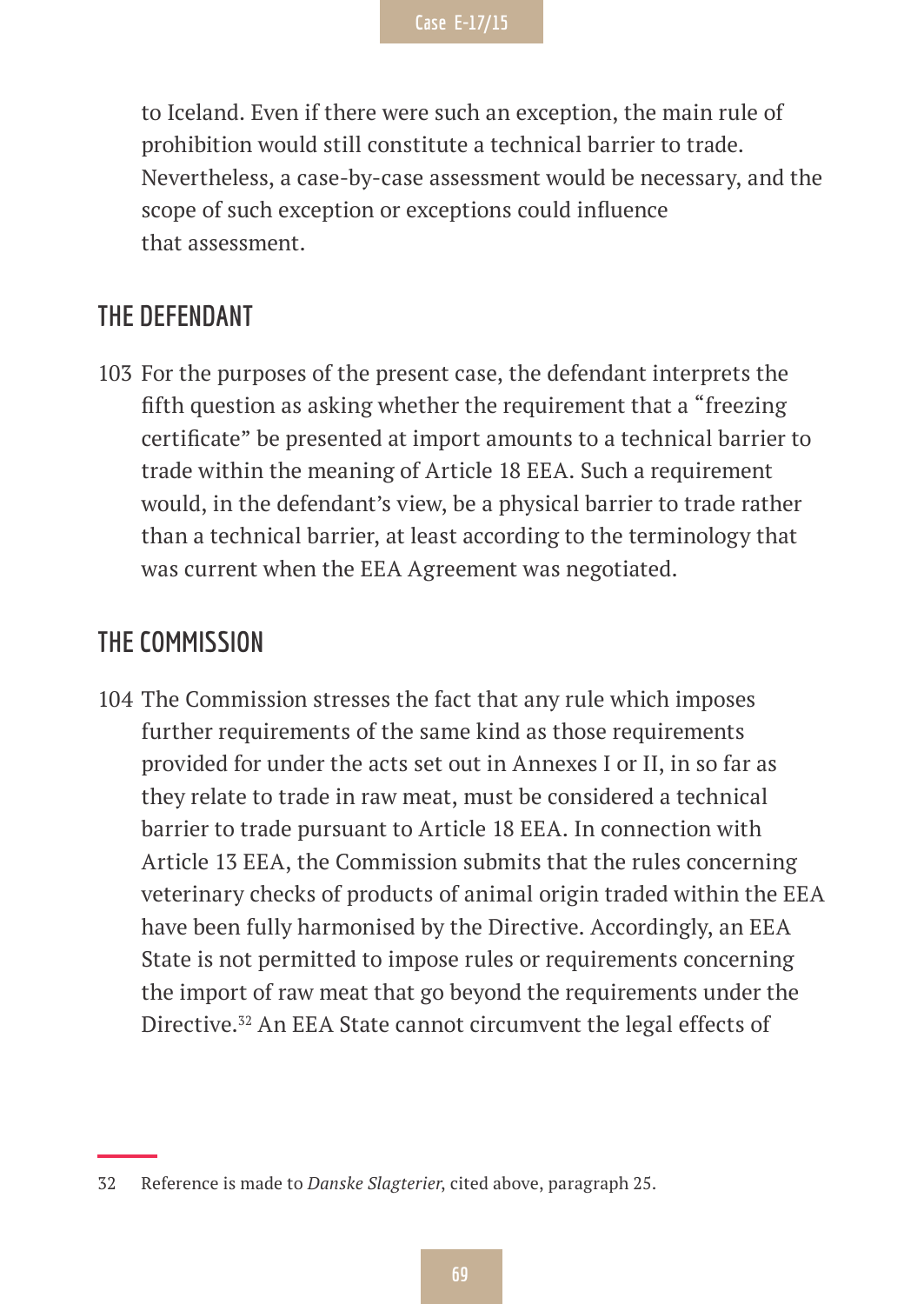to Iceland. Even if there were such an exception, the main rule of prohibition would still constitute a technical barrier to trade. Nevertheless, a case-by-case assessment would be necessary, and the scope of such exception or exceptions could influence that assessment.

## THE DEFENDANT

103 For the purposes of the present case, the defendant interprets the fifth question as asking whether the requirement that a "freezing certificate" be presented at import amounts to a technical barrier to trade within the meaning of Article 18 EEA. Such a requirement would, in the defendant's view, be a physical barrier to trade rather than a technical barrier, at least according to the terminology that was current when the EEA Agreement was negotiated.

## THE COMMISSION

104 The Commission stresses the fact that any rule which imposes further requirements of the same kind as those requirements provided for under the acts set out in Annexes I or II, in so far as they relate to trade in raw meat, must be considered a technical barrier to trade pursuant to Article 18 EEA. In connection with Article 13 EEA, the Commission submits that the rules concerning veterinary checks of products of animal origin traded within the EEA have been fully harmonised by the Directive. Accordingly, an EEA State is not permitted to impose rules or requirements concerning the import of raw meat that go beyond the requirements under the Directive.[32] An EEA State cannot circumvent the legal effects of

---

32 Reference is made to *Danske Slagterier*, cited above, paragraph 25.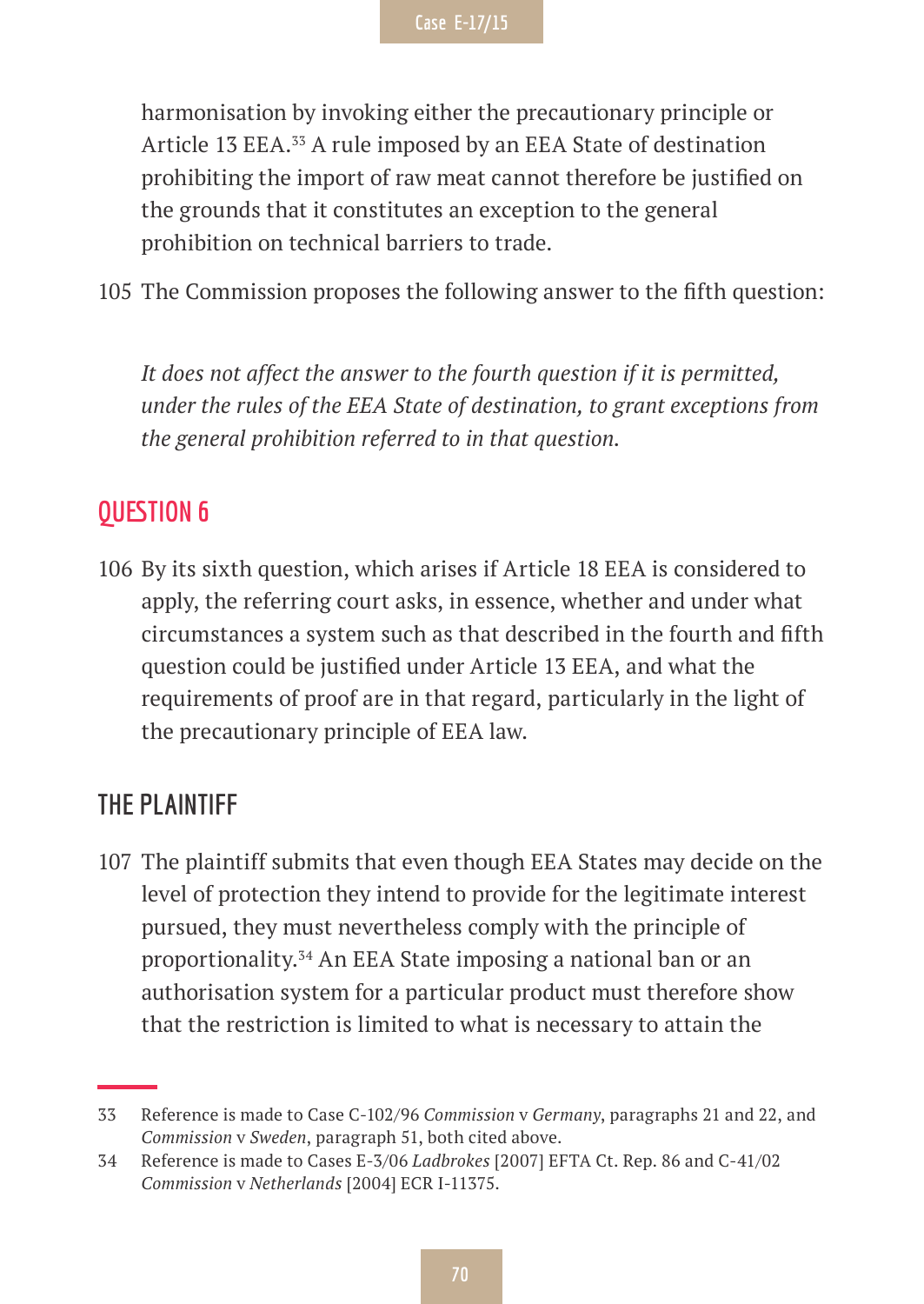harmonisation by invoking either the precautionary principle or Article 13 EEA.[33] A rule imposed by an EEA State of destination prohibiting the import of raw meat cannot therefore be justified on the grounds that it constitutes an exception to the general prohibition on technical barriers to trade.

105 The Commission proposes the following answer to the fifth question:

*It does not affect the answer to the fourth question if it is permitted, under the rules of the EEA State of destination, to grant exceptions from the general prohibition referred to in that question.*

## QUESTION 6

106 By its sixth question, which arises if Article 18 EEA is considered to apply, the referring court asks, in essence, whether and under what circumstances a system such as that described in the fourth and fifth question could be justified under Article 13 EEA, and what the requirements of proof are in that regard, particularly in the light of the precautionary principle of EEA law.

### THE PLAINTIFF

107 The plaintiff submits that even though EEA States may decide on the level of protection they intend to provide for the legitimate interest pursued, they must nevertheless comply with the principle of proportionality.[34] An EEA State imposing a national ban or an authorisation system for a particular product must therefore show that the restriction is limited to what is necessary to attain the

---

33 Reference is made to Case C-102/96 *Commission* v *Germany*, paragraphs 21 and 22, and *Commission* v *Sweden*, paragraph 51, both cited above.

34 Reference is made to Cases E-3/06 *Ladbrokes* [2007] EFTA Ct. Rep. 86 and C-41/02 *Commission* v *Netherlands* [2004] ECR I-11375.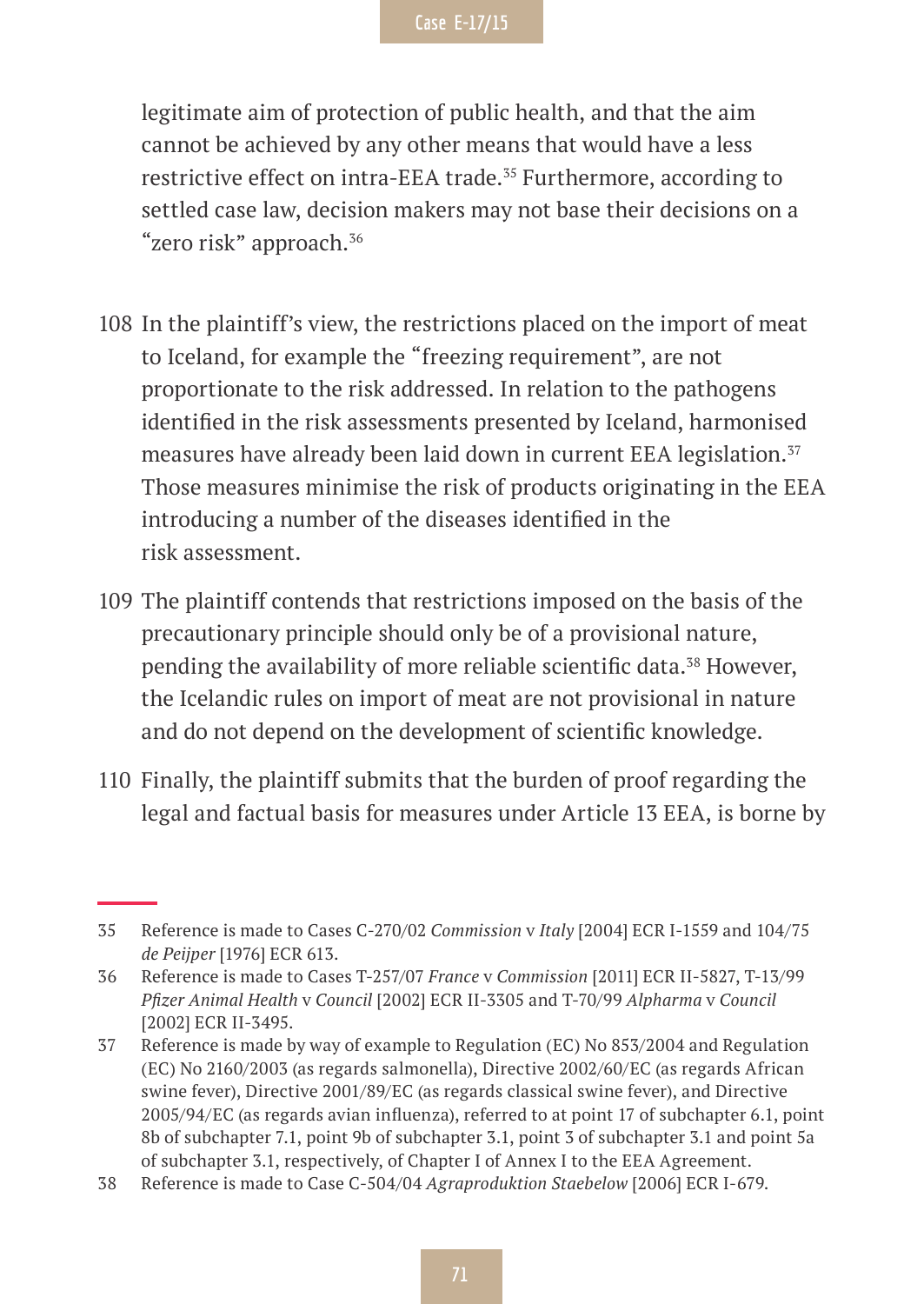legitimate aim of protection of public health, and that the aim cannot be achieved by any other means that would have a less restrictive effect on intra-EEA trade.[35] Furthermore, according to settled case law, decision makers may not base their decisions on a "zero risk" approach.[36]

108 In the plaintiff's view, the restrictions placed on the import of meat to Iceland, for example the "freezing requirement", are not proportionate to the risk addressed. In relation to the pathogens identified in the risk assessments presented by Iceland, harmonised measures have already been laid down in current EEA legislation.[37] Those measures minimise the risk of products originating in the EEA introducing a number of the diseases identified in the risk assessment.

109 The plaintiff contends that restrictions imposed on the basis of the precautionary principle should only be of a provisional nature, pending the availability of more reliable scientific data.[38] However, the Icelandic rules on import of meat are not provisional in nature and do not depend on the development of scientific knowledge.

110 Finally, the plaintiff submits that the burden of proof regarding the legal and factual basis for measures under Article 13 EEA, is borne by

---

35 Reference is made to Cases C-270/02 *Commission* v *Italy* [2004] ECR I-1559 and 104/75 *de Peijper* [1976] ECR 613.

36 Reference is made to Cases T-257/07 *France* v *Commission* [2011] ECR II-5827, T-13/99 *Pfizer Animal Health* v *Council* [2002] ECR II-3305 and T-70/99 *Alpharma* v *Council* [2002] ECR II-3495.

37 Reference is made by way of example to Regulation (EC) No 853/2004 and Regulation (EC) No 2160/2003 (as regards salmonella), Directive 2002/60/EC (as regards African swine fever), Directive 2001/89/EC (as regards classical swine fever), and Directive 2005/94/EC (as regards avian influenza), referred to at point 17 of subchapter 6.1, point 8b of subchapter 7.1, point 9b of subchapter 3.1, point 3 of subchapter 3.1 and point 5a of subchapter 3.1, respectively, of Chapter I of Annex I to the EEA Agreement.

38 Reference is made to Case C-504/04 *Agraproduktion Staebelow* [2006] ECR I-679.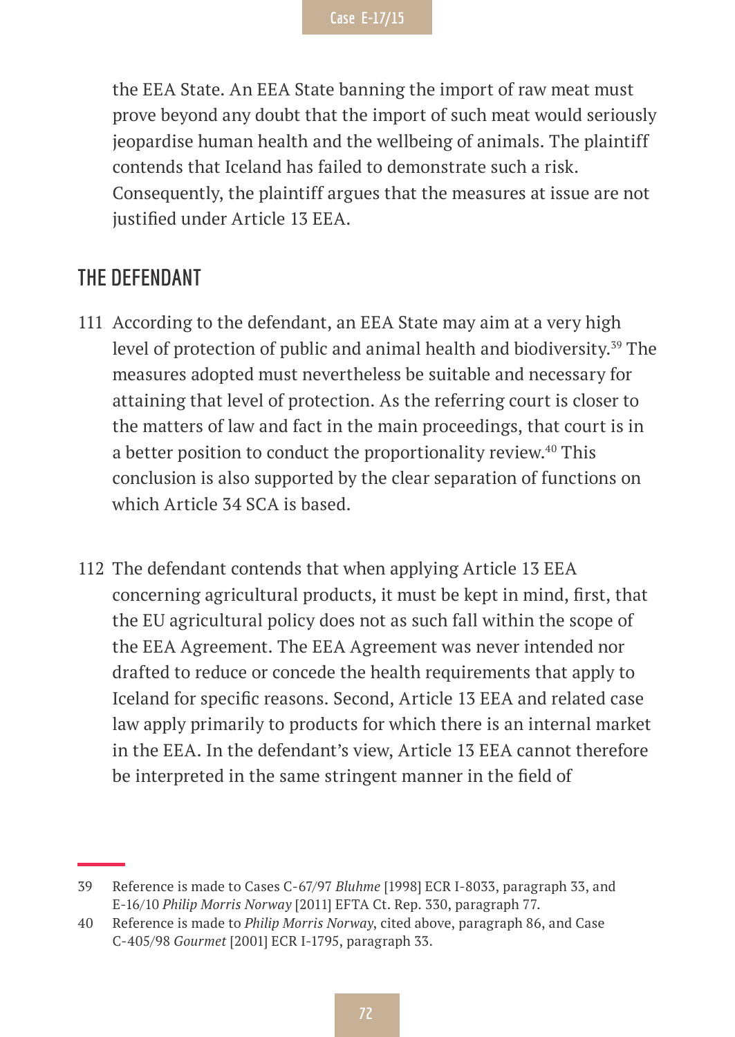the EEA State. An EEA State banning the import of raw meat must prove beyond any doubt that the import of such meat would seriously jeopardise human health and the wellbeing of animals. The plaintiff contends that Iceland has failed to demonstrate such a risk. Consequently, the plaintiff argues that the measures at issue are not justified under Article 13 EEA.

## THE DEFENDANT

111 According to the defendant, an EEA State may aim at a very high level of protection of public and animal health and biodiversity.[39] The measures adopted must nevertheless be suitable and necessary for attaining that level of protection. As the referring court is closer to the matters of law and fact in the main proceedings, that court is in a better position to conduct the proportionality review.[40] This conclusion is also supported by the clear separation of functions on which Article 34 SCA is based.

112 The defendant contends that when applying Article 13 EEA concerning agricultural products, it must be kept in mind, first, that the EU agricultural policy does not as such fall within the scope of the EEA Agreement. The EEA Agreement was never intended nor drafted to reduce or concede the health requirements that apply to Iceland for specific reasons. Second, Article 13 EEA and related case law apply primarily to products for which there is an internal market in the EEA. In the defendant's view, Article 13 EEA cannot therefore be interpreted in the same stringent manner in the field of

---

39 Reference is made to Cases C-67/97 *Bluhme* [1998] ECR I-8033, paragraph 33, and E-16/10 *Philip Morris Norway* [2011] EFTA Ct. Rep. 330, paragraph 77.

40 Reference is made to *Philip Morris Norway*, cited above, paragraph 86, and Case C-405/98 *Gourmet* [2001] ECR I-1795, paragraph 33.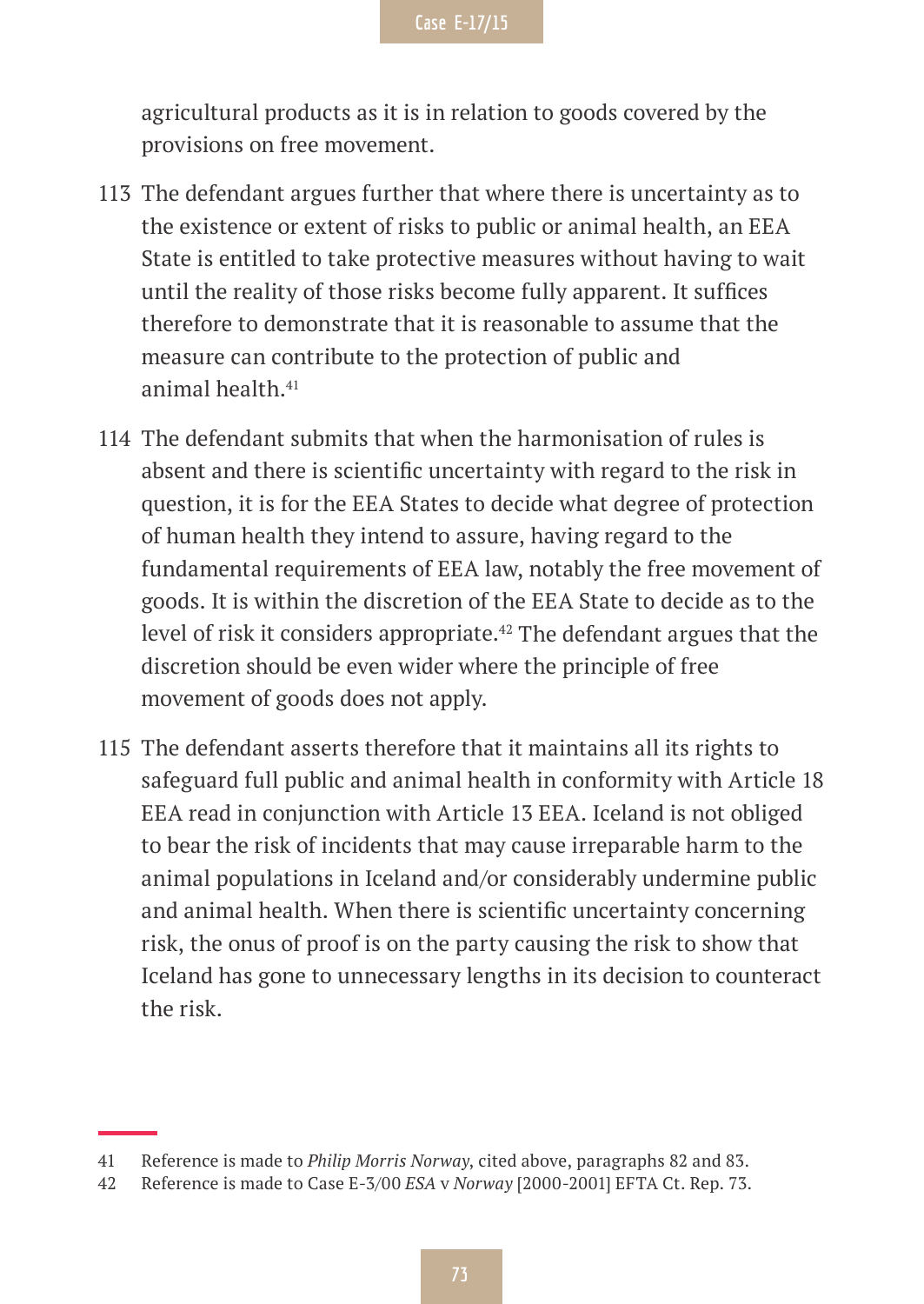agricultural products as it is in relation to goods covered by the provisions on free movement.

113 The defendant argues further that where there is uncertainty as to the existence or extent of risks to public or animal health, an EEA State is entitled to take protective measures without having to wait until the reality of those risks become fully apparent. It suffices therefore to demonstrate that it is reasonable to assume that the measure can contribute to the protection of public and animal health.[41]

114 The defendant submits that when the harmonisation of rules is absent and there is scientific uncertainty with regard to the risk in question, it is for the EEA States to decide what degree of protection of human health they intend to assure, having regard to the fundamental requirements of EEA law, notably the free movement of goods. It is within the discretion of the EEA State to decide as to the level of risk it considers appropriate.[42] The defendant argues that the discretion should be even wider where the principle of free movement of goods does not apply.

115 The defendant asserts therefore that it maintains all its rights to safeguard full public and animal health in conformity with Article 18 EEA read in conjunction with Article 13 EEA. Iceland is not obliged to bear the risk of incidents that may cause irreparable harm to the animal populations in Iceland and/or considerably undermine public and animal health. When there is scientific uncertainty concerning risk, the onus of proof is on the party causing the risk to show that Iceland has gone to unnecessary lengths in its decision to counteract the risk.

---

41 Reference is made to *Philip Morris Norway*, cited above, paragraphs 82 and 83.

42 Reference is made to Case E-3/00 *ESA* v *Norway* [2000-2001] EFTA Ct. Rep. 73.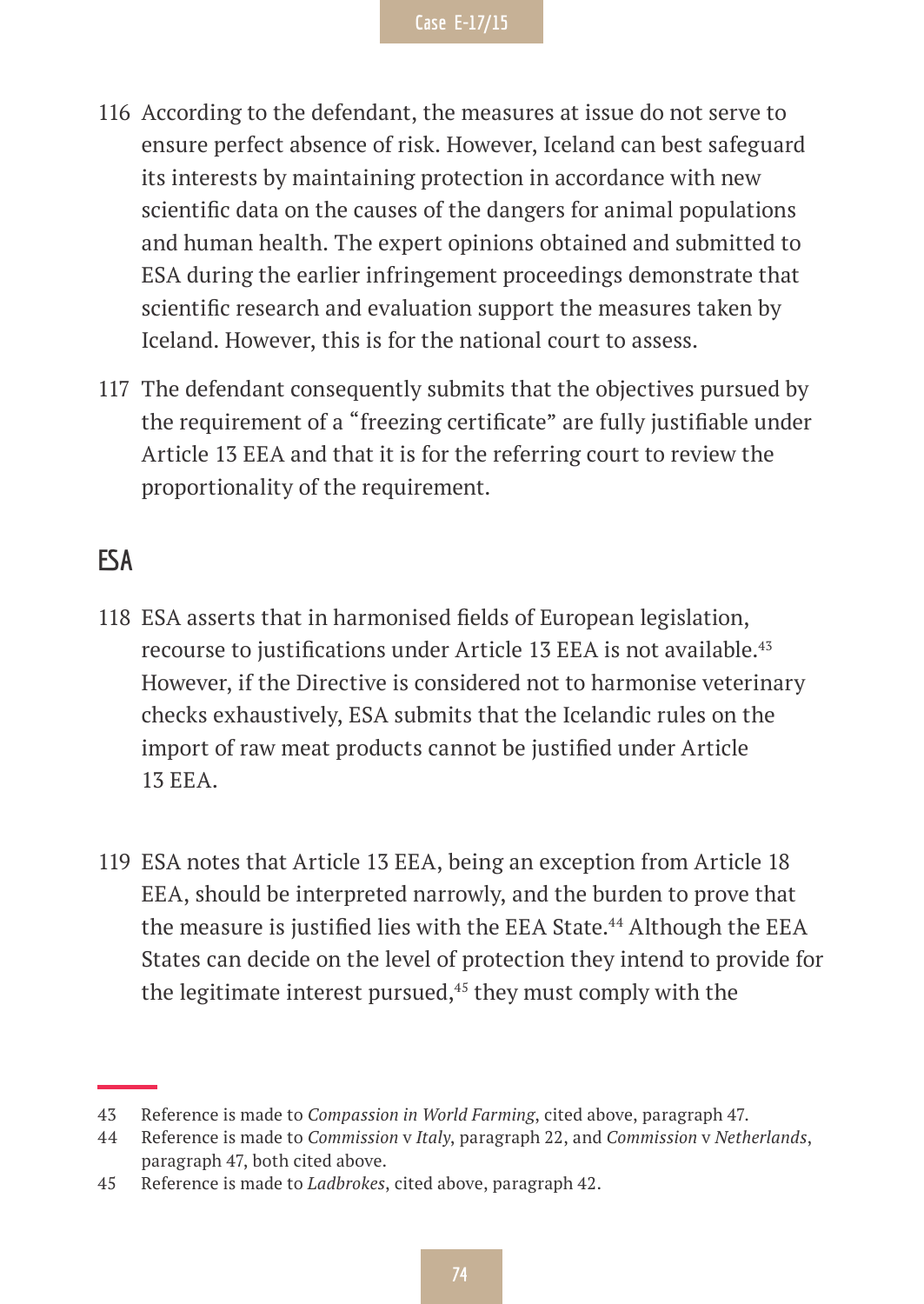116 According to the defendant, the measures at issue do not serve to ensure perfect absence of risk. However, Iceland can best safeguard its interests by maintaining protection in accordance with new scientific data on the causes of the dangers for animal populations and human health. The expert opinions obtained and submitted to ESA during the earlier infringement proceedings demonstrate that scientific research and evaluation support the measures taken by Iceland. However, this is for the national court to assess.

117 The defendant consequently submits that the objectives pursued by the requirement of a "freezing certificate" are fully justifiable under Article 13 EEA and that it is for the referring court to review the proportionality of the requirement.

## ESA

118 ESA asserts that in harmonised fields of European legislation, recourse to justifications under Article 13 EEA is not available.[43] However, if the Directive is considered not to harmonise veterinary checks exhaustively, ESA submits that the Icelandic rules on the import of raw meat products cannot be justified under Article 13 EEA.

119 ESA notes that Article 13 EEA, being an exception from Article 18 EEA, should be interpreted narrowly, and the burden to prove that the measure is justified lies with the EEA State.[44] Although the EEA States can decide on the level of protection they intend to provide for the legitimate interest pursued,[45] they must comply with the

43 Reference is made to *Compassion in World Farming*, cited above, paragraph 47.

44 Reference is made to *Commission* v *Italy*, paragraph 22, and *Commission* v *Netherlands*, paragraph 47, both cited above.

45 Reference is made to *Ladbrokes*, cited above, paragraph 42.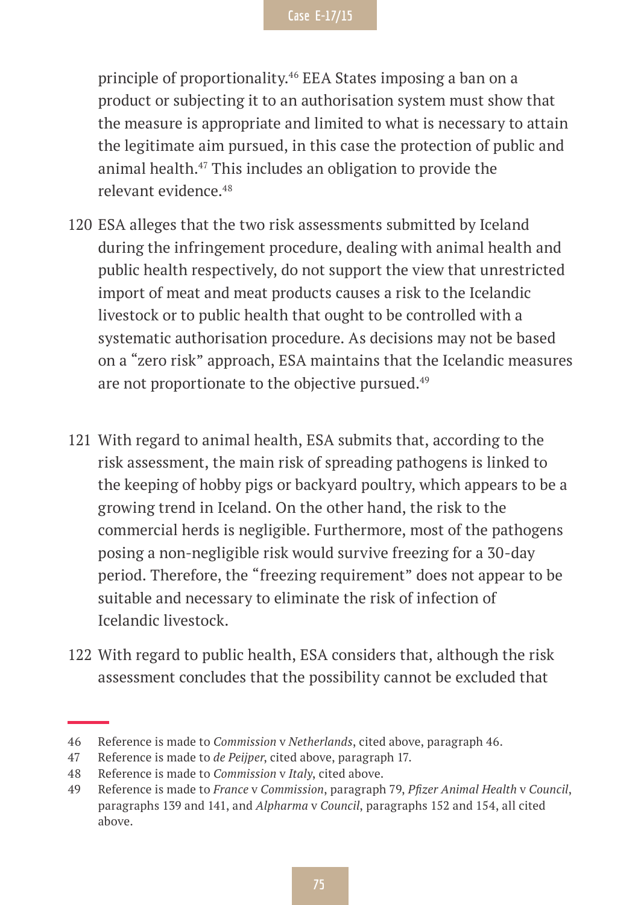principle of proportionality.[46] EEA States imposing a ban on a product or subjecting it to an authorisation system must show that the measure is appropriate and limited to what is necessary to attain the legitimate aim pursued, in this case the protection of public and animal health.[47] This includes an obligation to provide the relevant evidence.[48]

120 ESA alleges that the two risk assessments submitted by Iceland during the infringement procedure, dealing with animal health and public health respectively, do not support the view that unrestricted import of meat and meat products causes a risk to the Icelandic livestock or to public health that ought to be controlled with a systematic authorisation procedure. As decisions may not be based on a "zero risk" approach, ESA maintains that the Icelandic measures are not proportionate to the objective pursued.[49]

121 With regard to animal health, ESA submits that, according to the risk assessment, the main risk of spreading pathogens is linked to the keeping of hobby pigs or backyard poultry, which appears to be a growing trend in Iceland. On the other hand, the risk to the commercial herds is negligible. Furthermore, most of the pathogens posing a non-negligible risk would survive freezing for a 30-day period. Therefore, the "freezing requirement" does not appear to be suitable and necessary to eliminate the risk of infection of Icelandic livestock.

122 With regard to public health, ESA considers that, although the risk assessment concludes that the possibility cannot be excluded that

---

46 Reference is made to *Commission* v *Netherlands*, cited above, paragraph 46.

47 Reference is made to *de Peijper*, cited above, paragraph 17.

48 Reference is made to *Commission* v *Italy*, cited above.

49 Reference is made to *France* v *Commission*, paragraph 79, *Pfizer Animal Health* v *Council*, paragraphs 139 and 141, and *Alpharma* v *Council*, paragraphs 152 and 154, all cited above.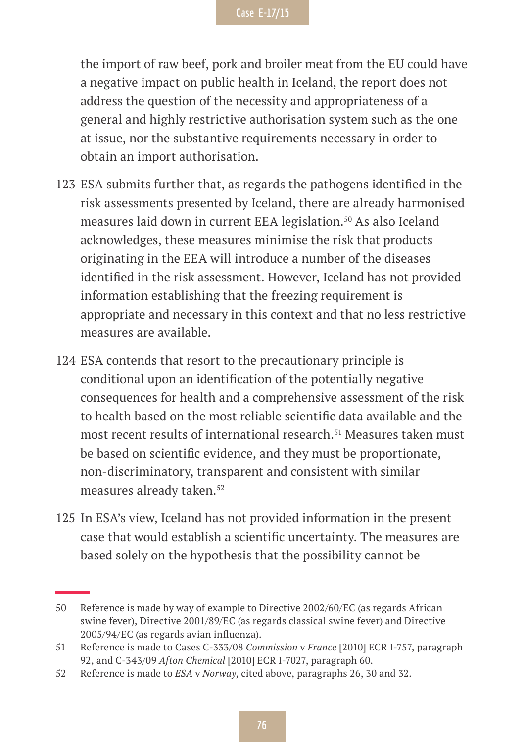the import of raw beef, pork and broiler meat from the EU could have a negative impact on public health in Iceland, the report does not address the question of the necessity and appropriateness of a general and highly restrictive authorisation system such as the one at issue, nor the substantive requirements necessary in order to obtain an import authorisation.

123 ESA submits further that, as regards the pathogens identified in the risk assessments presented by Iceland, there are already harmonised measures laid down in current EEA legislation.[50] As also Iceland acknowledges, these measures minimise the risk that products originating in the EEA will introduce a number of the diseases identified in the risk assessment. However, Iceland has not provided information establishing that the freezing requirement is appropriate and necessary in this context and that no less restrictive measures are available.

124 ESA contends that resort to the precautionary principle is conditional upon an identification of the potentially negative consequences for health and a comprehensive assessment of the risk to health based on the most reliable scientific data available and the most recent results of international research.[51] Measures taken must be based on scientific evidence, and they must be proportionate, non-discriminatory, transparent and consistent with similar measures already taken.[52]

125 In ESA's view, Iceland has not provided information in the present case that would establish a scientific uncertainty. The measures are based solely on the hypothesis that the possibility cannot be

---

50 Reference is made by way of example to Directive 2002/60/EC (as regards African swine fever), Directive 2001/89/EC (as regards classical swine fever) and Directive 2005/94/EC (as regards avian influenza).

51 Reference is made to Cases C-333/08 *Commission* v *France* [2010] ECR I-757, paragraph 92, and C-343/09 *Afton Chemical* [2010] ECR I-7027, paragraph 60.

52 Reference is made to *ESA* v *Norway*, cited above, paragraphs 26, 30 and 32.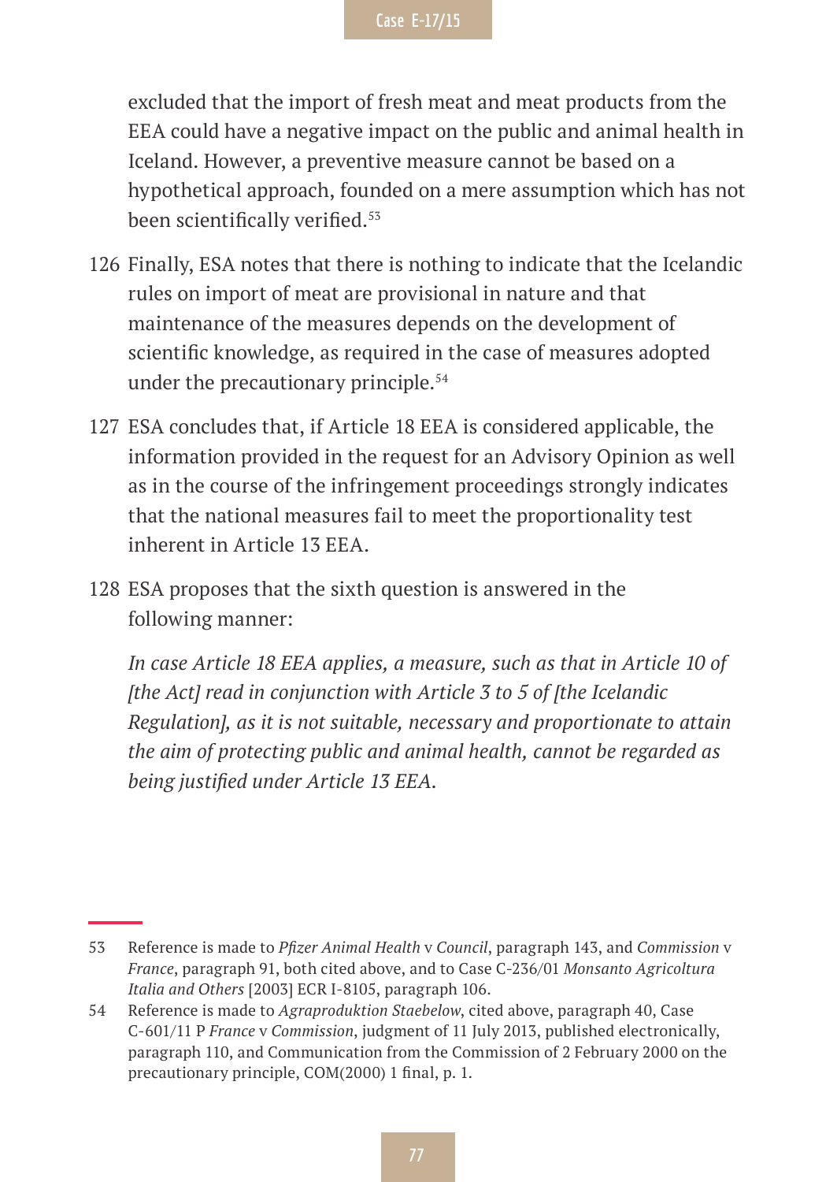excluded that the import of fresh meat and meat products from the EEA could have a negative impact on the public and animal health in Iceland. However, a preventive measure cannot be based on a hypothetical approach, founded on a mere assumption which has not been scientifically verified.[53]

126 Finally, ESA notes that there is nothing to indicate that the Icelandic rules on import of meat are provisional in nature and that maintenance of the measures depends on the development of scientific knowledge, as required in the case of measures adopted under the precautionary principle.[54]

127 ESA concludes that, if Article 18 EEA is considered applicable, the information provided in the request for an Advisory Opinion as well as in the course of the infringement proceedings strongly indicates that the national measures fail to meet the proportionality test inherent in Article 13 EEA.

128 ESA proposes that the sixth question is answered in the following manner:

*In case Article 18 EEA applies, a measure, such as that in Article 10 of [the Act] read in conjunction with Article 3 to 5 of [the Icelandic Regulation], as it is not suitable, necessary and proportionate to attain the aim of protecting public and animal health, cannot be regarded as being justified under Article 13 EEA.*

---

53 Reference is made to *Pfizer Animal Health* v *Council*, paragraph 143, and *Commission* v *France*, paragraph 91, both cited above, and to Case C-236/01 *Monsanto Agricoltura Italia and Others* [2003] ECR I-8105, paragraph 106.

54 Reference is made to *Agraproduktion Staebelow*, cited above, paragraph 40, Case C-601/11 P *France* v *Commission*, judgment of 11 July 2013, published electronically, paragraph 110, and Communication from the Commission of 2 February 2000 on the precautionary principle, COM(2000) 1 final, p. 1.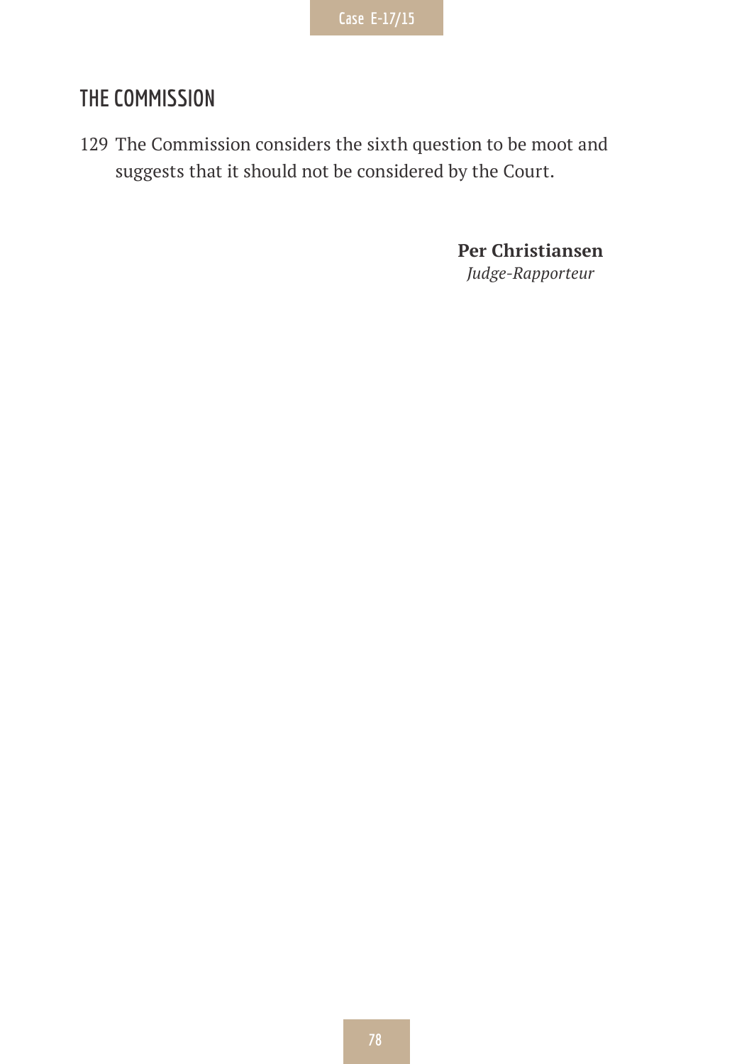## THE COMMISSION

129 The Commission considers the sixth question to be moot and suggests that it should not be considered by the Court.

**Per Christiansen**
*Judge-Rapporteur*